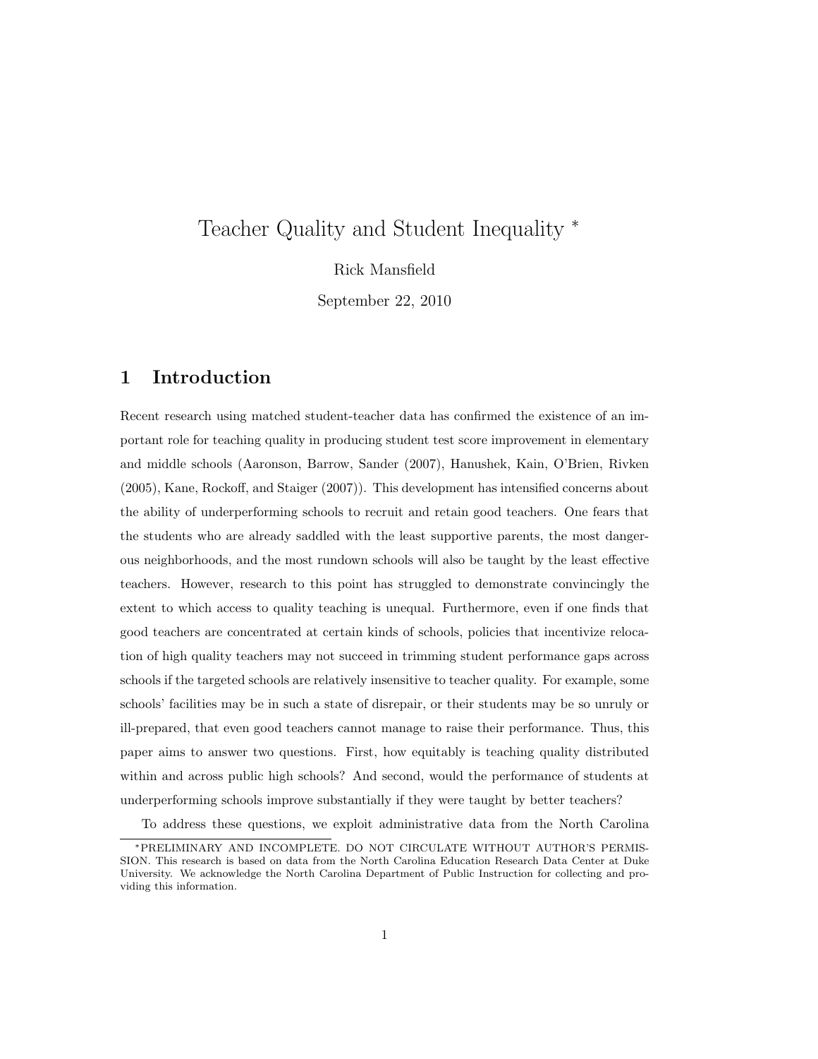# Teacher Quality and Student Inequality *

Rick Mansfield

September 22, 2010

## 1 Introduction

Recent research using matched student-teacher data has confirmed the existence of an important role for teaching quality in producing student test score improvement in elementary and middle schools (Aaronson, Barrow, Sander (2007), Hanushek, Kain, O'Brien, Rivken (2005), Kane, Rockoff, and Staiger (2007)). This development has intensified concerns about the ability of underperforming schools to recruit and retain good teachers. One fears that the students who are already saddled with the least supportive parents, the most dangerous neighborhoods, and the most rundown schools will also be taught by the least effective teachers. However, research to this point has struggled to demonstrate convincingly the extent to which access to quality teaching is unequal. Furthermore, even if one finds that good teachers are concentrated at certain kinds of schools, policies that incentivize relocation of high quality teachers may not succeed in trimming student performance gaps across schools if the targeted schools are relatively insensitive to teacher quality. For example, some schools' facilities may be in such a state of disrepair, or their students may be so unruly or ill-prepared, that even good teachers cannot manage to raise their performance. Thus, this paper aims to answer two questions. First, how equitably is teaching quality distributed within and across public high schools? And second, would the performance of students at underperforming schools improve substantially if they were taught by better teachers?

To address these questions, we exploit administrative data from the North Carolina

*PRELIMINARY AND INCOMPLETE. DO NOT CIRCULATE WITHOUT AUTHOR'S PERMISSION. This research is based on data from the North Carolina Education Research Data Center at Duke University. We acknowledge the North Carolina Department of Public Instruction for collecting and providing this information.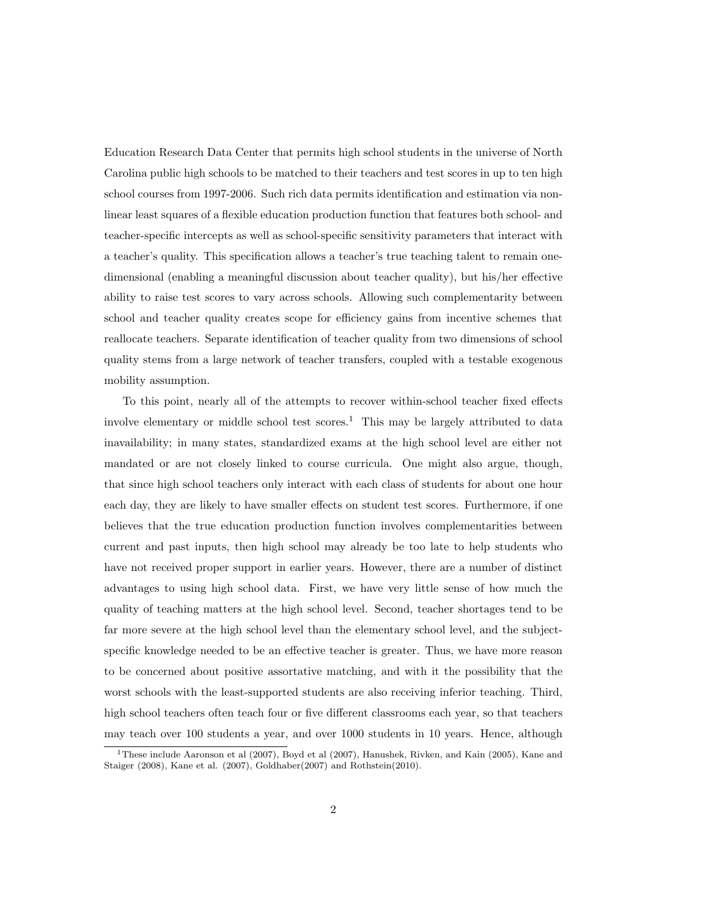Education Research Data Center that permits high school students in the universe of North Carolina public high schools to be matched to their teachers and test scores in up to ten high school courses from 1997-2006. Such rich data permits identification and estimation via nonlinear least squares of a flexible education production function that features both school- and teacher-specific intercepts as well as school-specific sensitivity parameters that interact with a teacher's quality. This specification allows a teacher's true teaching talent to remain one-dimensional (enabling a meaningful discussion about teacher quality), but his/her effective ability to raise test scores to vary across schools. Allowing such complementarity between school and teacher quality creates scope for efficiency gains from incentive schemes that reallocate teachers. Separate identification of teacher quality from two dimensions of school quality stems from a large network of teacher transfers, coupled with a testable exogenous mobility assumption.

To this point, nearly all of the attempts to recover within-school teacher fixed effects involve elementary or middle school test scores.[1] This may be largely attributed to data inavailability; in many states, standardized exams at the high school level are either not mandated or are not closely linked to course curricula. One might also argue, though, that since high school teachers only interact with each class of students for about one hour each day, they are likely to have smaller effects on student test scores. Furthermore, if one believes that the true education production function involves complementarities between current and past inputs, then high school may already be too late to help students who have not received proper support in earlier years. However, there are a number of distinct advantages to using high school data. First, we have very little sense of how much the quality of teaching matters at the high school level. Second, teacher shortages tend to be far more severe at the high school level than the elementary school level, and the subject-specific knowledge needed to be an effective teacher is greater. Thus, we have more reason to be concerned about positive assortative matching, and with it the possibility that the worst schools with the least-supported students are also receiving inferior teaching. Third, high school teachers often teach four or five different classrooms each year, so that teachers may teach over 100 students a year, and over 1000 students in 10 years. Hence, although

[1] These include Aaronson et al (2007), Boyd et al (2007), Hanushek, Rivken, and Kain (2005), Kane and Staiger (2008), Kane et al. (2007), Goldhaber(2007) and Rothstein(2010).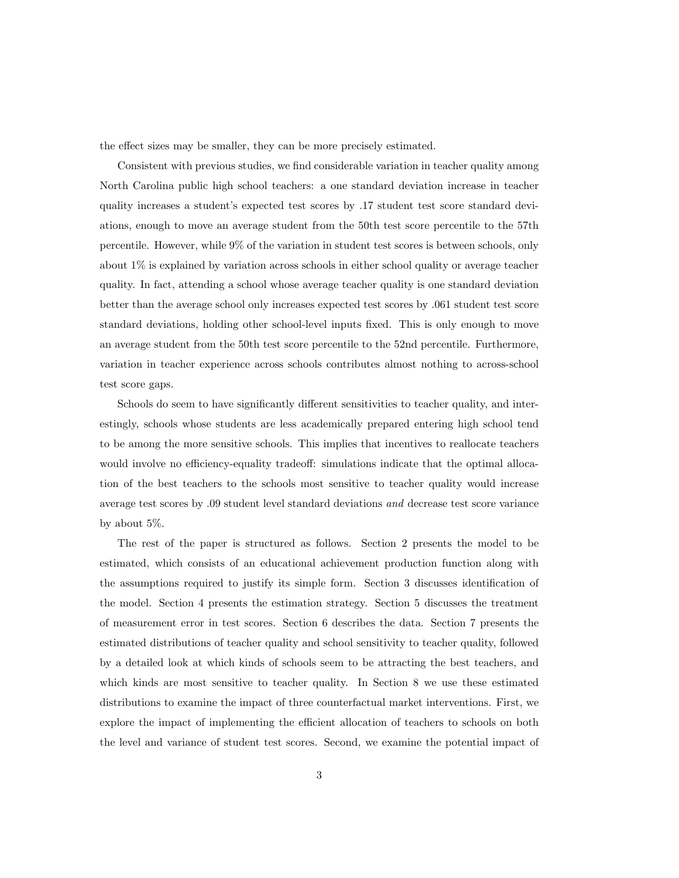the effect sizes may be smaller, they can be more precisely estimated.

Consistent with previous studies, we find considerable variation in teacher quality among North Carolina public high school teachers: a one standard deviation increase in teacher quality increases a student's expected test scores by .17 student test score standard deviations, enough to move an average student from the 50th test score percentile to the 57th percentile. However, while 9% of the variation in student test scores is between schools, only about 1% is explained by variation across schools in either school quality or average teacher quality. In fact, attending a school whose average teacher quality is one standard deviation better than the average school only increases expected test scores by .061 student test score standard deviations, holding other school-level inputs fixed. This is only enough to move an average student from the 50th test score percentile to the 52nd percentile. Furthermore, variation in teacher experience across schools contributes almost nothing to across-school test score gaps.

Schools do seem to have significantly different sensitivities to teacher quality, and interestingly, schools whose students are less academically prepared entering high school tend to be among the more sensitive schools. This implies that incentives to reallocate teachers would involve no efficiency-equality tradeoff: simulations indicate that the optimal allocation of the best teachers to the schools most sensitive to teacher quality would increase average test scores by .09 student level standard deviations *and* decrease test score variance by about 5%.

The rest of the paper is structured as follows. Section 2 presents the model to be estimated, which consists of an educational achievement production function along with the assumptions required to justify its simple form. Section 3 discusses identification of the model. Section 4 presents the estimation strategy. Section 5 discusses the treatment of measurement error in test scores. Section 6 describes the data. Section 7 presents the estimated distributions of teacher quality and school sensitivity to teacher quality, followed by a detailed look at which kinds of schools seem to be attracting the best teachers, and which kinds are most sensitive to teacher quality. In Section 8 we use these estimated distributions to examine the impact of three counterfactual market interventions. First, we explore the impact of implementing the efficient allocation of teachers to schools on both the level and variance of student test scores. Second, we examine the potential impact of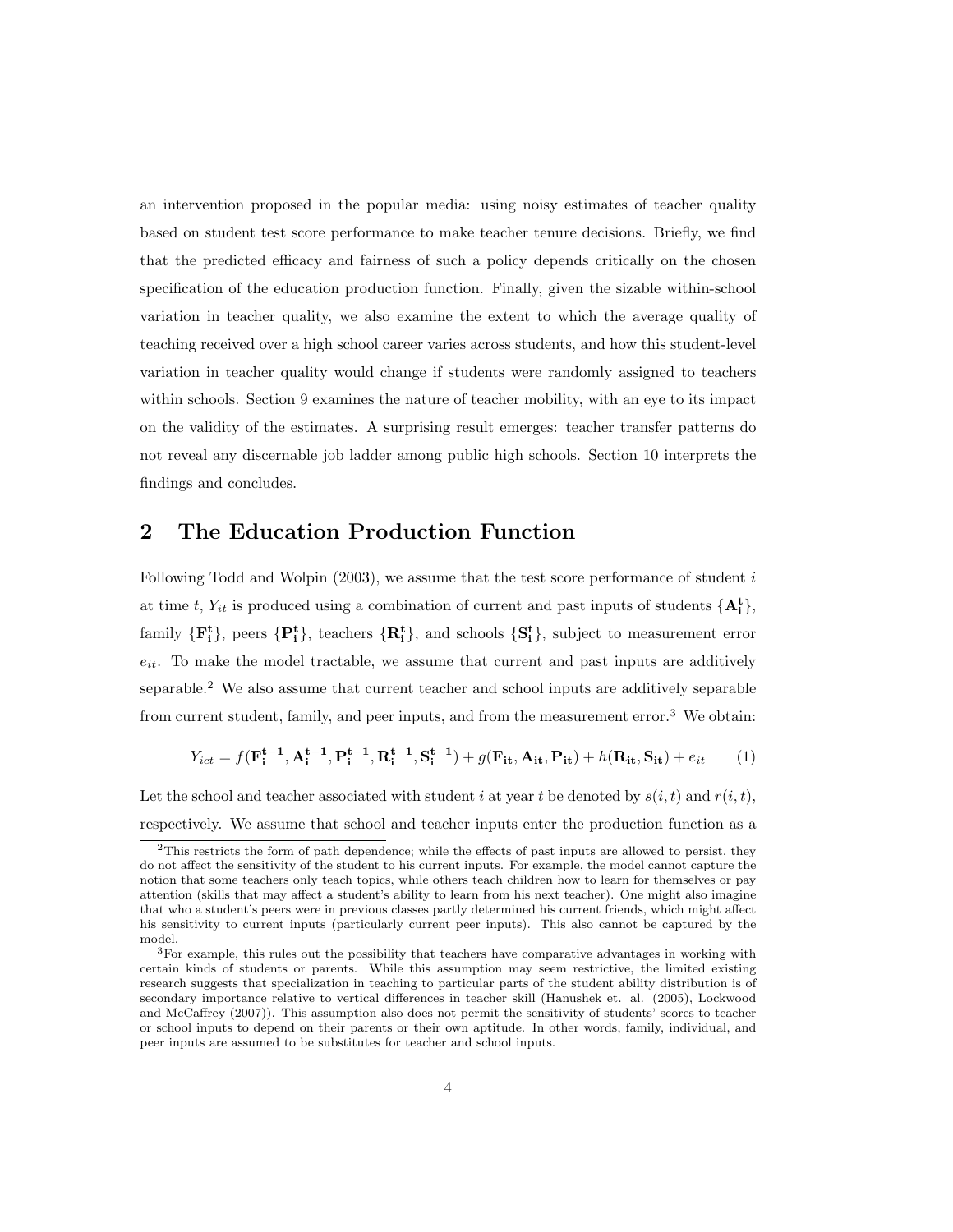an intervention proposed in the popular media: using noisy estimates of teacher quality based on student test score performance to make teacher tenure decisions. Briefly, we find that the predicted efficacy and fairness of such a policy depends critically on the chosen specification of the education production function. Finally, given the sizable within-school variation in teacher quality, we also examine the extent to which the average quality of teaching received over a high school career varies across students, and how this student-level variation in teacher quality would change if students were randomly assigned to teachers within schools. Section 9 examines the nature of teacher mobility, with an eye to its impact on the validity of the estimates. A surprising result emerges: teacher transfer patterns do not reveal any discernable job ladder among public high schools. Section 10 interprets the findings and concludes.

## 2 The Education Production Function

Following Todd and Wolpin (2003), we assume that the test score performance of student $i$ at time $t$, $Y_{it}$ is produced using a combination of current and past inputs of students $\{\mathbf{A_i^t}\}$, family $\{\mathbf{F_i^t}\}$, peers $\{\mathbf{P_i^t}\}$, teachers $\{\mathbf{R_i^t}\}$, and schools $\{\mathbf{S_i^t}\}$, subject to measurement error $e_{it}$. To make the model tractable, we assume that current and past inputs are additively separable.[2] We also assume that current teacher and school inputs are additively separable from current student, family, and peer inputs, and from the measurement error.[3] We obtain:

$$Y_{ict} = f(\mathbf{F_i^{t-1}}, \mathbf{A_i^{t-1}}, \mathbf{P_i^{t-1}}, \mathbf{R_i^{t-1}}, \mathbf{S_i^{t-1}}) + g(\mathbf{F_{it}}, \mathbf{A_{it}}, \mathbf{P_{it}}) + h(\mathbf{R_{it}}, \mathbf{S_{it}}) + e_{it} \tag{1}$$

Let the school and teacher associated with student $i$ at year $t$ be denoted by $s(i,t)$ and $r(i,t)$, respectively. We assume that school and teacher inputs enter the production function as a

[2] This restricts the form of path dependence; while the effects of past inputs are allowed to persist, they do not affect the sensitivity of the student to his current inputs. For example, the model cannot capture the notion that some teachers only teach topics, while others teach children how to learn for themselves or pay attention (skills that may affect a student's ability to learn from his next teacher). One might also imagine that who a student's peers were in previous classes partly determined his current friends, which might affect his sensitivity to current inputs (particularly current peer inputs). This also cannot be captured by the model.

[3] For example, this rules out the possibility that teachers have comparative advantages in working with certain kinds of students or parents. While this assumption may seem restrictive, the limited existing research suggests that specialization in teaching to particular parts of the student ability distribution is of secondary importance relative to vertical differences in teacher skill (Hanushek et. al. (2005), Lockwood and McCaffrey (2007)). This assumption also does not permit the sensitivity of students' scores to teacher or school inputs to depend on their parents or their own aptitude. In other words, family, individual, and peer inputs are assumed to be substitutes for teacher and school inputs.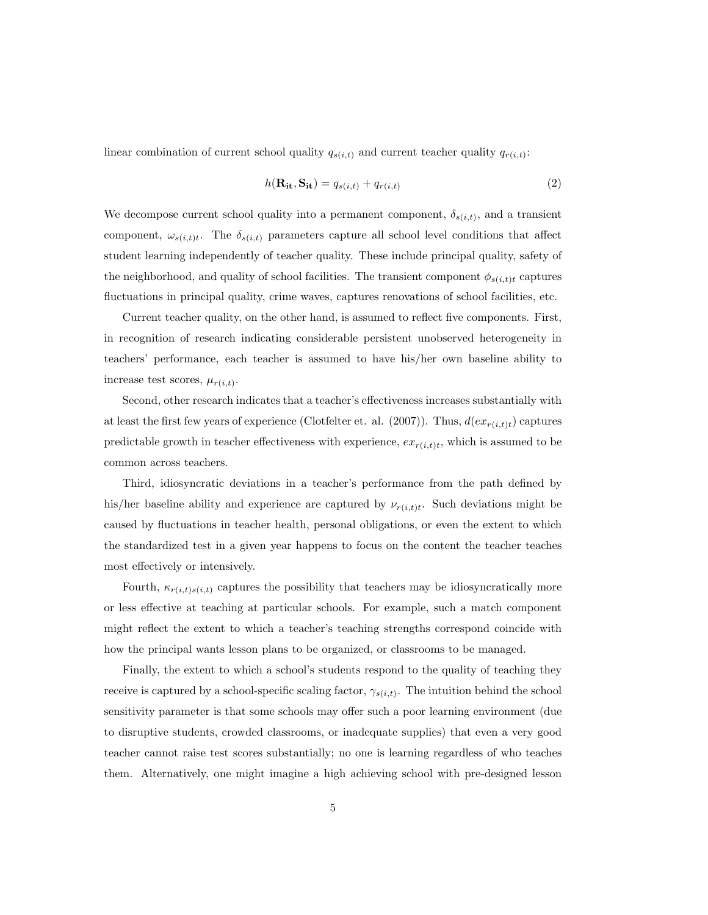linear combination of current school quality $q_{s(i,t)}$ and current teacher quality $q_{r(i,t)}$:

$$h(\mathbf{R_{it}}, \mathbf{S_{it}}) = q_{s(i,t)} + q_{r(i,t)} \tag{2}$$

We decompose current school quality into a permanent component, $\delta_{s(i,t)}$, and a transient component, $\omega_{s(i,t)t}$. The $\delta_{s(i,t)}$ parameters capture all school level conditions that affect student learning independently of teacher quality. These include principal quality, safety of the neighborhood, and quality of school facilities. The transient component $\phi_{s(i,t)t}$ captures fluctuations in principal quality, crime waves, captures renovations of school facilities, etc.

Current teacher quality, on the other hand, is assumed to reflect five components. First, in recognition of research indicating considerable persistent unobserved heterogeneity in teachers' performance, each teacher is assumed to have his/her own baseline ability to increase test scores, $\mu_{r(i,t)}$.

Second, other research indicates that a teacher's effectiveness increases substantially with at least the first few years of experience (Clotfelter et. al. (2007)). Thus, $d(ex_{r(i,t)t})$ captures predictable growth in teacher effectiveness with experience, $ex_{r(i,t)t}$, which is assumed to be common across teachers.

Third, idiosyncratic deviations in a teacher's performance from the path defined by his/her baseline ability and experience are captured by $\nu_{r(i,t)t}$. Such deviations might be caused by fluctuations in teacher health, personal obligations, or even the extent to which the standardized test in a given year happens to focus on the content the teacher teaches most effectively or intensively.

Fourth, $\kappa_{r(i,t)s(i,t)}$ captures the possibility that teachers may be idiosyncratically more or less effective at teaching at particular schools. For example, such a match component might reflect the extent to which a teacher's teaching strengths correspond coincide with how the principal wants lesson plans to be organized, or classrooms to be managed.

Finally, the extent to which a school's students respond to the quality of teaching they receive is captured by a school-specific scaling factor, $\gamma_{s(i,t)}$. The intuition behind the school sensitivity parameter is that some schools may offer such a poor learning environment (due to disruptive students, crowded classrooms, or inadequate supplies) that even a very good teacher cannot raise test scores substantially; no one is learning regardless of who teaches them. Alternatively, one might imagine a high achieving school with pre-designed lesson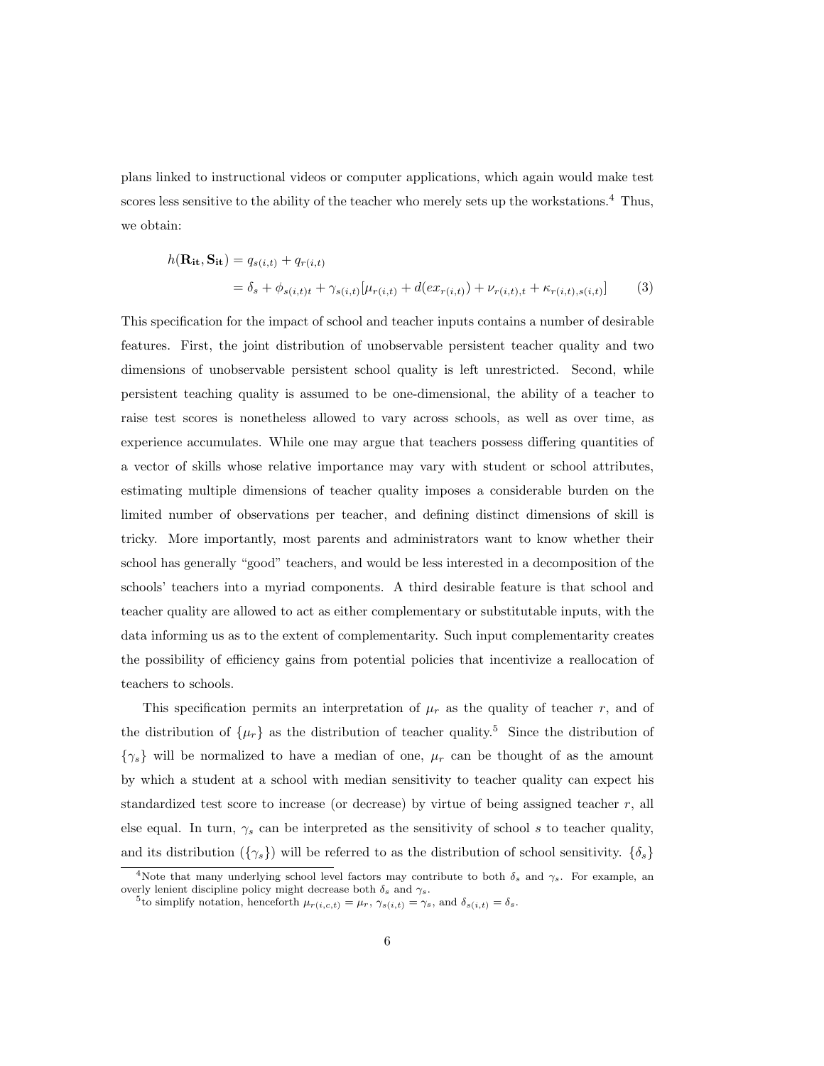plans linked to instructional videos or computer applications, which again would make test scores less sensitive to the ability of the teacher who merely sets up the workstations.[4] Thus, we obtain:

$$
\begin{aligned}
h(\mathbf{R_{it}}, \mathbf{S_{it}}) &= q_{s(i,t)} + q_{r(i,t)} \\
&= \delta_s + \phi_{s(i,t)t} + \gamma_{s(i,t)}[\mu_{r(i,t)} + d(ex_{r(i,t)}) + \nu_{r(i,t),t} + \kappa_{r(i,t),s(i,t)}] \qquad (3)
\end{aligned}
$$

This specification for the impact of school and teacher inputs contains a number of desirable features. First, the joint distribution of unobservable persistent teacher quality and two dimensions of unobservable persistent school quality is left unrestricted. Second, while persistent teaching quality is assumed to be one-dimensional, the ability of a teacher to raise test scores is nonetheless allowed to vary across schools, as well as over time, as experience accumulates. While one may argue that teachers possess differing quantities of a vector of skills whose relative importance may vary with student or school attributes, estimating multiple dimensions of teacher quality imposes a considerable burden on the limited number of observations per teacher, and defining distinct dimensions of skill is tricky. More importantly, most parents and administrators want to know whether their school has generally "good" teachers, and would be less interested in a decomposition of the schools' teachers into a myriad components. A third desirable feature is that school and teacher quality are allowed to act as either complementary or substitutable inputs, with the data informing us as to the extent of complementarity. Such input complementarity creates the possibility of efficiency gains from potential policies that incentivize a reallocation of teachers to schools.

This specification permits an interpretation of $\mu_r$ as the quality of teacher $r$, and of the distribution of $\{\mu_r\}$ as the distribution of teacher quality.[5] Since the distribution of $\{\gamma_s\}$ will be normalized to have a median of one, $\mu_r$ can be thought of as the amount by which a student at a school with median sensitivity to teacher quality can expect his standardized test score to increase (or decrease) by virtue of being assigned teacher $r$, all else equal. In turn, $\gamma_s$ can be interpreted as the sensitivity of school $s$ to teacher quality, and its distribution ($\{\gamma_s\}$) will be referred to as the distribution of school sensitivity. $\{\delta_s\}$

[4] Note that many underlying school level factors may contribute to both $\delta_s$ and $\gamma_s$. For example, an overly lenient discipline policy might decrease both $\delta_s$ and $\gamma_s$.

[5] to simplify notation, henceforth $\mu_{r(i,c,t)} = \mu_r$, $\gamma_{s(i,t)} = \gamma_s$, and $\delta_{s(i,t)} = \delta_s$.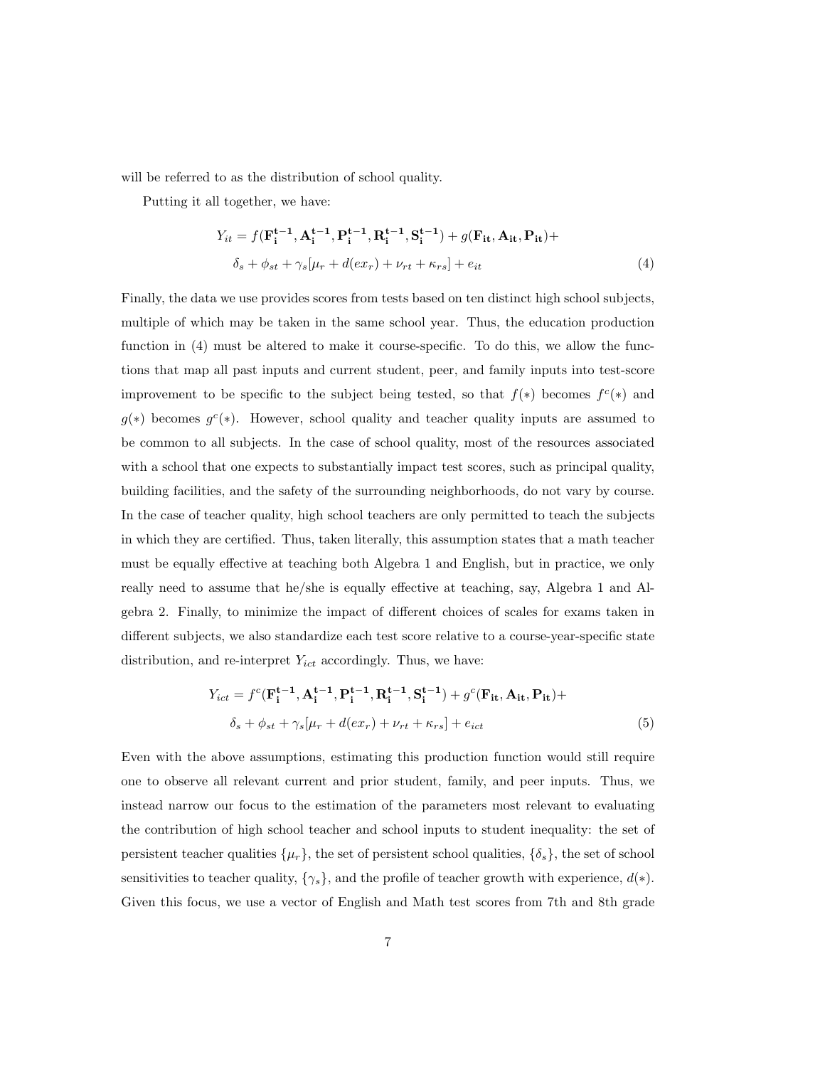will be referred to as the distribution of school quality.

Putting it all together, we have:

$$
\begin{aligned}
Y_{it} = & f(\mathbf{F_i^{t-1}}, \mathbf{A_i^{t-1}}, \mathbf{P_i^{t-1}}, \mathbf{R_i^{t-1}}, \mathbf{S_i^{t-1}}) + g(\mathbf{F_{it}}, \mathbf{A_{it}}, \mathbf{P_{it}}) + \\
& \delta_s + \phi_{st} + \gamma_s[\mu_r + d(ex_r) + \nu_{rt} + \kappa_{rs}] + e_{it}
\end{aligned} \tag{4}
$$

Finally, the data we use provides scores from tests based on ten distinct high school subjects, multiple of which may be taken in the same school year. Thus, the education production function in (4) must be altered to make it course-specific. To do this, we allow the functions that map all past inputs and current student, peer, and family inputs into test-score improvement to be specific to the subject being tested, so that $f(*)$ becomes $f^c(*)$ and $g(*)$ becomes $g^c(*)$. However, school quality and teacher quality inputs are assumed to be common to all subjects. In the case of school quality, most of the resources associated with a school that one expects to substantially impact test scores, such as principal quality, building facilities, and the safety of the surrounding neighborhoods, do not vary by course. In the case of teacher quality, high school teachers are only permitted to teach the subjects in which they are certified. Thus, taken literally, this assumption states that a math teacher must be equally effective at teaching both Algebra 1 and English, but in practice, we only really need to assume that he/she is equally effective at teaching, say, Algebra 1 and Algebra 2. Finally, to minimize the impact of different choices of scales for exams taken in different subjects, we also standardize each test score relative to a course-year-specific state distribution, and re-interpret $Y_{ict}$ accordingly. Thus, we have:

$$
\begin{aligned}
Y_{ict} = & f^c(\mathbf{F_i^{t-1}}, \mathbf{A_i^{t-1}}, \mathbf{P_i^{t-1}}, \mathbf{R_i^{t-1}}, \mathbf{S_i^{t-1}}) + g^c(\mathbf{F_{it}}, \mathbf{A_{it}}, \mathbf{P_{it}}) + \\
& \delta_s + \phi_{st} + \gamma_s[\mu_r + d(ex_r) + \nu_{rt} + \kappa_{rs}] + e_{ict}
\end{aligned} \tag{5}
$$

Even with the above assumptions, estimating this production function would still require one to observe all relevant current and prior student, family, and peer inputs. Thus, we instead narrow our focus to the estimation of the parameters most relevant to evaluating the contribution of high school teacher and school inputs to student inequality: the set of persistent teacher qualities $\{\mu_r\}$, the set of persistent school qualities, $\{\delta_s\}$, the set of school sensitivities to teacher quality, $\{\gamma_s\}$, and the profile of teacher growth with experience, $d(*)$. Given this focus, we use a vector of English and Math test scores from 7th and 8th grade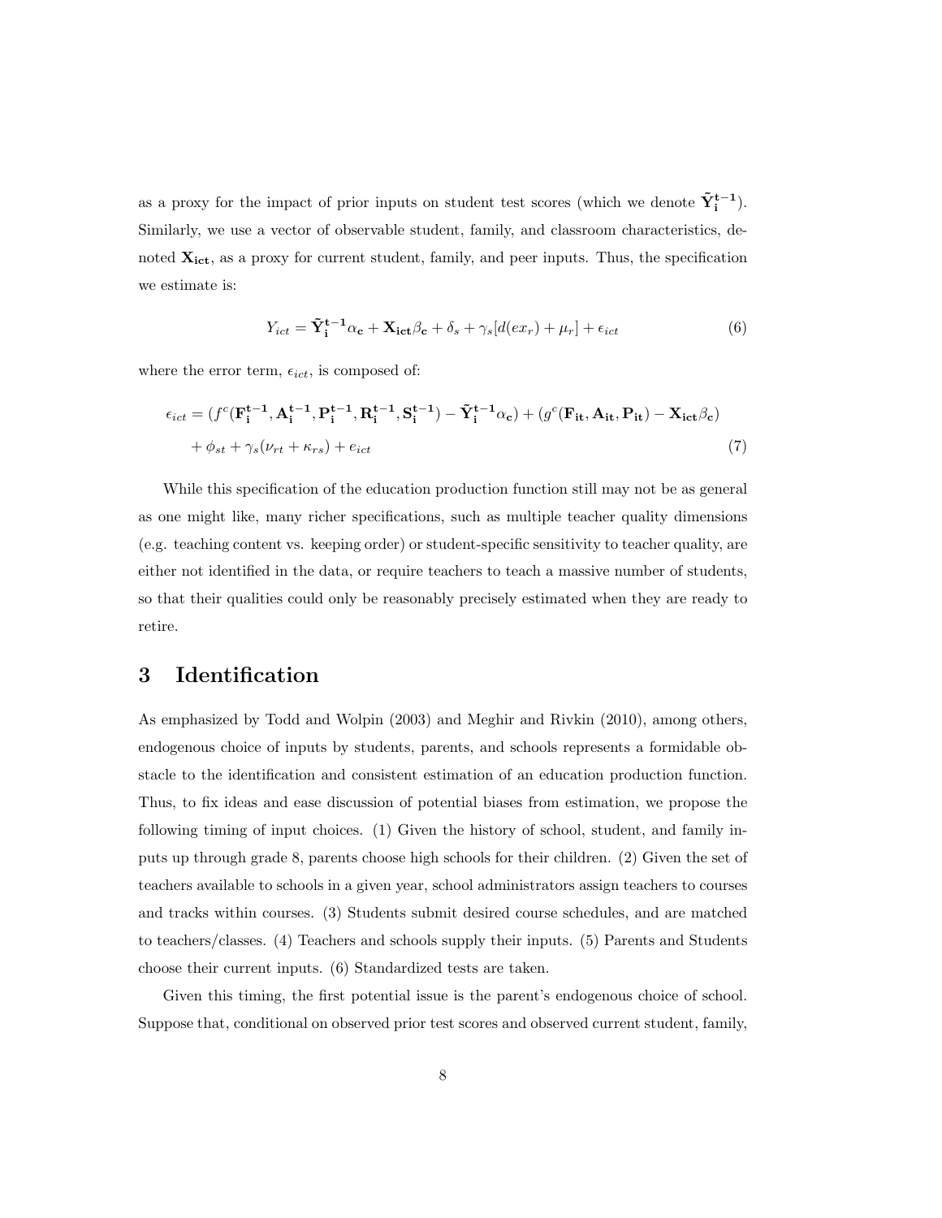as a proxy for the impact of prior inputs on student test scores (which we denote $\tilde{\mathbf{Y}}_{\mathbf{i}}^{\mathbf{t-1}}$). Similarly, we use a vector of observable student, family, and classroom characteristics, denoted $\mathbf{X_{ict}}$, as a proxy for current student, family, and peer inputs. Thus, the specification we estimate is:

$$Y_{ict} = \tilde{\mathbf{Y}}_{\mathbf{i}}^{\mathbf{t-1}}\alpha_{\mathbf{c}} + \mathbf{X_{ict}}\beta_{\mathbf{c}} + \delta_s + \gamma_s[d(ex_r) + \mu_r] + \epsilon_{ict} \tag{6}$$

where the error term, $\epsilon_{ict}$, is composed of:

$$\begin{aligned}
\epsilon_{ict} &= (f^c(\mathbf{F}_{\mathbf{i}}^{\mathbf{t-1}}, \mathbf{A}_{\mathbf{i}}^{\mathbf{t-1}}, \mathbf{P}_{\mathbf{i}}^{\mathbf{t-1}}, \mathbf{R}_{\mathbf{i}}^{\mathbf{t-1}}, \mathbf{S}_{\mathbf{i}}^{\mathbf{t-1}}) - \tilde{\mathbf{Y}}_{\mathbf{i}}^{\mathbf{t-1}}\alpha_{\mathbf{c}}) + (g^c(\mathbf{F_{it}}, \mathbf{A_{it}}, \mathbf{P_{it}}) - \mathbf{X_{ict}}\beta_{\mathbf{c}}) \\
&\quad + \phi_{st} + \gamma_s(\nu_{rt} + \kappa_{rs}) + e_{ict}
\end{aligned} \tag{7}$$

While this specification of the education production function still may not be as general as one might like, many richer specifications, such as multiple teacher quality dimensions (e.g. teaching content vs. keeping order) or student-specific sensitivity to teacher quality, are either not identified in the data, or require teachers to teach a massive number of students, so that their qualities could only be reasonably precisely estimated when they are ready to retire.

# 3 Identification

As emphasized by Todd and Wolpin (2003) and Meghir and Rivkin (2010), among others, endogenous choice of inputs by students, parents, and schools represents a formidable obstacle to the identification and consistent estimation of an education production function. Thus, to fix ideas and ease discussion of potential biases from estimation, we propose the following timing of input choices. (1) Given the history of school, student, and family inputs up through grade 8, parents choose high schools for their children. (2) Given the set of teachers available to schools in a given year, school administrators assign teachers to courses and tracks within courses. (3) Students submit desired course schedules, and are matched to teachers/classes. (4) Teachers and schools supply their inputs. (5) Parents and Students choose their current inputs. (6) Standardized tests are taken.

Given this timing, the first potential issue is the parent's endogenous choice of school. Suppose that, conditional on observed prior test scores and observed current student, family,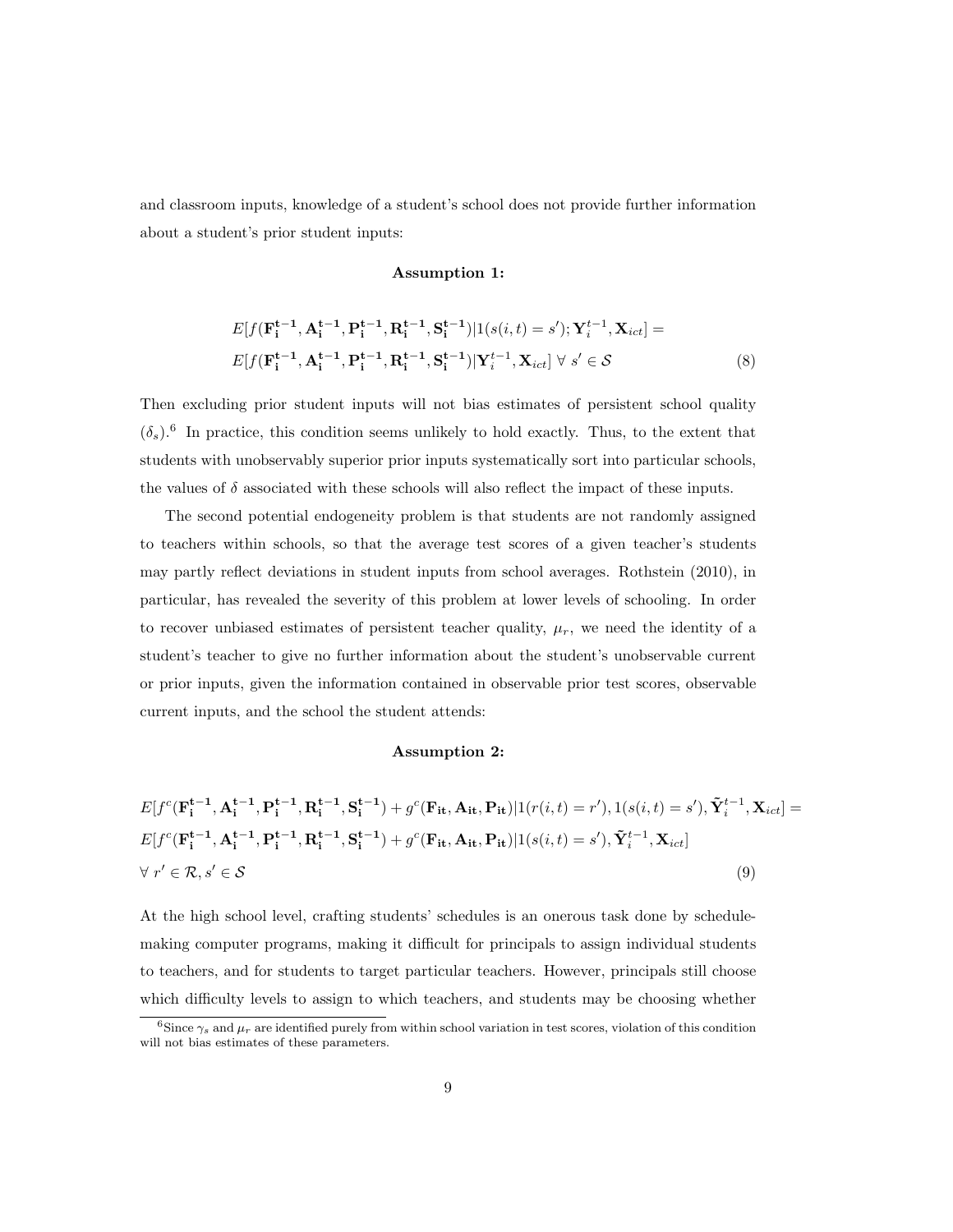and classroom inputs, knowledge of a student's school does not provide further information about a student's prior student inputs:

**Assumption 1:**

$$
\begin{aligned}
&E[f(\mathbf{F_i^{t-1}}, \mathbf{A_i^{t-1}}, \mathbf{P_i^{t-1}}, \mathbf{R_i^{t-1}}, \mathbf{S_i^{t-1}})|1(s(i,t) = s'); \mathbf{Y}_i^{t-1}, \mathbf{X}_{ict}] = \\
&E[f(\mathbf{F_i^{t-1}}, \mathbf{A_i^{t-1}}, \mathbf{P_i^{t-1}}, \mathbf{R_i^{t-1}}, \mathbf{S_i^{t-1}})|\mathbf{Y}_i^{t-1}, \mathbf{X}_{ict}] \;\forall\; s' \in \mathcal{S}
\end{aligned} \tag{8}
$$

Then excluding prior student inputs will not bias estimates of persistent school quality ($\delta_s$).[6] In practice, this condition seems unlikely to hold exactly. Thus, to the extent that students with unobservably superior prior inputs systematically sort into particular schools, the values of $\delta$ associated with these schools will also reflect the impact of these inputs.

The second potential endogeneity problem is that students are not randomly assigned to teachers within schools, so that the average test scores of a given teacher's students may partly reflect deviations in student inputs from school averages. Rothstein (2010), in particular, has revealed the severity of this problem at lower levels of schooling. In order to recover unbiased estimates of persistent teacher quality, $\mu_r$, we need the identity of a student's teacher to give no further information about the student's unobservable current or prior inputs, given the information contained in observable prior test scores, observable current inputs, and the school the student attends:

**Assumption 2:**

$$
\begin{aligned}
&E[f^c(\mathbf{F_i^{t-1}}, \mathbf{A_i^{t-1}}, \mathbf{P_i^{t-1}}, \mathbf{R_i^{t-1}}, \mathbf{S_i^{t-1}}) + g^c(\mathbf{F_{it}}, \mathbf{A_{it}}, \mathbf{P_{it}})|1(r(i,t) = r'), 1(s(i,t) = s'), \tilde{\mathbf{Y}}_i^{t-1}, \mathbf{X}_{ict}] = \\
&E[f^c(\mathbf{F_i^{t-1}}, \mathbf{A_i^{t-1}}, \mathbf{P_i^{t-1}}, \mathbf{R_i^{t-1}}, \mathbf{S_i^{t-1}}) + g^c(\mathbf{F_{it}}, \mathbf{A_{it}}, \mathbf{P_{it}})|1(s(i,t) = s'), \tilde{\mathbf{Y}}_i^{t-1}, \mathbf{X}_{ict}] \\
&\forall\; r' \in \mathcal{R}, s' \in \mathcal{S}
\end{aligned} \tag{9}
$$

At the high school level, crafting students' schedules is an onerous task done by schedule-making computer programs, making it difficult for principals to assign individual students to teachers, and for students to target particular teachers. However, principals still choose which difficulty levels to assign to which teachers, and students may be choosing whether

[6] Since $\gamma_s$ and $\mu_r$ are identified purely from within school variation in test scores, violation of this condition will not bias estimates of these parameters.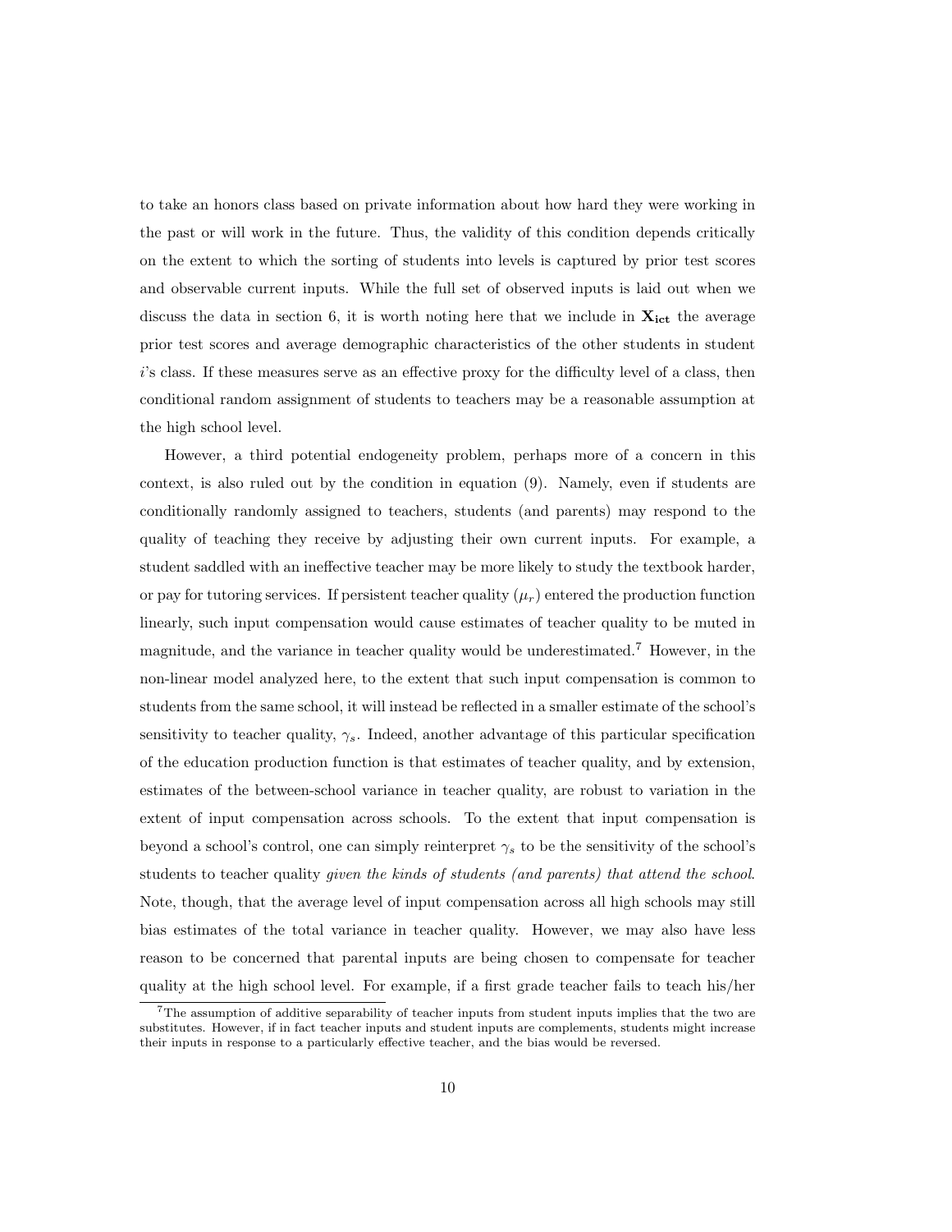to take an honors class based on private information about how hard they were working in the past or will work in the future. Thus, the validity of this condition depends critically on the extent to which the sorting of students into levels is captured by prior test scores and observable current inputs. While the full set of observed inputs is laid out when we discuss the data in section 6, it is worth noting here that we include in $\mathbf{X_{ict}}$ the average prior test scores and average demographic characteristics of the other students in student $i$'s class. If these measures serve as an effective proxy for the difficulty level of a class, then conditional random assignment of students to teachers may be a reasonable assumption at the high school level.

However, a third potential endogeneity problem, perhaps more of a concern in this context, is also ruled out by the condition in equation (9). Namely, even if students are conditionally randomly assigned to teachers, students (and parents) may respond to the quality of teaching they receive by adjusting their own current inputs. For example, a student saddled with an ineffective teacher may be more likely to study the textbook harder, or pay for tutoring services. If persistent teacher quality ($\mu_r$) entered the production function linearly, such input compensation would cause estimates of teacher quality to be muted in magnitude, and the variance in teacher quality would be underestimated.[7] However, in the non-linear model analyzed here, to the extent that such input compensation is common to students from the same school, it will instead be reflected in a smaller estimate of the school's sensitivity to teacher quality, $\gamma_s$. Indeed, another advantage of this particular specification of the education production function is that estimates of teacher quality, and by extension, estimates of the between-school variance in teacher quality, are robust to variation in the extent of input compensation across schools. To the extent that input compensation is beyond a school's control, one can simply reinterpret $\gamma_s$ to be the sensitivity of the school's students to teacher quality *given the kinds of students (and parents) that attend the school*. Note, though, that the average level of input compensation across all high schools may still bias estimates of the total variance in teacher quality. However, we may also have less reason to be concerned that parental inputs are being chosen to compensate for teacher quality at the high school level. For example, if a first grade teacher fails to teach his/her

[7] The assumption of additive separability of teacher inputs from student inputs implies that the two are substitutes. However, if in fact teacher inputs and student inputs are complements, students might increase their inputs in response to a particularly effective teacher, and the bias would be reversed.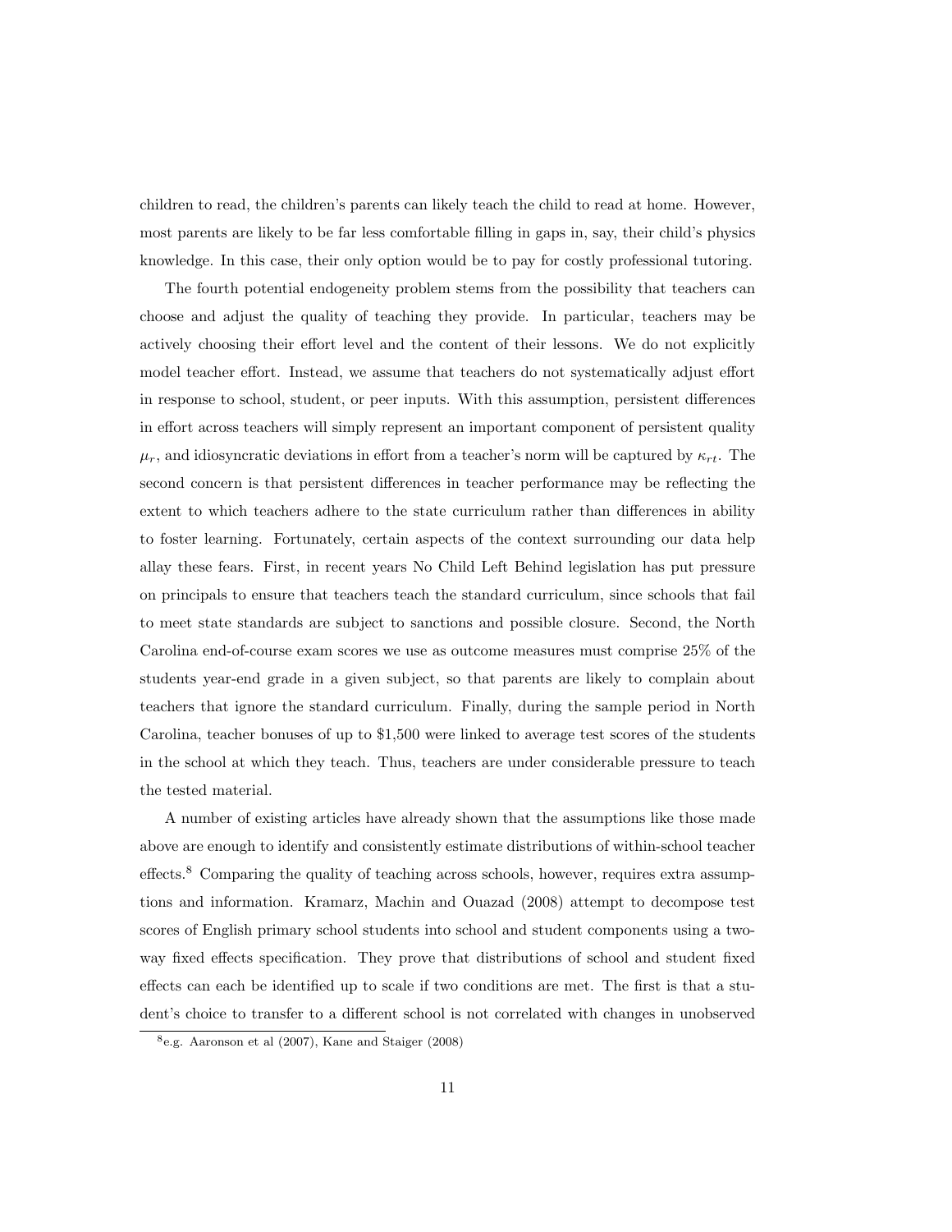children to read, the children's parents can likely teach the child to read at home. However, most parents are likely to be far less comfortable filling in gaps in, say, their child's physics knowledge. In this case, their only option would be to pay for costly professional tutoring.

The fourth potential endogeneity problem stems from the possibility that teachers can choose and adjust the quality of teaching they provide. In particular, teachers may be actively choosing their effort level and the content of their lessons. We do not explicitly model teacher effort. Instead, we assume that teachers do not systematically adjust effort in response to school, student, or peer inputs. With this assumption, persistent differences in effort across teachers will simply represent an important component of persistent quality $\mu_r$, and idiosyncratic deviations in effort from a teacher's norm will be captured by $\kappa_{rt}$. The second concern is that persistent differences in teacher performance may be reflecting the extent to which teachers adhere to the state curriculum rather than differences in ability to foster learning. Fortunately, certain aspects of the context surrounding our data help allay these fears. First, in recent years No Child Left Behind legislation has put pressure on principals to ensure that teachers teach the standard curriculum, since schools that fail to meet state standards are subject to sanctions and possible closure. Second, the North Carolina end-of-course exam scores we use as outcome measures must comprise 25% of the students year-end grade in a given subject, so that parents are likely to complain about teachers that ignore the standard curriculum. Finally, during the sample period in North Carolina, teacher bonuses of up to $1,500 were linked to average test scores of the students in the school at which they teach. Thus, teachers are under considerable pressure to teach the tested material.

A number of existing articles have already shown that the assumptions like those made above are enough to identify and consistently estimate distributions of within-school teacher effects.[8] Comparing the quality of teaching across schools, however, requires extra assumptions and information. Kramarz, Machin and Ouazad (2008) attempt to decompose test scores of English primary school students into school and student components using a two-way fixed effects specification. They prove that distributions of school and student fixed effects can each be identified up to scale if two conditions are met. The first is that a student's choice to transfer to a different school is not correlated with changes in unobserved

[8] e.g. Aaronson et al (2007), Kane and Staiger (2008)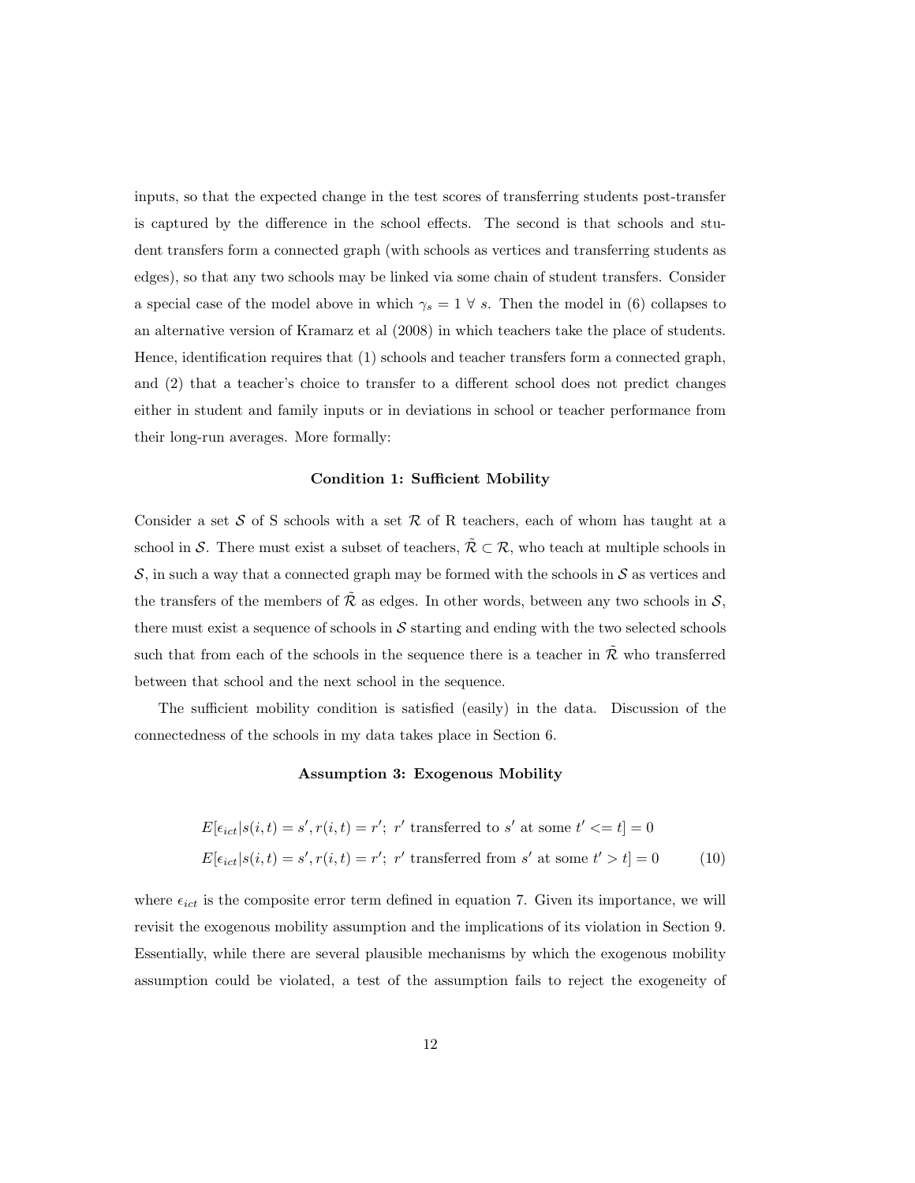inputs, so that the expected change in the test scores of transferring students post-transfer is captured by the difference in the school effects. The second is that schools and student transfers form a connected graph (with schools as vertices and transferring students as edges), so that any two schools may be linked via some chain of student transfers. Consider a special case of the model above in which $\gamma_s = 1 \; \forall \; s$. Then the model in (6) collapses to an alternative version of Kramarz et al (2008) in which teachers take the place of students. Hence, identification requires that (1) schools and teacher transfers form a connected graph, and (2) that a teacher's choice to transfer to a different school does not predict changes either in student and family inputs or in deviations in school or teacher performance from their long-run averages. More formally:

**Condition 1: Sufficient Mobility**

Consider a set $\mathcal{S}$ of S schools with a set $\mathcal{R}$ of R teachers, each of whom has taught at a school in $\mathcal{S}$. There must exist a subset of teachers, $\tilde{\mathcal{R}} \subset \mathcal{R}$, who teach at multiple schools in $\mathcal{S}$, in such a way that a connected graph may be formed with the schools in $\mathcal{S}$ as vertices and the transfers of the members of $\tilde{\mathcal{R}}$ as edges. In other words, between any two schools in $\mathcal{S}$, there must exist a sequence of schools in $\mathcal{S}$ starting and ending with the two selected schools such that from each of the schools in the sequence there is a teacher in $\tilde{\mathcal{R}}$ who transferred between that school and the next school in the sequence.

The sufficient mobility condition is satisfied (easily) in the data. Discussion of the connectedness of the schools in my data takes place in Section 6.

**Assumption 3: Exogenous Mobility**

$$
\begin{aligned}
&E[\epsilon_{ict} | s(i,t) = s', r(i,t) = r';\ r' \text{ transferred to } s' \text{ at some } t' <= t] = 0 \\
&E[\epsilon_{ict} | s(i,t) = s', r(i,t) = r';\ r' \text{ transferred from } s' \text{ at some } t' > t] = 0 \qquad (10)
\end{aligned}
$$

where $\epsilon_{ict}$ is the composite error term defined in equation 7. Given its importance, we will revisit the exogenous mobility assumption and the implications of its violation in Section 9. Essentially, while there are several plausible mechanisms by which the exogenous mobility assumption could be violated, a test of the assumption fails to reject the exogeneity of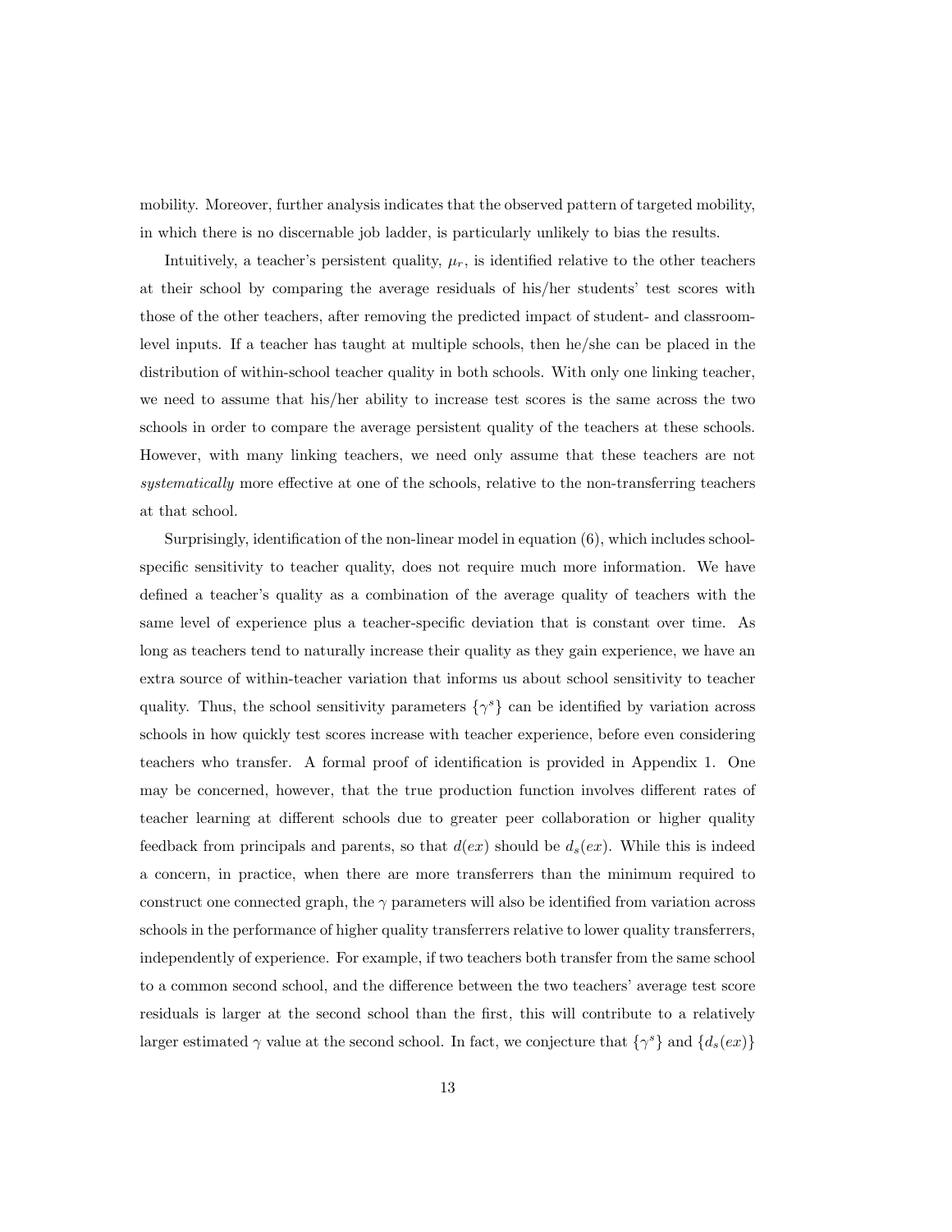mobility. Moreover, further analysis indicates that the observed pattern of targeted mobility, in which there is no discernable job ladder, is particularly unlikely to bias the results.

Intuitively, a teacher's persistent quality, $\mu_r$, is identified relative to the other teachers at their school by comparing the average residuals of his/her students' test scores with those of the other teachers, after removing the predicted impact of student- and classroom-level inputs. If a teacher has taught at multiple schools, then he/she can be placed in the distribution of within-school teacher quality in both schools. With only one linking teacher, we need to assume that his/her ability to increase test scores is the same across the two schools in order to compare the average persistent quality of the teachers at these schools. However, with many linking teachers, we need only assume that these teachers are not *systematically* more effective at one of the schools, relative to the non-transferring teachers at that school.

Surprisingly, identification of the non-linear model in equation (6), which includes school-specific sensitivity to teacher quality, does not require much more information. We have defined a teacher's quality as a combination of the average quality of teachers with the same level of experience plus a teacher-specific deviation that is constant over time. As long as teachers tend to naturally increase their quality as they gain experience, we have an extra source of within-teacher variation that informs us about school sensitivity to teacher quality. Thus, the school sensitivity parameters $\{\gamma^s\}$ can be identified by variation across schools in how quickly test scores increase with teacher experience, before even considering teachers who transfer. A formal proof of identification is provided in Appendix 1. One may be concerned, however, that the true production function involves different rates of teacher learning at different schools due to greater peer collaboration or higher quality feedback from principals and parents, so that $d(ex)$ should be $d_s(ex)$. While this is indeed a concern, in practice, when there are more transferrers than the minimum required to construct one connected graph, the $\gamma$ parameters will also be identified from variation across schools in the performance of higher quality transferrers relative to lower quality transferrers, independently of experience. For example, if two teachers both transfer from the same school to a common second school, and the difference between the two teachers' average test score residuals is larger at the second school than the first, this will contribute to a relatively larger estimated $\gamma$ value at the second school. In fact, we conjecture that $\{\gamma^s\}$ and $\{d_s(ex)\}$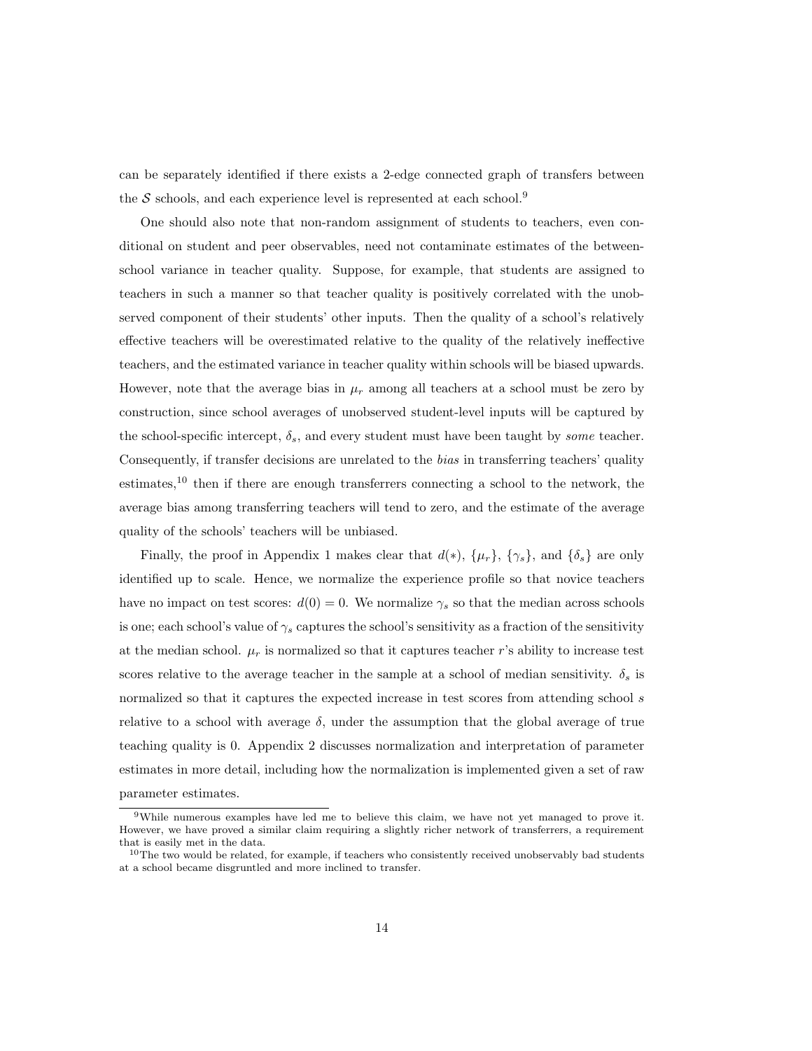can be separately identified if there exists a 2-edge connected graph of transfers between the $\mathcal{S}$ schools, and each experience level is represented at each school.[9]

One should also note that non-random assignment of students to teachers, even conditional on student and peer observables, need not contaminate estimates of the between-school variance in teacher quality. Suppose, for example, that students are assigned to teachers in such a manner so that teacher quality is positively correlated with the unobserved component of their students' other inputs. Then the quality of a school's relatively effective teachers will be overestimated relative to the quality of the relatively ineffective teachers, and the estimated variance in teacher quality within schools will be biased upwards. However, note that the average bias in $\mu_r$ among all teachers at a school must be zero by construction, since school averages of unobserved student-level inputs will be captured by the school-specific intercept, $\delta_s$, and every student must have been taught by *some* teacher. Consequently, if transfer decisions are unrelated to the *bias* in transferring teachers' quality estimates,[10] then if there are enough transferrers connecting a school to the network, the average bias among transferring teachers will tend to zero, and the estimate of the average quality of the schools' teachers will be unbiased.

Finally, the proof in Appendix 1 makes clear that $d(*)$, $\{\mu_r\}$, $\{\gamma_s\}$, and $\{\delta_s\}$ are only identified up to scale. Hence, we normalize the experience profile so that novice teachers have no impact on test scores: $d(0) = 0$. We normalize $\gamma_s$ so that the median across schools is one; each school's value of $\gamma_s$ captures the school's sensitivity as a fraction of the sensitivity at the median school. $\mu_r$ is normalized so that it captures teacher $r$'s ability to increase test scores relative to the average teacher in the sample at a school of median sensitivity. $\delta_s$ is normalized so that it captures the expected increase in test scores from attending school $s$ relative to a school with average $\delta$, under the assumption that the global average of true teaching quality is 0. Appendix 2 discusses normalization and interpretation of parameter estimates in more detail, including how the normalization is implemented given a set of raw parameter estimates.

[9]While numerous examples have led me to believe this claim, we have not yet managed to prove it. However, we have proved a similar claim requiring a slightly richer network of transferrers, a requirement that is easily met in the data.

[10]The two would be related, for example, if teachers who consistently received unobservably bad students at a school became disgruntled and more inclined to transfer.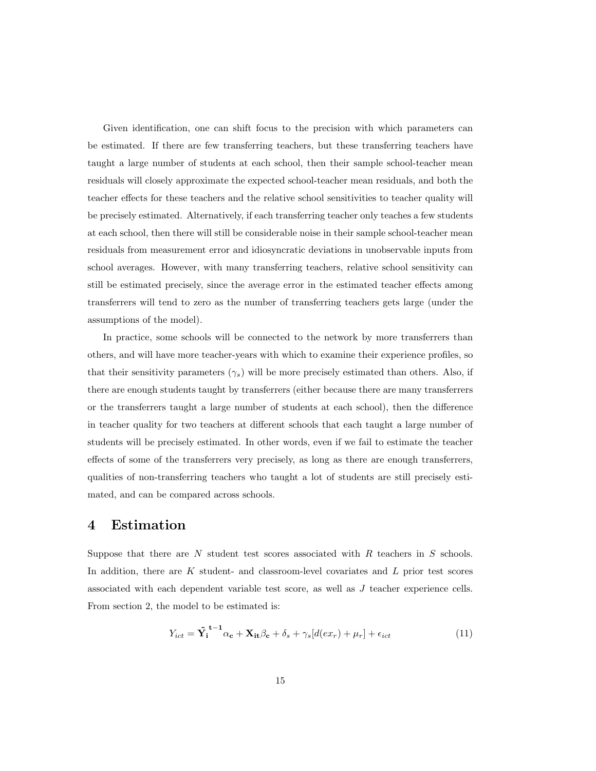Given identification, one can shift focus to the precision with which parameters can be estimated. If there are few transferring teachers, but these transferring teachers have taught a large number of students at each school, then their sample school-teacher mean residuals will closely approximate the expected school-teacher mean residuals, and both the teacher effects for these teachers and the relative school sensitivities to teacher quality will be precisely estimated. Alternatively, if each transferring teacher only teaches a few students at each school, then there will still be considerable noise in their sample school-teacher mean residuals from measurement error and idiosyncratic deviations in unobservable inputs from school averages. However, with many transferring teachers, relative school sensitivity can still be estimated precisely, since the average error in the estimated teacher effects among transferrers will tend to zero as the number of transferring teachers gets large (under the assumptions of the model).

In practice, some schools will be connected to the network by more transferrers than others, and will have more teacher-years with which to examine their experience profiles, so that their sensitivity parameters ($\gamma_s$) will be more precisely estimated than others. Also, if there are enough students taught by transferrers (either because there are many transferrers or the transferrers taught a large number of students at each school), then the difference in teacher quality for two teachers at different schools that each taught a large number of students will be precisely estimated. In other words, even if we fail to estimate the teacher effects of some of the transferrers very precisely, as long as there are enough transferrers, qualities of non-transferring teachers who taught a lot of students are still precisely estimated, and can be compared across schools.

# 4 Estimation

Suppose that there are $N$ student test scores associated with $R$ teachers in $S$ schools. In addition, there are $K$ student- and classroom-level covariates and $L$ prior test scores associated with each dependent variable test score, as well as $J$ teacher experience cells. From section 2, the model to be estimated is:

$$Y_{ict} = \tilde{\mathbf{Y}}_{\mathbf{i}}^{\mathbf{t-1}} \alpha_{\mathbf{c}} + \mathbf{X}_{\mathbf{it}} \beta_{\mathbf{c}} + \delta_s + \gamma_s [d(ex_r) + \mu_r] + \epsilon_{ict} \tag{11}$$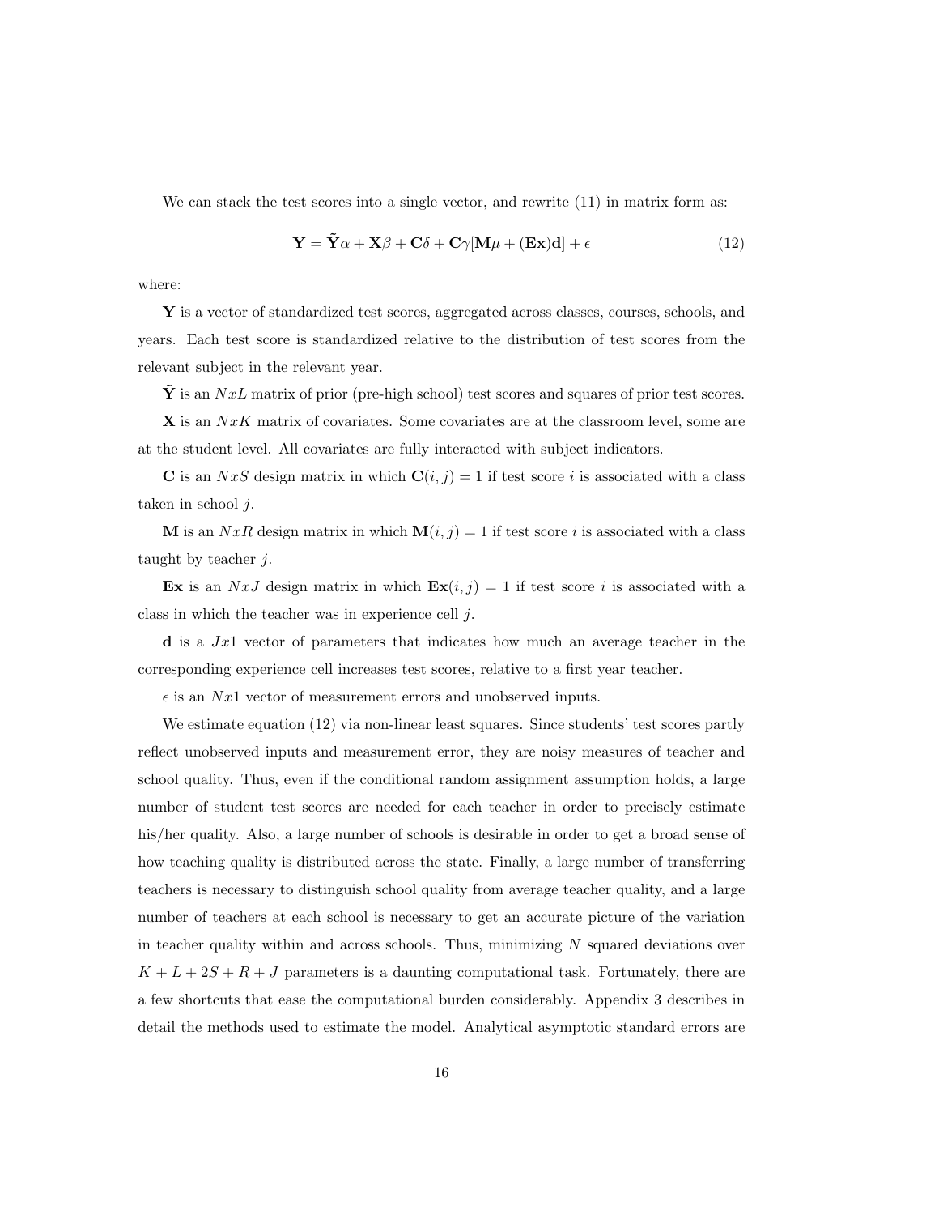We can stack the test scores into a single vector, and rewrite (11) in matrix form as:

$$\mathbf{Y} = \tilde{\mathbf{Y}}\alpha + \mathbf{X}\beta + \mathbf{C}\delta + \mathbf{C}\gamma[\mathbf{M}\mu + (\mathbf{Ex})\mathbf{d}] + \epsilon \tag{12}$$

where:

$\mathbf{Y}$ is a vector of standardized test scores, aggregated across classes, courses, schools, and years. Each test score is standardized relative to the distribution of test scores from the relevant subject in the relevant year.

$\tilde{\mathbf{Y}}$ is an $NxL$ matrix of prior (pre-high school) test scores and squares of prior test scores.

$\mathbf{X}$ is an $NxK$ matrix of covariates. Some covariates are at the classroom level, some are at the student level. All covariates are fully interacted with subject indicators.

$\mathbf{C}$ is an $NxS$ design matrix in which $\mathbf{C}(i,j) = 1$ if test score $i$ is associated with a class taken in school $j$.

$\mathbf{M}$ is an $NxR$ design matrix in which $\mathbf{M}(i,j) = 1$ if test score $i$ is associated with a class taught by teacher $j$.

$\mathbf{Ex}$ is an $NxJ$ design matrix in which $\mathbf{Ex}(i,j) = 1$ if test score $i$ is associated with a class in which the teacher was in experience cell $j$.

$\mathbf{d}$ is a $Jx1$ vector of parameters that indicates how much an average teacher in the corresponding experience cell increases test scores, relative to a first year teacher.

$\epsilon$ is an $Nx1$ vector of measurement errors and unobserved inputs.

We estimate equation (12) via non-linear least squares. Since students' test scores partly reflect unobserved inputs and measurement error, they are noisy measures of teacher and school quality. Thus, even if the conditional random assignment assumption holds, a large number of student test scores are needed for each teacher in order to precisely estimate his/her quality. Also, a large number of schools is desirable in order to get a broad sense of how teaching quality is distributed across the state. Finally, a large number of transferring teachers is necessary to distinguish school quality from average teacher quality, and a large number of teachers at each school is necessary to get an accurate picture of the variation in teacher quality within and across schools. Thus, minimizing $N$ squared deviations over $K + L + 2S + R + J$ parameters is a daunting computational task. Fortunately, there are a few shortcuts that ease the computational burden considerably. Appendix 3 describes in detail the methods used to estimate the model. Analytical asymptotic standard errors are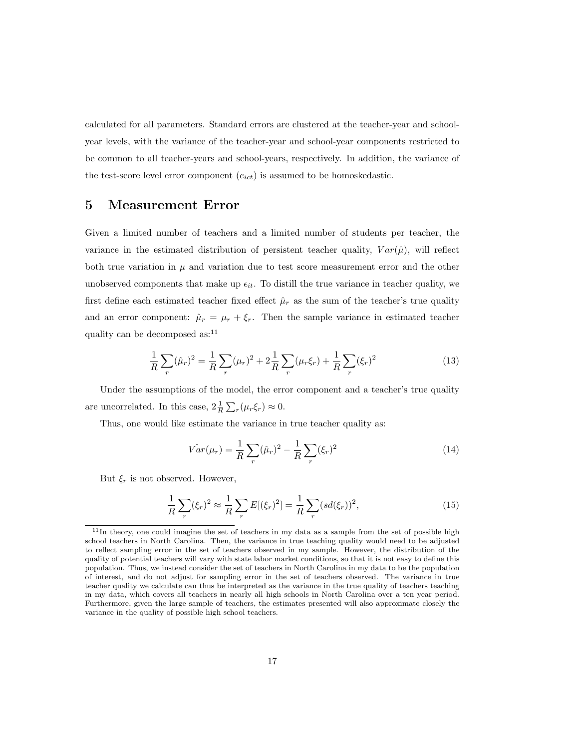calculated for all parameters. Standard errors are clustered at the teacher-year and school-year levels, with the variance of the teacher-year and school-year components restricted to be common to all teacher-years and school-years, respectively. In addition, the variance of the test-score level error component ($e_{ict}$) is assumed to be homoskedastic.

# 5 Measurement Error

Given a limited number of teachers and a limited number of students per teacher, the variance in the estimated distribution of persistent teacher quality, $Var(\hat{\mu})$, will reflect both true variation in $\mu$ and variation due to test score measurement error and the other unobserved components that make up $\epsilon_{it}$. To distill the true variance in teacher quality, we first define each estimated teacher fixed effect $\hat{\mu}_r$ as the sum of the teacher's true quality and an error component: $\hat{\mu}_r = \mu_r + \xi_r$. Then the sample variance in estimated teacher quality can be decomposed as:[11]

$$\frac{1}{R}\sum_r(\hat{\mu}_r)^2 = \frac{1}{R}\sum_r(\mu_r)^2 + 2\frac{1}{R}\sum_r(\mu_r\xi_r) + \frac{1}{R}\sum_r(\xi_r)^2 \tag{13}$$

Under the assumptions of the model, the error component and a teacher's true quality are uncorrelated. In this case, $2\frac{1}{R}\sum_r(\mu_r\xi_r) \approx 0$.

Thus, one would like estimate the variance in true teacher quality as:

$$\hat{Var}(\mu_r) = \frac{1}{R}\sum_r(\hat{\mu}_r)^2 - \frac{1}{R}\sum_r(\xi_r)^2 \tag{14}$$

But $\xi_r$ is not observed. However,

$$\frac{1}{R}\sum_r(\xi_r)^2 \approx \frac{1}{R}\sum_r E[(\xi_r)^2] = \frac{1}{R}\sum_r(sd(\xi_r))^2, \tag{15}$$

[11] In theory, one could imagine the set of teachers in my data as a sample from the set of possible high school teachers in North Carolina. Then, the variance in true teaching quality would need to be adjusted to reflect sampling error in the set of teachers observed in my sample. However, the distribution of the quality of potential teachers will vary with state labor market conditions, so that it is not easy to define this population. Thus, we instead consider the set of teachers in North Carolina in my data to be the population of interest, and do not adjust for sampling error in the set of teachers observed. The variance in true teacher quality we calculate can thus be interpreted as the variance in the true quality of teachers teaching in my data, which covers all teachers in nearly all high schools in North Carolina over a ten year period. Furthermore, given the large sample of teachers, the estimates presented will also approximate closely the variance in the quality of possible high school teachers.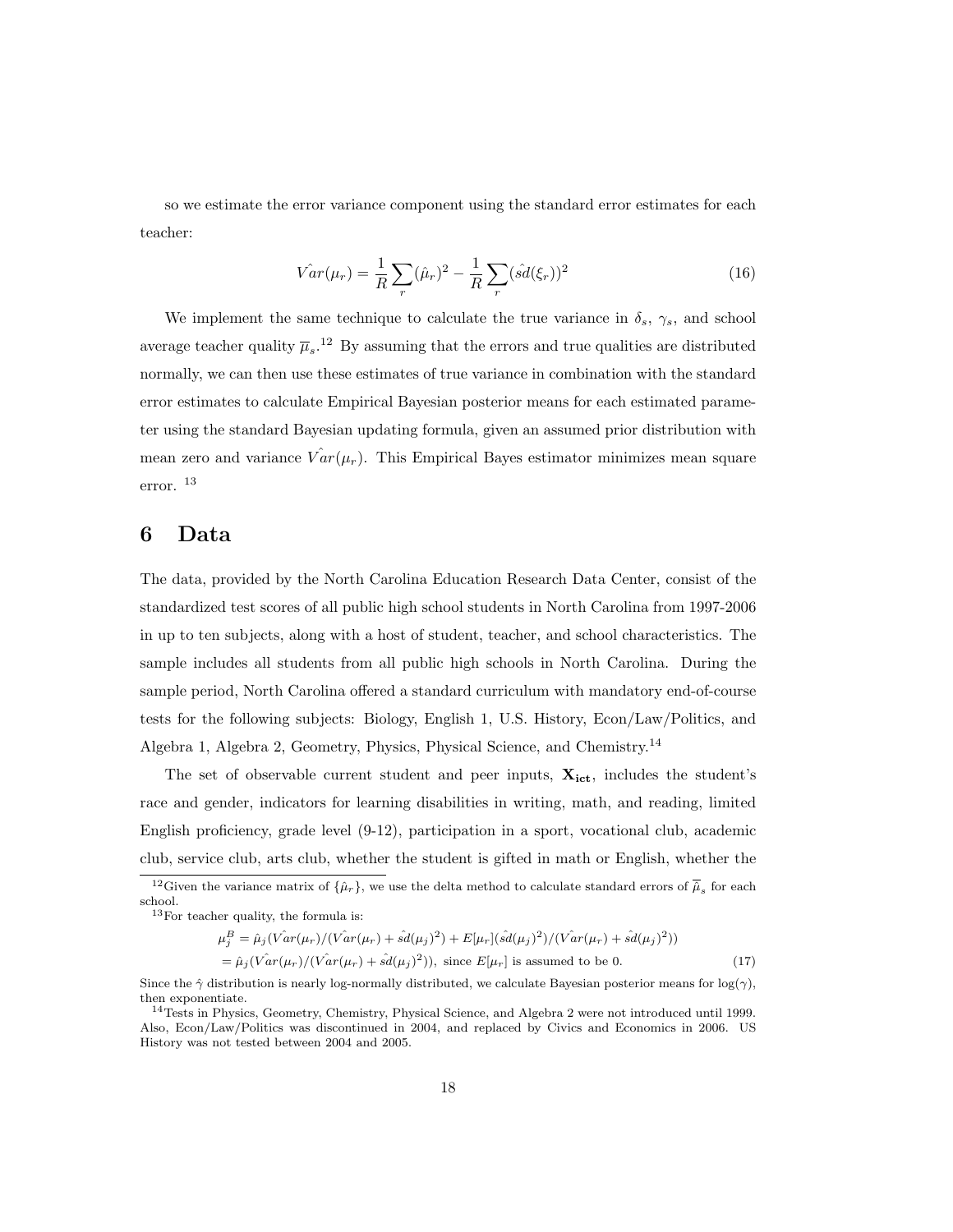so we estimate the error variance component using the standard error estimates for each teacher:

$$\hat{Var}(\mu_r) = \frac{1}{R}\sum_r (\hat{\mu}_r)^2 - \frac{1}{R}\sum_r (\hat{sd}(\xi_r))^2 \tag{16}$$

We implement the same technique to calculate the true variance in $\delta_s$, $\gamma_s$, and school average teacher quality $\overline{\mu}_s$.[12] By assuming that the errors and true qualities are distributed normally, we can then use these estimates of true variance in combination with the standard error estimates to calculate Empirical Bayesian posterior means for each estimated parameter using the standard Bayesian updating formula, given an assumed prior distribution with mean zero and variance $\hat{Var}(\mu_r)$. This Empirical Bayes estimator minimizes mean square error. [13]

# 6 Data

The data, provided by the North Carolina Education Research Data Center, consist of the standardized test scores of all public high school students in North Carolina from 1997-2006 in up to ten subjects, along with a host of student, teacher, and school characteristics. The sample includes all students from all public high schools in North Carolina. During the sample period, North Carolina offered a standard curriculum with mandatory end-of-course tests for the following subjects: Biology, English 1, U.S. History, Econ/Law/Politics, and Algebra 1, Algebra 2, Geometry, Physics, Physical Science, and Chemistry.[14]

The set of observable current student and peer inputs, $\mathbf{X_{ict}}$, includes the student's race and gender, indicators for learning disabilities in writing, math, and reading, limited English proficiency, grade level (9-12), participation in a sport, vocational club, academic club, service club, arts club, whether the student is gifted in math or English, whether the

---

[12] Given the variance matrix of $\{\hat{\mu}_r\}$, we use the delta method to calculate standard errors of $\overline{\hat{\mu}}_s$ for each school.

[13] For teacher quality, the formula is:

$$\begin{aligned}\mu_j^B &= \hat{\mu}_j(\hat{Var}(\mu_r)/(\hat{Var}(\mu_r) + \hat{sd}(\mu_j)^2) + E[\mu_r](\hat{sd}(\mu_j)^2)/(\hat{Var}(\mu_r) + \hat{sd}(\mu_j)^2)) \\ &= \hat{\mu}_j(\hat{Var}(\mu_r)/(\hat{Var}(\mu_r) + \hat{sd}(\mu_j)^2)), \text{ since } E[\mu_r] \text{ is assumed to be 0.}\end{aligned} \tag{17}$$

Since the $\hat{\gamma}$ distribution is nearly log-normally distributed, we calculate Bayesian posterior means for $\log(\gamma)$, then exponentiate.

[14] Tests in Physics, Geometry, Chemistry, Physical Science, and Algebra 2 were not introduced until 1999. Also, Econ/Law/Politics was discontinued in 2004, and replaced by Civics and Economics in 2006. US History was not tested between 2004 and 2005.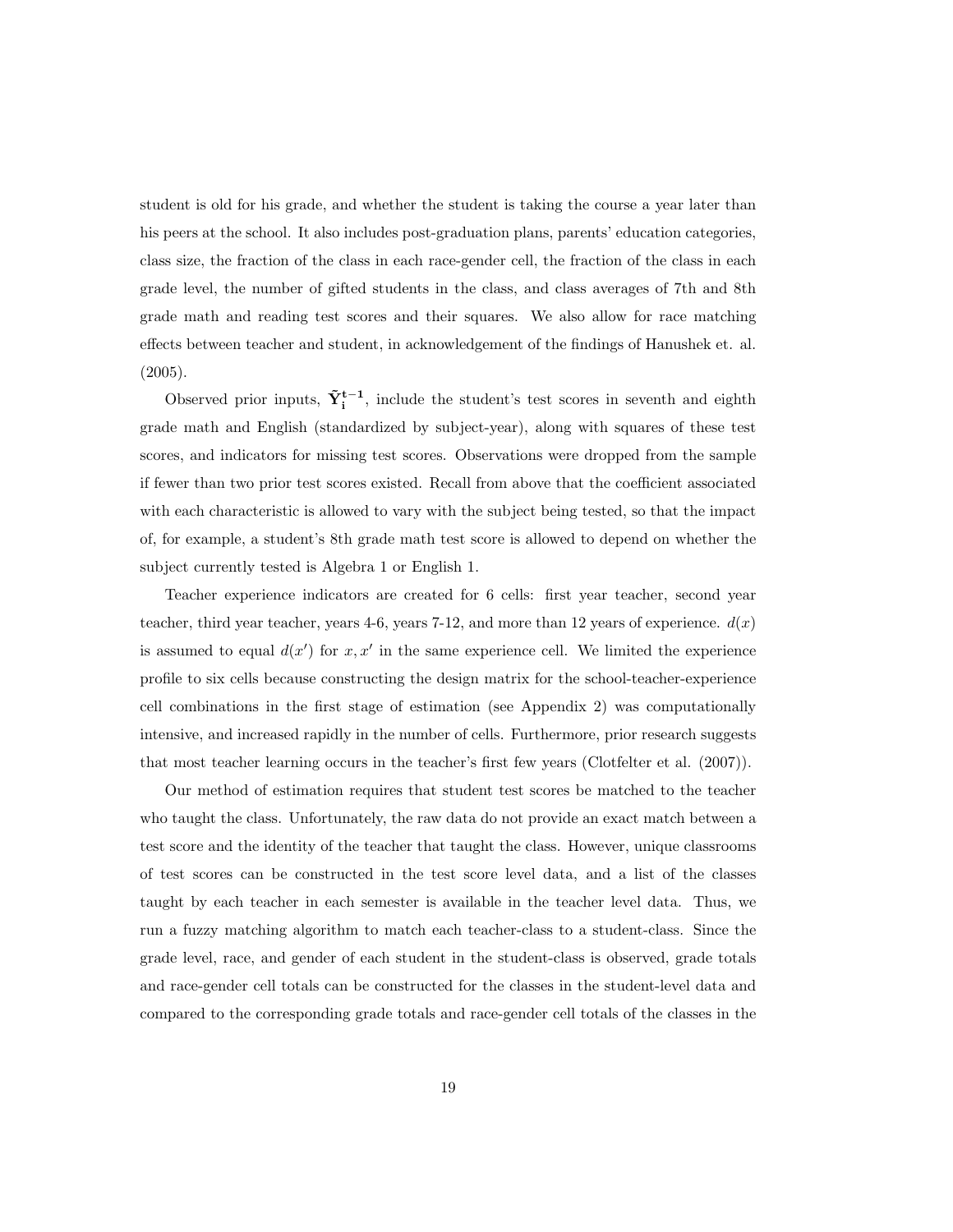student is old for his grade, and whether the student is taking the course a year later than his peers at the school. It also includes post-graduation plans, parents' education categories, class size, the fraction of the class in each race-gender cell, the fraction of the class in each grade level, the number of gifted students in the class, and class averages of 7th and 8th grade math and reading test scores and their squares. We also allow for race matching effects between teacher and student, in acknowledgement of the findings of Hanushek et. al. (2005).

Observed prior inputs, $\tilde{\mathbf{Y}}_{\mathbf{i}}^{\mathbf{t-1}}$, include the student's test scores in seventh and eighth grade math and English (standardized by subject-year), along with squares of these test scores, and indicators for missing test scores. Observations were dropped from the sample if fewer than two prior test scores existed. Recall from above that the coefficient associated with each characteristic is allowed to vary with the subject being tested, so that the impact of, for example, a student's 8th grade math test score is allowed to depend on whether the subject currently tested is Algebra 1 or English 1.

Teacher experience indicators are created for 6 cells: first year teacher, second year teacher, third year teacher, years 4-6, years 7-12, and more than 12 years of experience. $d(x)$ is assumed to equal $d(x')$ for $x, x'$ in the same experience cell. We limited the experience profile to six cells because constructing the design matrix for the school-teacher-experience cell combinations in the first stage of estimation (see Appendix 2) was computationally intensive, and increased rapidly in the number of cells. Furthermore, prior research suggests that most teacher learning occurs in the teacher's first few years (Clotfelter et al. (2007)).

Our method of estimation requires that student test scores be matched to the teacher who taught the class. Unfortunately, the raw data do not provide an exact match between a test score and the identity of the teacher that taught the class. However, unique classrooms of test scores can be constructed in the test score level data, and a list of the classes taught by each teacher in each semester is available in the teacher level data. Thus, we run a fuzzy matching algorithm to match each teacher-class to a student-class. Since the grade level, race, and gender of each student in the student-class is observed, grade totals and race-gender cell totals can be constructed for the classes in the student-level data and compared to the corresponding grade totals and race-gender cell totals of the classes in the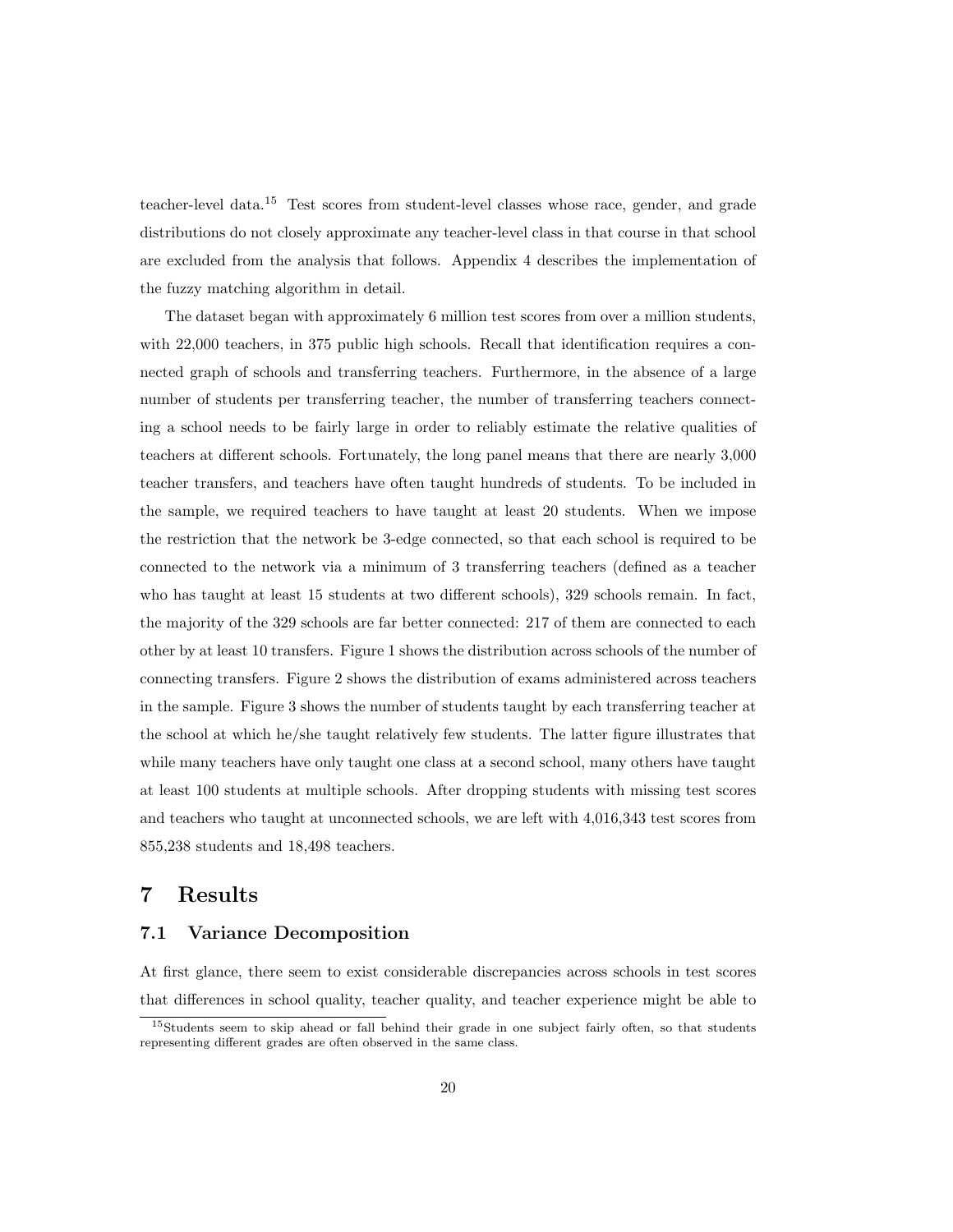teacher-level data.[15] Test scores from student-level classes whose race, gender, and grade distributions do not closely approximate any teacher-level class in that course in that school are excluded from the analysis that follows. Appendix 4 describes the implementation of the fuzzy matching algorithm in detail.

The dataset began with approximately 6 million test scores from over a million students, with 22,000 teachers, in 375 public high schools. Recall that identification requires a connected graph of schools and transferring teachers. Furthermore, in the absence of a large number of students per transferring teacher, the number of transferring teachers connecting a school needs to be fairly large in order to reliably estimate the relative qualities of teachers at different schools. Fortunately, the long panel means that there are nearly 3,000 teacher transfers, and teachers have often taught hundreds of students. To be included in the sample, we required teachers to have taught at least 20 students. When we impose the restriction that the network be 3-edge connected, so that each school is required to be connected to the network via a minimum of 3 transferring teachers (defined as a teacher who has taught at least 15 students at two different schools), 329 schools remain. In fact, the majority of the 329 schools are far better connected: 217 of them are connected to each other by at least 10 transfers. Figure 1 shows the distribution across schools of the number of connecting transfers. Figure 2 shows the distribution of exams administered across teachers in the sample. Figure 3 shows the number of students taught by each transferring teacher at the school at which he/she taught relatively few students. The latter figure illustrates that while many teachers have only taught one class at a second school, many others have taught at least 100 students at multiple schools. After dropping students with missing test scores and teachers who taught at unconnected schools, we are left with 4,016,343 test scores from 855,238 students and 18,498 teachers.

# 7 Results

## 7.1 Variance Decomposition

At first glance, there seem to exist considerable discrepancies across schools in test scores that differences in school quality, teacher quality, and teacher experience might be able to

[15] Students seem to skip ahead or fall behind their grade in one subject fairly often, so that students representing different grades are often observed in the same class.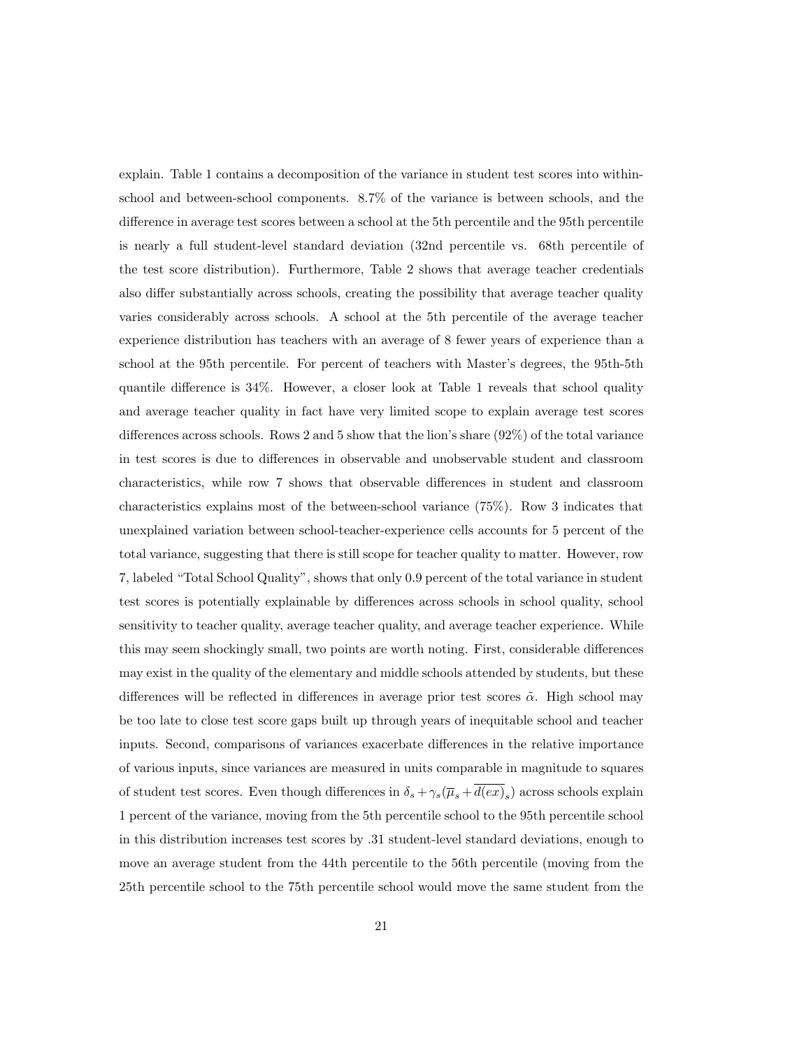explain. Table 1 contains a decomposition of the variance in student test scores into within-school and between-school components. 8.7% of the variance is between schools, and the difference in average test scores between a school at the 5th percentile and the 95th percentile is nearly a full student-level standard deviation (32nd percentile vs. 68th percentile of the test score distribution). Furthermore, Table 2 shows that average teacher credentials also differ substantially across schools, creating the possibility that average teacher quality varies considerably across schools. A school at the 5th percentile of the average teacher experience distribution has teachers with an average of 8 fewer years of experience than a school at the 95th percentile. For percent of teachers with Master's degrees, the 95th-5th quantile difference is 34%. However, a closer look at Table 1 reveals that school quality and average teacher quality in fact have very limited scope to explain average test scores differences across schools. Rows 2 and 5 show that the lion's share (92%) of the total variance in test scores is due to differences in observable and unobservable student and classroom characteristics, while row 7 shows that observable differences in student and classroom characteristics explains most of the between-school variance (75%). Row 3 indicates that unexplained variation between school-teacher-experience cells accounts for 5 percent of the total variance, suggesting that there is still scope for teacher quality to matter. However, row 7, labeled "Total School Quality", shows that only 0.9 percent of the total variance in student test scores is potentially explainable by differences across schools in school quality, school sensitivity to teacher quality, average teacher quality, and average teacher experience. While this may seem shockingly small, two points are worth noting. First, considerable differences may exist in the quality of the elementary and middle schools attended by students, but these differences will be reflected in differences in average prior test scores $\tilde{\alpha}$. High school may be too late to close test score gaps built up through years of inequitable school and teacher inputs. Second, comparisons of variances exacerbate differences in the relative importance of various inputs, since variances are measured in units comparable in magnitude to squares of student test scores. Even though differences in $\delta_s + \gamma_s(\overline{\mu}_s + \overline{d(ex)}_s)$ across schools explain 1 percent of the variance, moving from the 5th percentile school to the 95th percentile school in this distribution increases test scores by .31 student-level standard deviations, enough to move an average student from the 44th percentile to the 56th percentile (moving from the 25th percentile school to the 75th percentile school would move the same student from the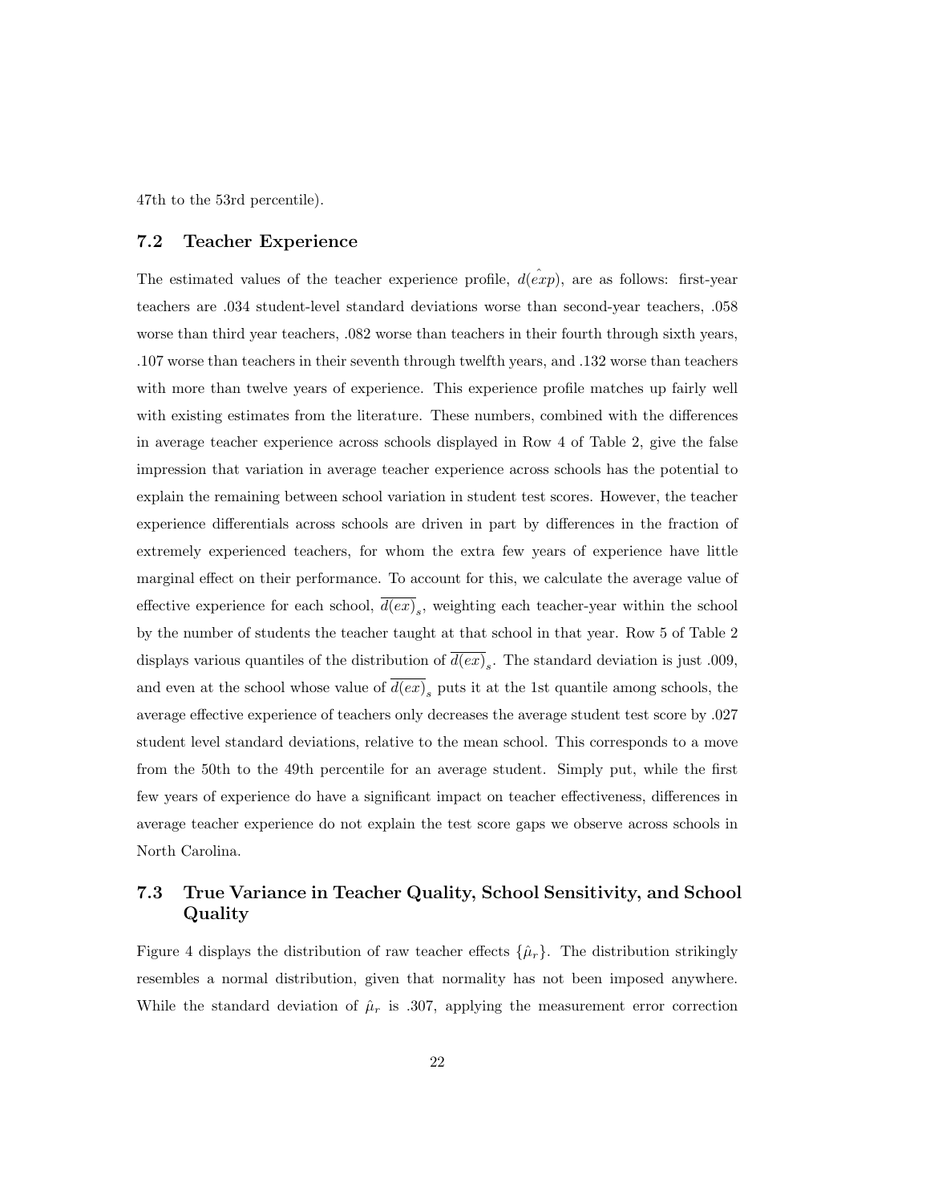47th to the 53rd percentile).

### 7.2 Teacher Experience

The estimated values of the teacher experience profile, $d(\hat{exp})$, are as follows: first-year teachers are .034 student-level standard deviations worse than second-year teachers, .058 worse than third year teachers, .082 worse than teachers in their fourth through sixth years, .107 worse than teachers in their seventh through twelfth years, and .132 worse than teachers with more than twelve years of experience. This experience profile matches up fairly well with existing estimates from the literature. These numbers, combined with the differences in average teacher experience across schools displayed in Row 4 of Table 2, give the false impression that variation in average teacher experience across schools has the potential to explain the remaining between school variation in student test scores. However, the teacher experience differentials across schools are driven in part by differences in the fraction of extremely experienced teachers, for whom the extra few years of experience have little marginal effect on their performance. To account for this, we calculate the average value of effective experience for each school, $\overline{d(ex)}_s$, weighting each teacher-year within the school by the number of students the teacher taught at that school in that year. Row 5 of Table 2 displays various quantiles of the distribution of $\overline{d(ex)}_s$. The standard deviation is just .009, and even at the school whose value of $\overline{d(ex)}_s$ puts it at the 1st quantile among schools, the average effective experience of teachers only decreases the average student test score by .027 student level standard deviations, relative to the mean school. This corresponds to a move from the 50th to the 49th percentile for an average student. Simply put, while the first few years of experience do have a significant impact on teacher effectiveness, differences in average teacher experience do not explain the test score gaps we observe across schools in North Carolina.

### 7.3 True Variance in Teacher Quality, School Sensitivity, and School Quality

Figure 4 displays the distribution of raw teacher effects $\{\hat{\mu}_r\}$. The distribution strikingly resembles a normal distribution, given that normality has not been imposed anywhere. While the standard deviation of $\hat{\mu}_r$ is .307, applying the measurement error correction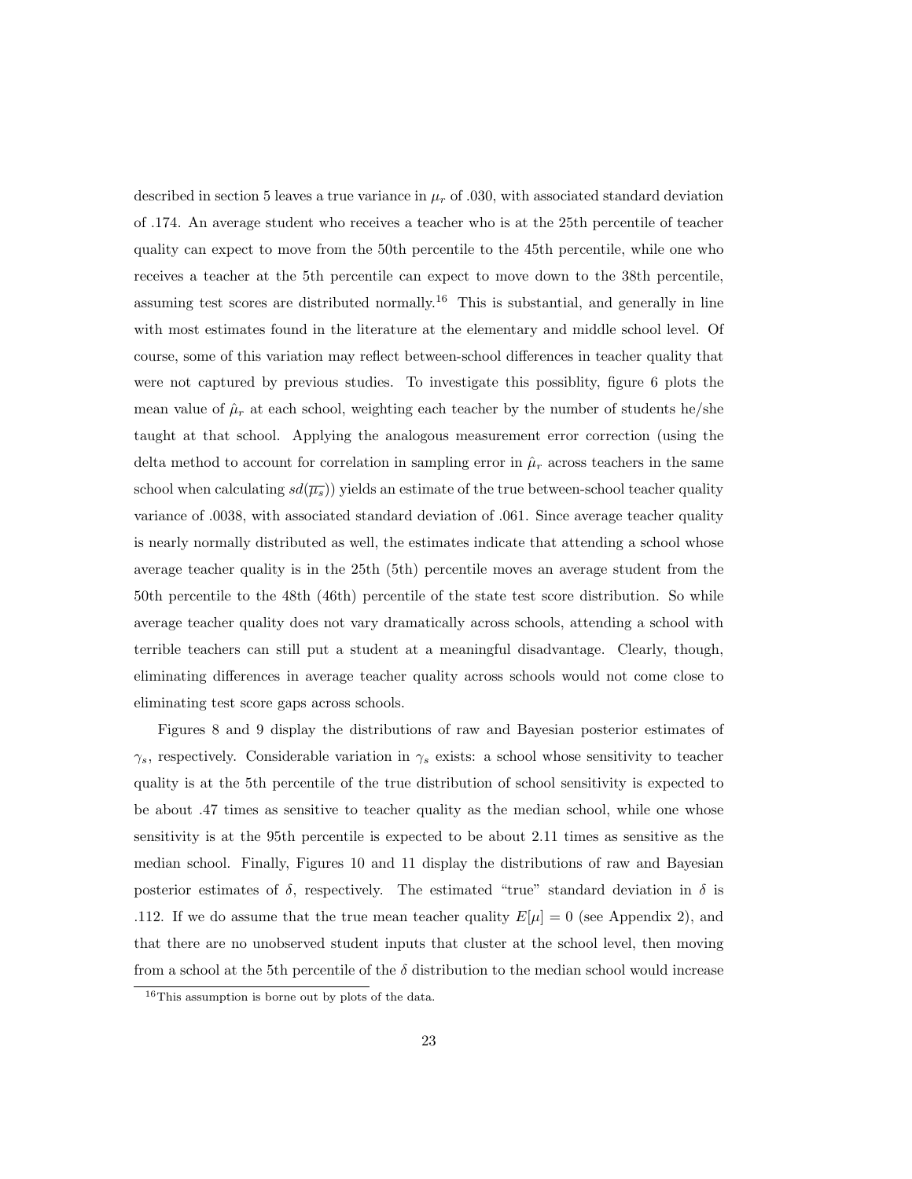described in section 5 leaves a true variance in $\mu_r$ of .030, with associated standard deviation of .174. An average student who receives a teacher who is at the 25th percentile of teacher quality can expect to move from the 50th percentile to the 45th percentile, while one who receives a teacher at the 5th percentile can expect to move down to the 38th percentile, assuming test scores are distributed normally.[16] This is substantial, and generally in line with most estimates found in the literature at the elementary and middle school level. Of course, some of this variation may reflect between-school differences in teacher quality that were not captured by previous studies. To investigate this possiblity, figure 6 plots the mean value of $\hat{\mu}_r$ at each school, weighting each teacher by the number of students he/she taught at that school. Applying the analogous measurement error correction (using the delta method to account for correlation in sampling error in $\hat{\mu}_r$ across teachers in the same school when calculating $sd(\overline{\mu_s})$) yields an estimate of the true between-school teacher quality variance of .0038, with associated standard deviation of .061. Since average teacher quality is nearly normally distributed as well, the estimates indicate that attending a school whose average teacher quality is in the 25th (5th) percentile moves an average student from the 50th percentile to the 48th (46th) percentile of the state test score distribution. So while average teacher quality does not vary dramatically across schools, attending a school with terrible teachers can still put a student at a meaningful disadvantage. Clearly, though, eliminating differences in average teacher quality across schools would not come close to eliminating test score gaps across schools.

Figures 8 and 9 display the distributions of raw and Bayesian posterior estimates of $\gamma_s$, respectively. Considerable variation in $\gamma_s$ exists: a school whose sensitivity to teacher quality is at the 5th percentile of the true distribution of school sensitivity is expected to be about .47 times as sensitive to teacher quality as the median school, while one whose sensitivity is at the 95th percentile is expected to be about 2.11 times as sensitive as the median school. Finally, Figures 10 and 11 display the distributions of raw and Bayesian posterior estimates of $\delta$, respectively. The estimated "true" standard deviation in $\delta$ is .112. If we do assume that the true mean teacher quality $E[\mu] = 0$ (see Appendix 2), and that there are no unobserved student inputs that cluster at the school level, then moving from a school at the 5th percentile of the $\delta$ distribution to the median school would increase

[16] This assumption is borne out by plots of the data.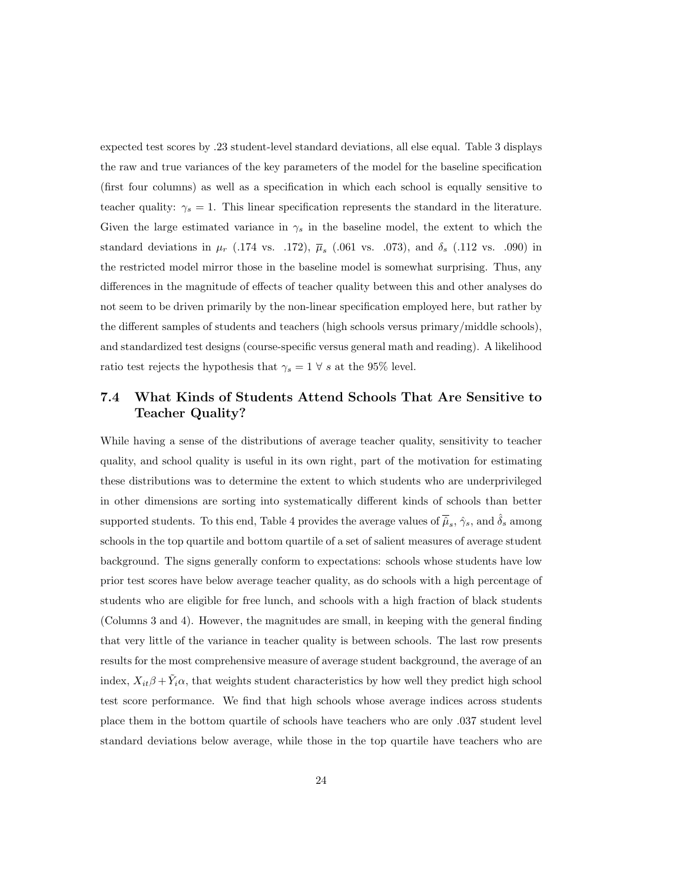expected test scores by .23 student-level standard deviations, all else equal. Table 3 displays the raw and true variances of the key parameters of the model for the baseline specification (first four columns) as well as a specification in which each school is equally sensitive to teacher quality: $\gamma_s = 1$. This linear specification represents the standard in the literature. Given the large estimated variance in $\gamma_s$ in the baseline model, the extent to which the standard deviations in $\mu_r$ (.174 vs. .172), $\overline{\mu}_s$ (.061 vs. .073), and $\delta_s$ (.112 vs. .090) in the restricted model mirror those in the baseline model is somewhat surprising. Thus, any differences in the magnitude of effects of teacher quality between this and other analyses do not seem to be driven primarily by the non-linear specification employed here, but rather by the different samples of students and teachers (high schools versus primary/middle schools), and standardized test designs (course-specific versus general math and reading). A likelihood ratio test rejects the hypothesis that $\gamma_s = 1 \ \forall \ s$ at the 95% level.

## 7.4 What Kinds of Students Attend Schools That Are Sensitive to Teacher Quality?

While having a sense of the distributions of average teacher quality, sensitivity to teacher quality, and school quality is useful in its own right, part of the motivation for estimating these distributions was to determine the extent to which students who are underprivileged in other dimensions are sorting into systematically different kinds of schools than better supported students. To this end, Table 4 provides the average values of $\hat{\overline{\mu}}_s$, $\hat{\gamma}_s$, and $\hat{\delta}_s$ among schools in the top quartile and bottom quartile of a set of salient measures of average student background. The signs generally conform to expectations: schools whose students have low prior test scores have below average teacher quality, as do schools with a high percentage of students who are eligible for free lunch, and schools with a high fraction of black students (Columns 3 and 4). However, the magnitudes are small, in keeping with the general finding that very little of the variance in teacher quality is between schools. The last row presents results for the most comprehensive measure of average student background, the average of an index, $X_{it}\beta + \tilde{Y}_i\alpha$, that weights student characteristics by how well they predict high school test score performance. We find that high schools whose average indices across students place them in the bottom quartile of schools have teachers who are only .037 student level standard deviations below average, while those in the top quartile have teachers who are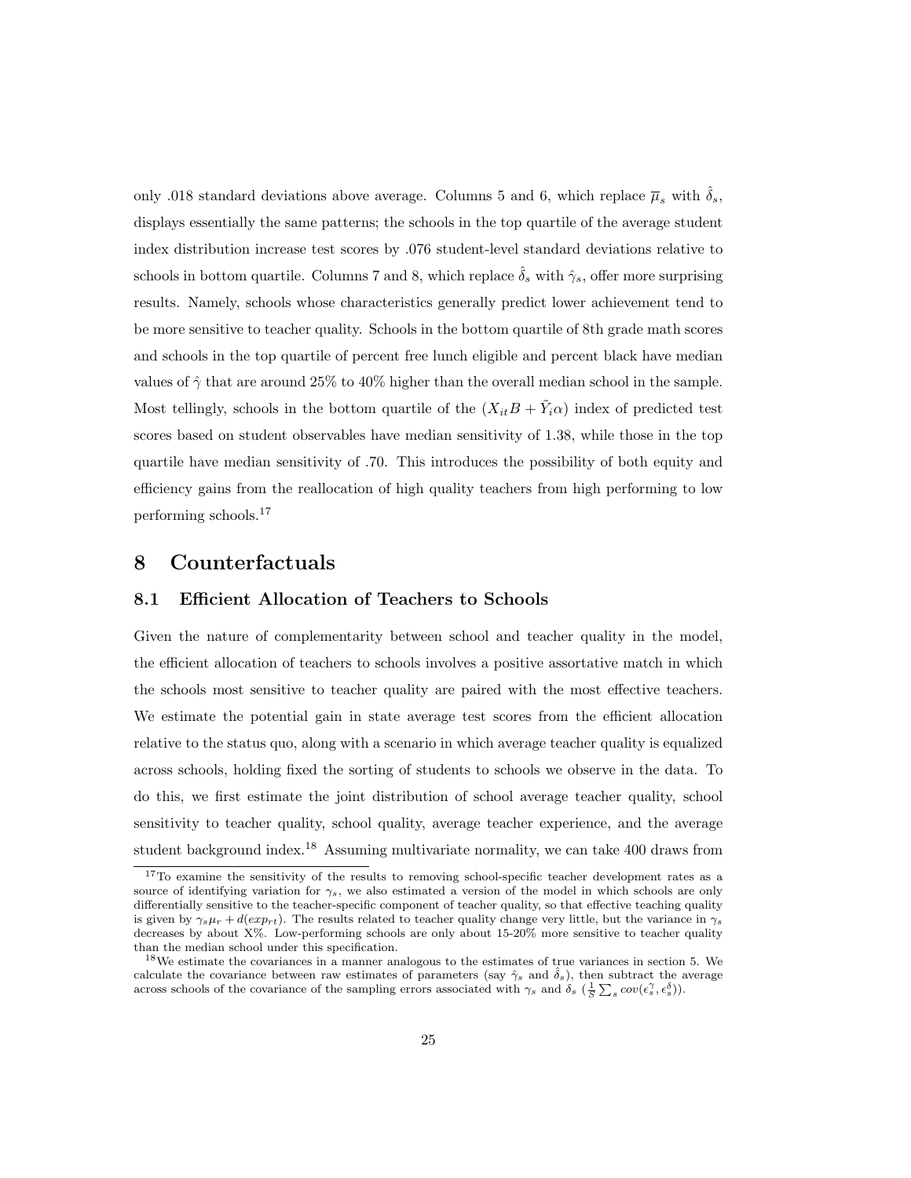only .018 standard deviations above average. Columns 5 and 6, which replace $\overline{\mu}_s$ with $\hat{\delta}_s$, displays essentially the same patterns; the schools in the top quartile of the average student index distribution increase test scores by .076 student-level standard deviations relative to schools in bottom quartile. Columns 7 and 8, which replace $\hat{\delta}_s$ with $\hat{\gamma}_s$, offer more surprising results. Namely, schools whose characteristics generally predict lower achievement tend to be more sensitive to teacher quality. Schools in the bottom quartile of 8th grade math scores and schools in the top quartile of percent free lunch eligible and percent black have median values of $\hat{\gamma}$ that are around 25% to 40% higher than the overall median school in the sample. Most tellingly, schools in the bottom quartile of the $(X_{it}B + \tilde{Y}_i\alpha)$ index of predicted test scores based on student observables have median sensitivity of 1.38, while those in the top quartile have median sensitivity of .70. This introduces the possibility of both equity and efficiency gains from the reallocation of high quality teachers from high performing to low performing schools.[17]

# 8 Counterfactuals

## 8.1 Efficient Allocation of Teachers to Schools

Given the nature of complementarity between school and teacher quality in the model, the efficient allocation of teachers to schools involves a positive assortative match in which the schools most sensitive to teacher quality are paired with the most effective teachers. We estimate the potential gain in state average test scores from the efficient allocation relative to the status quo, along with a scenario in which average teacher quality is equalized across schools, holding fixed the sorting of students to schools we observe in the data. To do this, we first estimate the joint distribution of school average teacher quality, school sensitivity to teacher quality, school quality, average teacher experience, and the average student background index.[18] Assuming multivariate normality, we can take 400 draws from

[17] To examine the sensitivity of the results to removing school-specific teacher development rates as a source of identifying variation for $\gamma_s$, we also estimated a version of the model in which schools are only differentially sensitive to the teacher-specific component of teacher quality, so that effective teaching quality is given by $\gamma_s \mu_r + d(exp_{rt})$. The results related to teacher quality change very little, but the variance in $\gamma_s$ decreases by about X%. Low-performing schools are only about 15-20% more sensitive to teacher quality than the median school under this specification.

[18] We estimate the covariances in a manner analogous to the estimates of true variances in section 5. We calculate the covariance between raw estimates of parameters (say $\hat{\gamma}_s$ and $\hat{\delta}_s$), then subtract the average across schools of the covariance of the sampling errors associated with $\gamma_s$ and $\delta_s$ ($\frac{1}{S}\sum_s cov(\epsilon_s^{\gamma}, \epsilon_s^{\delta})$).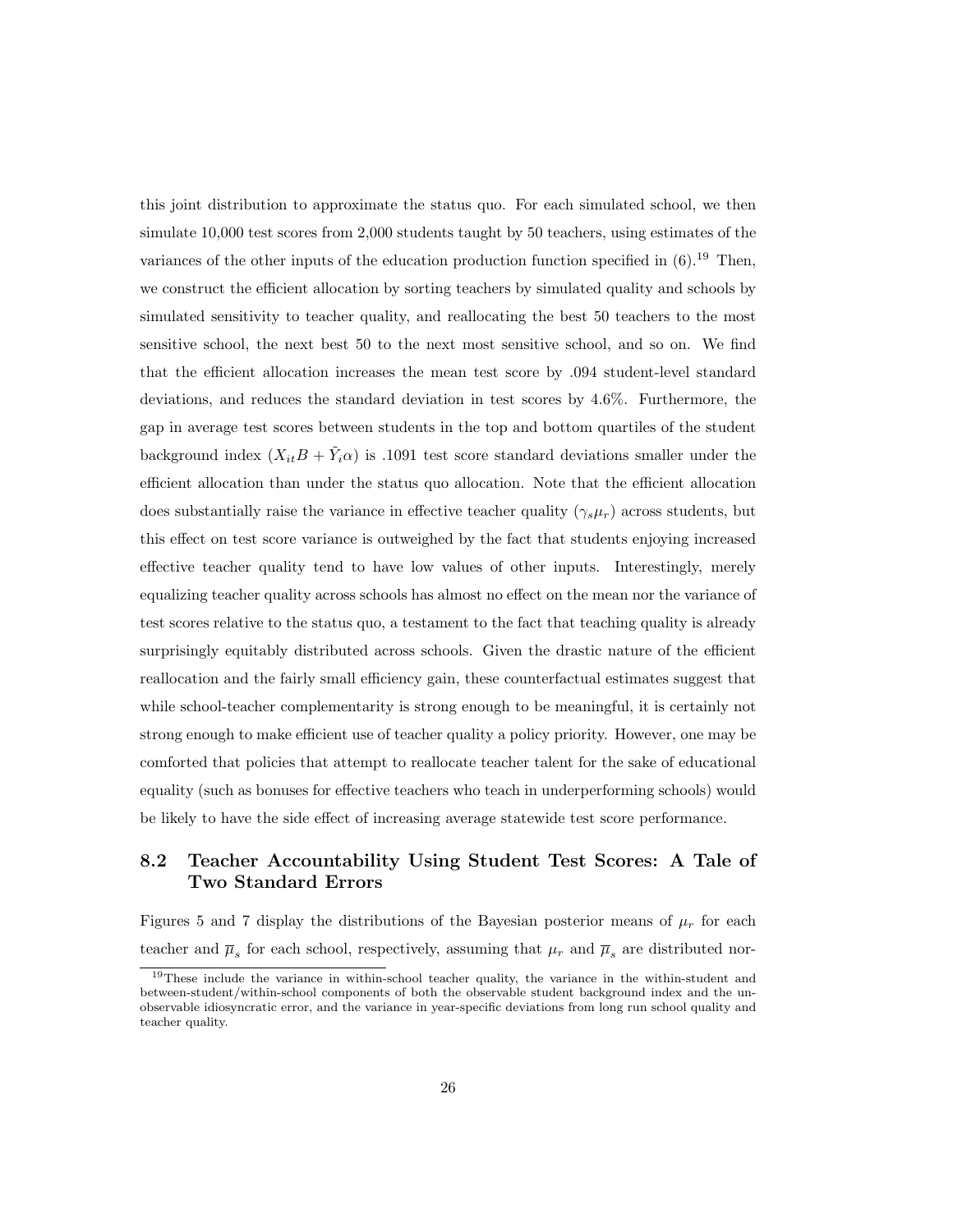this joint distribution to approximate the status quo. For each simulated school, we then simulate 10,000 test scores from 2,000 students taught by 50 teachers, using estimates of the variances of the other inputs of the education production function specified in (6).[19] Then, we construct the efficient allocation by sorting teachers by simulated quality and schools by simulated sensitivity to teacher quality, and reallocating the best 50 teachers to the most sensitive school, the next best 50 to the next most sensitive school, and so on. We find that the efficient allocation increases the mean test score by .094 student-level standard deviations, and reduces the standard deviation in test scores by 4.6%. Furthermore, the gap in average test scores between students in the top and bottom quartiles of the student background index ($X_{it}B + \tilde{Y}_i\alpha$) is .1091 test score standard deviations smaller under the efficient allocation than under the status quo allocation. Note that the efficient allocation does substantially raise the variance in effective teacher quality ($\gamma_s \mu_r$) across students, but this effect on test score variance is outweighed by the fact that students enjoying increased effective teacher quality tend to have low values of other inputs. Interestingly, merely equalizing teacher quality across schools has almost no effect on the mean nor the variance of test scores relative to the status quo, a testament to the fact that teaching quality is already surprisingly equitably distributed across schools. Given the drastic nature of the efficient reallocation and the fairly small efficiency gain, these counterfactual estimates suggest that while school-teacher complementarity is strong enough to be meaningful, it is certainly not strong enough to make efficient use of teacher quality a policy priority. However, one may be comforted that policies that attempt to reallocate teacher talent for the sake of educational equality (such as bonuses for effective teachers who teach in underperforming schools) would be likely to have the side effect of increasing average statewide test score performance.

## 8.2 Teacher Accountability Using Student Test Scores: A Tale of Two Standard Errors

Figures 5 and 7 display the distributions of the Bayesian posterior means of $\mu_r$ for each teacher and $\overline{\mu}_s$ for each school, respectively, assuming that $\mu_r$ and $\overline{\mu}_s$ are distributed nor-

[19] These include the variance in within-school teacher quality, the variance in the within-student and between-student/within-school components of both the observable student background index and the unobservable idiosyncratic error, and the variance in year-specific deviations from long run school quality and teacher quality.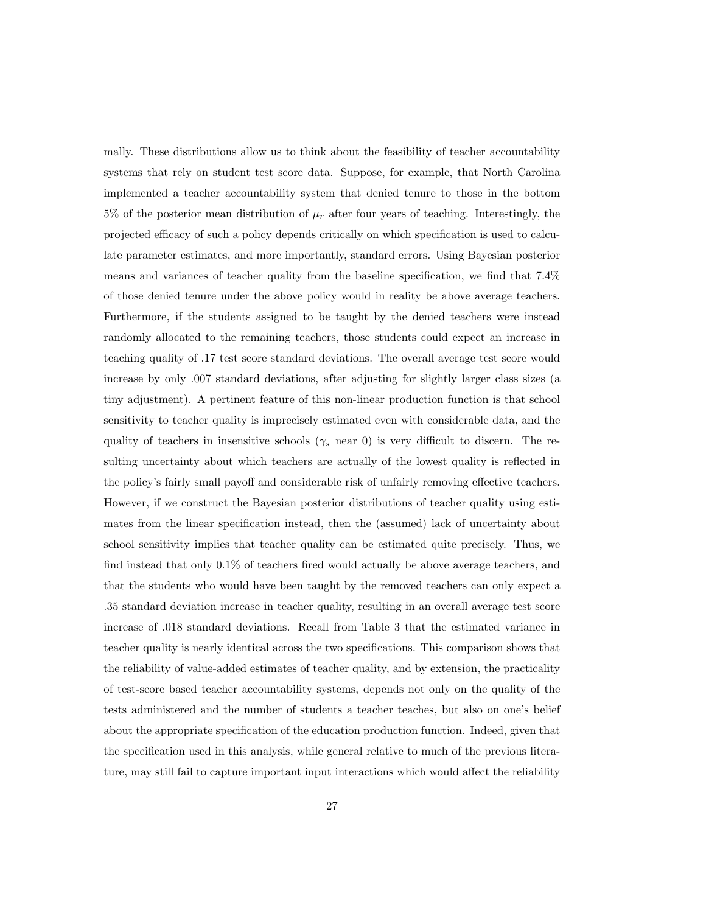mally. These distributions allow us to think about the feasibility of teacher accountability systems that rely on student test score data. Suppose, for example, that North Carolina implemented a teacher accountability system that denied tenure to those in the bottom 5% of the posterior mean distribution of $\mu_r$ after four years of teaching. Interestingly, the projected efficacy of such a policy depends critically on which specification is used to calculate parameter estimates, and more importantly, standard errors. Using Bayesian posterior means and variances of teacher quality from the baseline specification, we find that 7.4% of those denied tenure under the above policy would in reality be above average teachers. Furthermore, if the students assigned to be taught by the denied teachers were instead randomly allocated to the remaining teachers, those students could expect an increase in teaching quality of .17 test score standard deviations. The overall average test score would increase by only .007 standard deviations, after adjusting for slightly larger class sizes (a tiny adjustment). A pertinent feature of this non-linear production function is that school sensitivity to teacher quality is imprecisely estimated even with considerable data, and the quality of teachers in insensitive schools ($\gamma_s$ near 0) is very difficult to discern. The resulting uncertainty about which teachers are actually of the lowest quality is reflected in the policy's fairly small payoff and considerable risk of unfairly removing effective teachers. However, if we construct the Bayesian posterior distributions of teacher quality using estimates from the linear specification instead, then the (assumed) lack of uncertainty about school sensitivity implies that teacher quality can be estimated quite precisely. Thus, we find instead that only 0.1% of teachers fired would actually be above average teachers, and that the students who would have been taught by the removed teachers can only expect a .35 standard deviation increase in teacher quality, resulting in an overall average test score increase of .018 standard deviations. Recall from Table 3 that the estimated variance in teacher quality is nearly identical across the two specifications. This comparison shows that the reliability of value-added estimates of teacher quality, and by extension, the practicality of test-score based teacher accountability systems, depends not only on the quality of the tests administered and the number of students a teacher teaches, but also on one's belief about the appropriate specification of the education production function. Indeed, given that the specification used in this analysis, while general relative to much of the previous literature, may still fail to capture important input interactions which would affect the reliability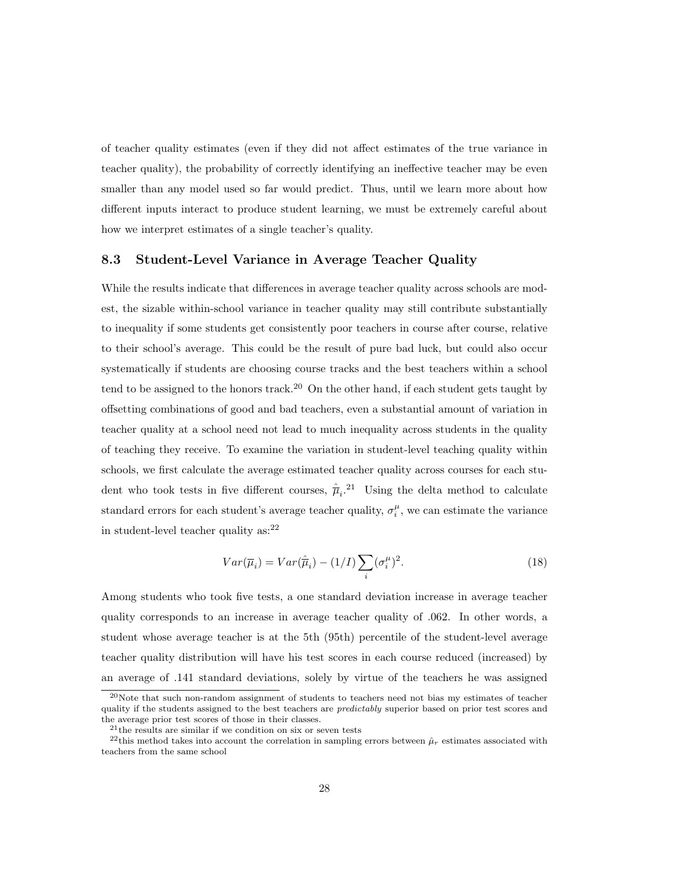of teacher quality estimates (even if they did not affect estimates of the true variance in teacher quality), the probability of correctly identifying an ineffective teacher may be even smaller than any model used so far would predict. Thus, until we learn more about how different inputs interact to produce student learning, we must be extremely careful about how we interpret estimates of a single teacher's quality.

### 8.3 Student-Level Variance in Average Teacher Quality

While the results indicate that differences in average teacher quality across schools are modest, the sizable within-school variance in teacher quality may still contribute substantially to inequality if some students get consistently poor teachers in course after course, relative to their school's average. This could be the result of pure bad luck, but could also occur systematically if students are choosing course tracks and the best teachers within a school tend to be assigned to the honors track.[20] On the other hand, if each student gets taught by offsetting combinations of good and bad teachers, even a substantial amount of variation in teacher quality at a school need not lead to much inequality across students in the quality of teaching they receive. To examine the variation in student-level teaching quality within schools, we first calculate the average estimated teacher quality across courses for each student who took tests in five different courses, $\hat{\overline{\mu}}_i$.[21] Using the delta method to calculate standard errors for each student's average teacher quality, $\sigma_i^\mu$, we can estimate the variance in student-level teacher quality as:[22]

$$Var(\overline{\mu}_i) = Var(\hat{\overline{\mu}}_i) - (1/I)\sum_i (\sigma_i^\mu)^2. \tag{18}$$

Among students who took five tests, a one standard deviation increase in average teacher quality corresponds to an increase in average teacher quality of .062. In other words, a student whose average teacher is at the 5th (95th) percentile of the student-level average teacher quality distribution will have his test scores in each course reduced (increased) by an average of .141 standard deviations, solely by virtue of the teachers he was assigned

[20] Note that such non-random assignment of students to teachers need not bias my estimates of teacher quality if the students assigned to the best teachers are *predictably* superior based on prior test scores and the average prior test scores of those in their classes.

[21] the results are similar if we condition on six or seven tests

[22] this method takes into account the correlation in sampling errors between $\hat{\mu}_r$ estimates associated with teachers from the same school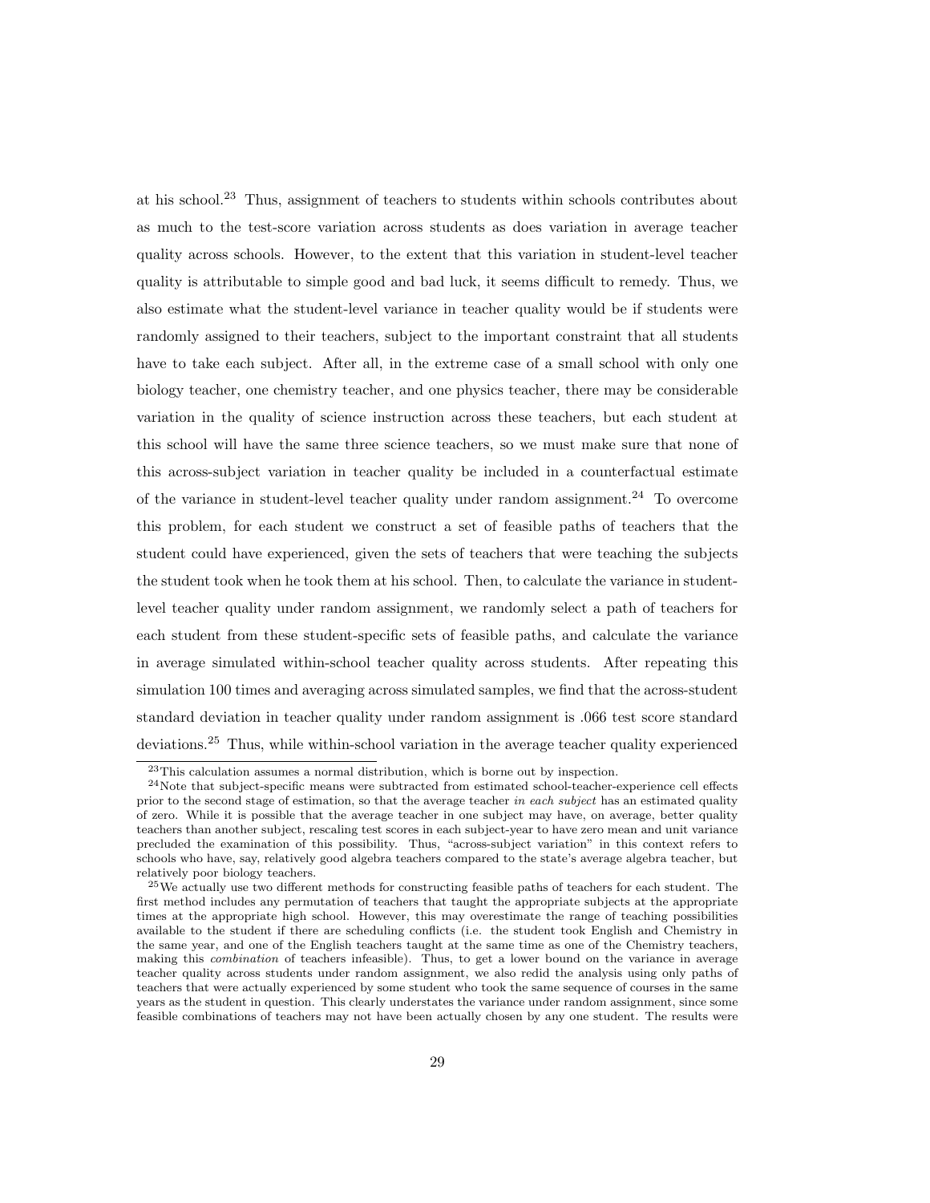at his school.[23] Thus, assignment of teachers to students within schools contributes about as much to the test-score variation across students as does variation in average teacher quality across schools. However, to the extent that this variation in student-level teacher quality is attributable to simple good and bad luck, it seems difficult to remedy. Thus, we also estimate what the student-level variance in teacher quality would be if students were randomly assigned to their teachers, subject to the important constraint that all students have to take each subject. After all, in the extreme case of a small school with only one biology teacher, one chemistry teacher, and one physics teacher, there may be considerable variation in the quality of science instruction across these teachers, but each student at this school will have the same three science teachers, so we must make sure that none of this across-subject variation in teacher quality be included in a counterfactual estimate of the variance in student-level teacher quality under random assignment.[24] To overcome this problem, for each student we construct a set of feasible paths of teachers that the student could have experienced, given the sets of teachers that were teaching the subjects the student took when he took them at his school. Then, to calculate the variance in student-level teacher quality under random assignment, we randomly select a path of teachers for each student from these student-specific sets of feasible paths, and calculate the variance in average simulated within-school teacher quality across students. After repeating this simulation 100 times and averaging across simulated samples, we find that the across-student standard deviation in teacher quality under random assignment is .066 test score standard deviations.[25] Thus, while within-school variation in the average teacher quality experienced

[23] This calculation assumes a normal distribution, which is borne out by inspection.

[24] Note that subject-specific means were subtracted from estimated school-teacher-experience cell effects prior to the second stage of estimation, so that the average teacher *in each subject* has an estimated quality of zero. While it is possible that the average teacher in one subject may have, on average, better quality teachers than another subject, rescaling test scores in each subject-year to have zero mean and unit variance precluded the examination of this possibility. Thus, "across-subject variation" in this context refers to schools who have, say, relatively good algebra teachers compared to the state's average algebra teacher, but relatively poor biology teachers.

[25] We actually use two different methods for constructing feasible paths of teachers for each student. The first method includes any permutation of teachers that taught the appropriate subjects at the appropriate times at the appropriate high school. However, this may overestimate the range of teaching possibilities available to the student if there are scheduling conflicts (i.e. the student took English and Chemistry in the same year, and one of the English teachers taught at the same time as one of the Chemistry teachers, making this *combination* of teachers infeasible). Thus, to get a lower bound on the variance in average teacher quality across students under random assignment, we also redid the analysis using only paths of teachers that were actually experienced by some student who took the same sequence of courses in the same years as the student in question. This clearly understates the variance under random assignment, since some feasible combinations of teachers may not have been actually chosen by any one student. The results were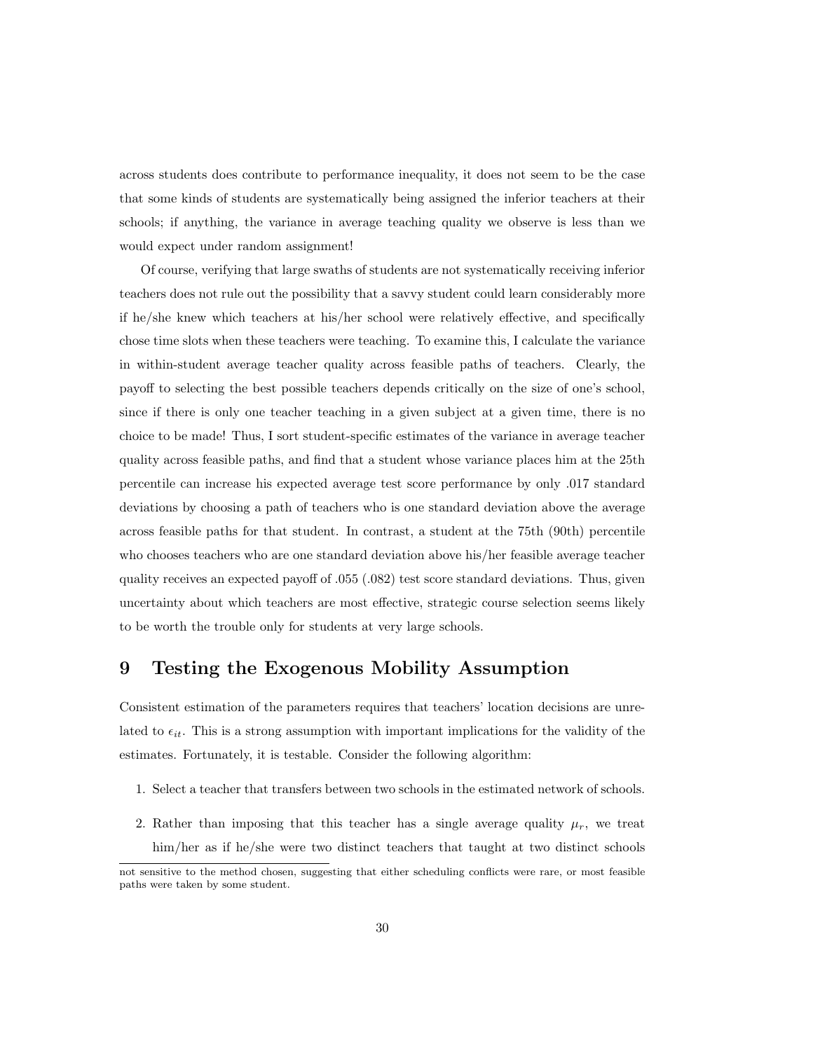across students does contribute to performance inequality, it does not seem to be the case that some kinds of students are systematically being assigned the inferior teachers at their schools; if anything, the variance in average teaching quality we observe is less than we would expect under random assignment!

Of course, verifying that large swaths of students are not systematically receiving inferior teachers does not rule out the possibility that a savvy student could learn considerably more if he/she knew which teachers at his/her school were relatively effective, and specifically chose time slots when these teachers were teaching. To examine this, I calculate the variance in within-student average teacher quality across feasible paths of teachers. Clearly, the payoff to selecting the best possible teachers depends critically on the size of one's school, since if there is only one teacher teaching in a given subject at a given time, there is no choice to be made! Thus, I sort student-specific estimates of the variance in average teacher quality across feasible paths, and find that a student whose variance places him at the 25th percentile can increase his expected average test score performance by only .017 standard deviations by choosing a path of teachers who is one standard deviation above the average across feasible paths for that student. In contrast, a student at the 75th (90th) percentile who chooses teachers who are one standard deviation above his/her feasible average teacher quality receives an expected payoff of .055 (.082) test score standard deviations. Thus, given uncertainty about which teachers are most effective, strategic course selection seems likely to be worth the trouble only for students at very large schools.

# 9 Testing the Exogenous Mobility Assumption

Consistent estimation of the parameters requires that teachers' location decisions are unrelated to $\epsilon_{it}$. This is a strong assumption with important implications for the validity of the estimates. Fortunately, it is testable. Consider the following algorithm:

1. Select a teacher that transfers between two schools in the estimated network of schools.
2. Rather than imposing that this teacher has a single average quality $\mu_r$, we treat him/her as if he/she were two distinct teachers that taught at two distinct schools

not sensitive to the method chosen, suggesting that either scheduling conflicts were rare, or most feasible paths were taken by some student.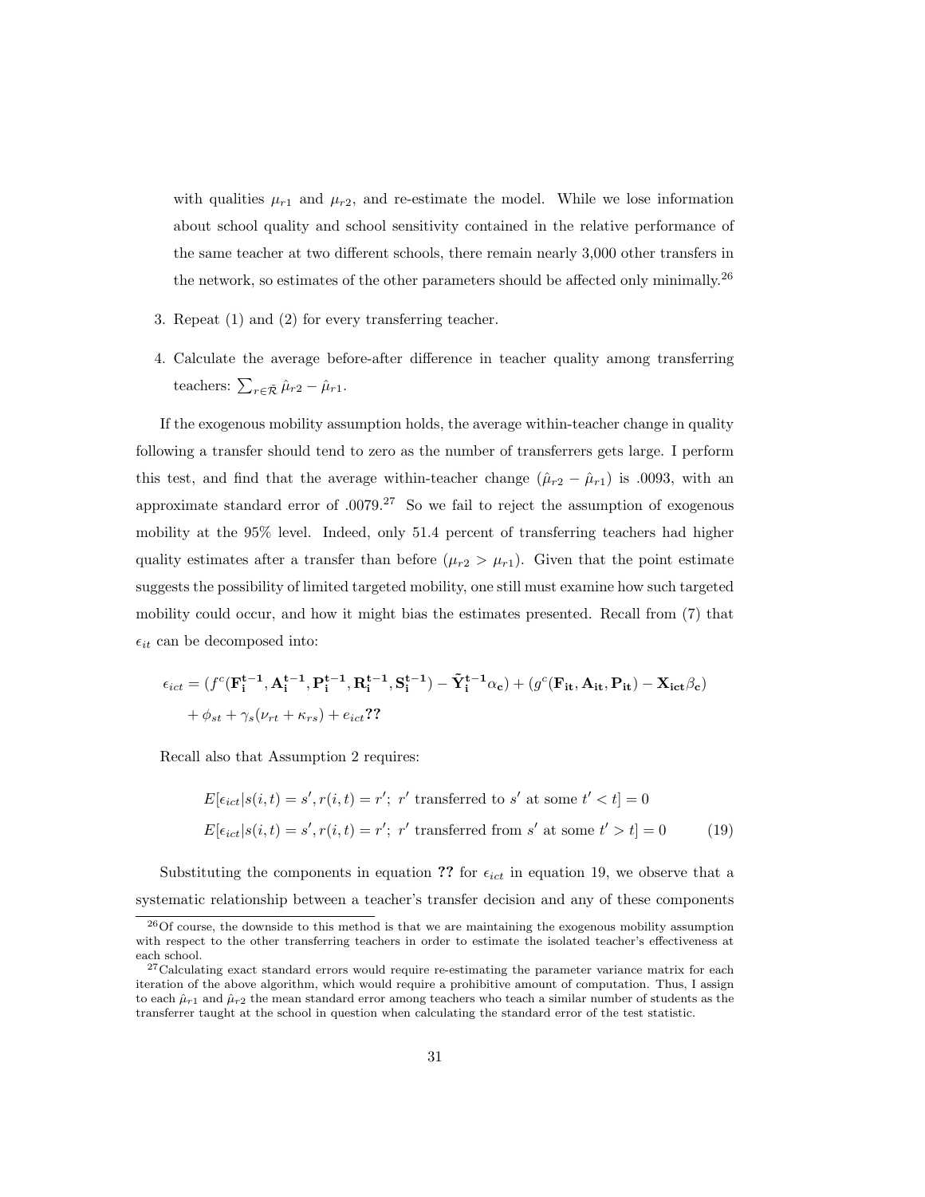with qualities $\mu_{r1}$ and $\mu_{r2}$, and re-estimate the model. While we lose information about school quality and school sensitivity contained in the relative performance of the same teacher at two different schools, there remain nearly 3,000 other transfers in the network, so estimates of the other parameters should be affected only minimally.[26]

3. Repeat (1) and (2) for every transferring teacher.

4. Calculate the average before-after difference in teacher quality among transferring teachers: $\sum_{r \in \tilde{\mathcal{R}}} \hat{\mu}_{r2} - \hat{\mu}_{r1}$.

If the exogenous mobility assumption holds, the average within-teacher change in quality following a transfer should tend to zero as the number of transferrers gets large. I perform this test, and find that the average within-teacher change ($\hat{\mu}_{r2} - \hat{\mu}_{r1}$) is .0093, with an approximate standard error of .0079.[27] So we fail to reject the assumption of exogenous mobility at the 95% level. Indeed, only 51.4 percent of transferring teachers had higher quality estimates after a transfer than before ($\mu_{r2} > \mu_{r1}$). Given that the point estimate suggests the possibility of limited targeted mobility, one still must examine how such targeted mobility could occur, and how it might bias the estimates presented. Recall from (7) that $\epsilon_{it}$ can be decomposed into:

$$
\begin{aligned}
\epsilon_{ict} = {} & (f^c(\mathbf{F_i^{t-1}}, \mathbf{A_i^{t-1}}, \mathbf{P_i^{t-1}}, \mathbf{R_i^{t-1}}, \mathbf{S_i^{t-1}}) - \mathbf{\tilde{Y}_i^{t-1}} \alpha_\mathbf{c}) + (g^c(\mathbf{F_{it}}, \mathbf{A_{it}}, \mathbf{P_{it}}) - \mathbf{X_{ict}} \beta_\mathbf{c}) \\
& + \phi_{st} + \gamma_s(\nu_{rt} + \kappa_{rs}) + e_{ict} \mathbf{??}
\end{aligned}
$$

Recall also that Assumption 2 requires:

$$
\begin{aligned}
& E[\epsilon_{ict} | s(i,t) = s', r(i,t) = r';\ r' \text{ transferred to } s' \text{ at some } t' < t] = 0 \\
& E[\epsilon_{ict} | s(i,t) = s', r(i,t) = r';\ r' \text{ transferred from } s' \text{ at some } t' > t] = 0 \qquad (19)
\end{aligned}
$$

Substituting the components in equation **??** for $\epsilon_{ict}$ in equation 19, we observe that a systematic relationship between a teacher's transfer decision and any of these components

---

[26] Of course, the downside to this method is that we are maintaining the exogenous mobility assumption with respect to the other transferring teachers in order to estimate the isolated teacher's effectiveness at each school.

[27] Calculating exact standard errors would require re-estimating the parameter variance matrix for each iteration of the above algorithm, which would require a prohibitive amount of computation. Thus, I assign to each $\hat{\mu}_{r1}$ and $\hat{\mu}_{r2}$ the mean standard error among teachers who teach a similar number of students as the transferrer taught at the school in question when calculating the standard error of the test statistic.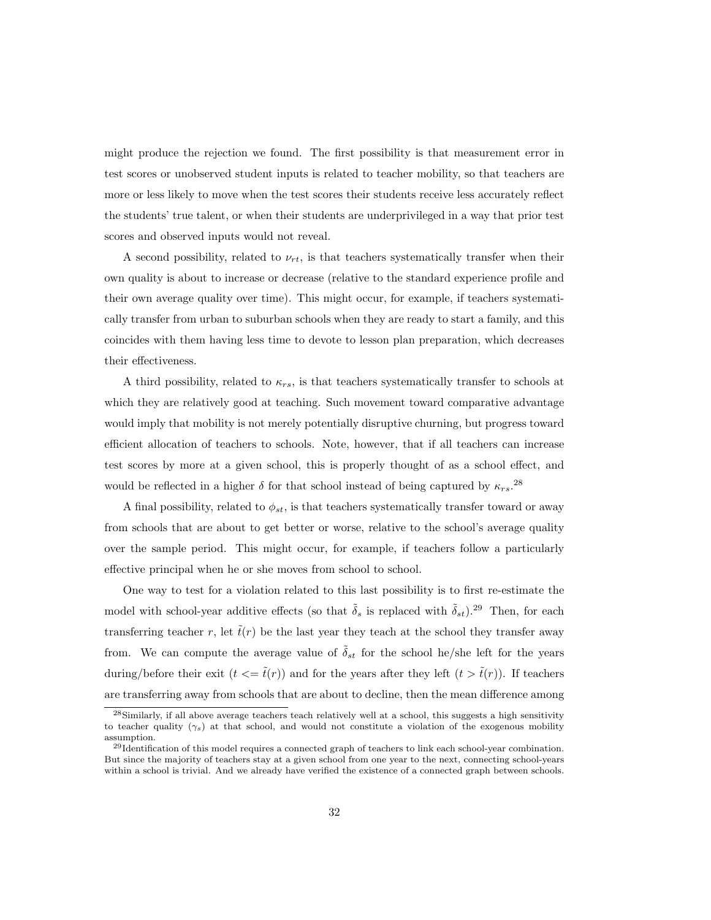might produce the rejection we found. The first possibility is that measurement error in test scores or unobserved student inputs is related to teacher mobility, so that teachers are more or less likely to move when the test scores their students receive less accurately reflect the students' true talent, or when their students are underprivileged in a way that prior test scores and observed inputs would not reveal.

A second possibility, related to $\nu_{rt}$, is that teachers systematically transfer when their own quality is about to increase or decrease (relative to the standard experience profile and their own average quality over time). This might occur, for example, if teachers systematically transfer from urban to suburban schools when they are ready to start a family, and this coincides with them having less time to devote to lesson plan preparation, which decreases their effectiveness.

A third possibility, related to $\kappa_{rs}$, is that teachers systematically transfer to schools at which they are relatively good at teaching. Such movement toward comparative advantage would imply that mobility is not merely potentially disruptive churning, but progress toward efficient allocation of teachers to schools. Note, however, that if all teachers can increase test scores by more at a given school, this is properly thought of as a school effect, and would be reflected in a higher $\delta$ for that school instead of being captured by $\kappa_{rs}$.[28]

A final possibility, related to $\phi_{st}$, is that teachers systematically transfer toward or away from schools that are about to get better or worse, relative to the school's average quality over the sample period. This might occur, for example, if teachers follow a particularly effective principal when he or she moves from school to school.

One way to test for a violation related to this last possibility is to first re-estimate the model with school-year additive effects (so that $\tilde{\delta}_s$ is replaced with $\tilde{\delta}_{st}$).[29] Then, for each transferring teacher $r$, let $\tilde{t}(r)$ be the last year they teach at the school they transfer away from. We can compute the average value of $\tilde{\delta}_{st}$ for the school he/she left for the years during/before their exit ($t <= \tilde{t}(r)$) and for the years after they left ($t > \tilde{t}(r)$). If teachers are transferring away from schools that are about to decline, then the mean difference among

[28] Similarly, if all above average teachers teach relatively well at a school, this suggests a high sensitivity to teacher quality ($\gamma_s$) at that school, and would not constitute a violation of the exogenous mobility assumption.

[29] Identification of this model requires a connected graph of teachers to link each school-year combination. But since the majority of teachers stay at a given school from one year to the next, connecting school-years within a school is trivial. And we already have verified the existence of a connected graph between schools.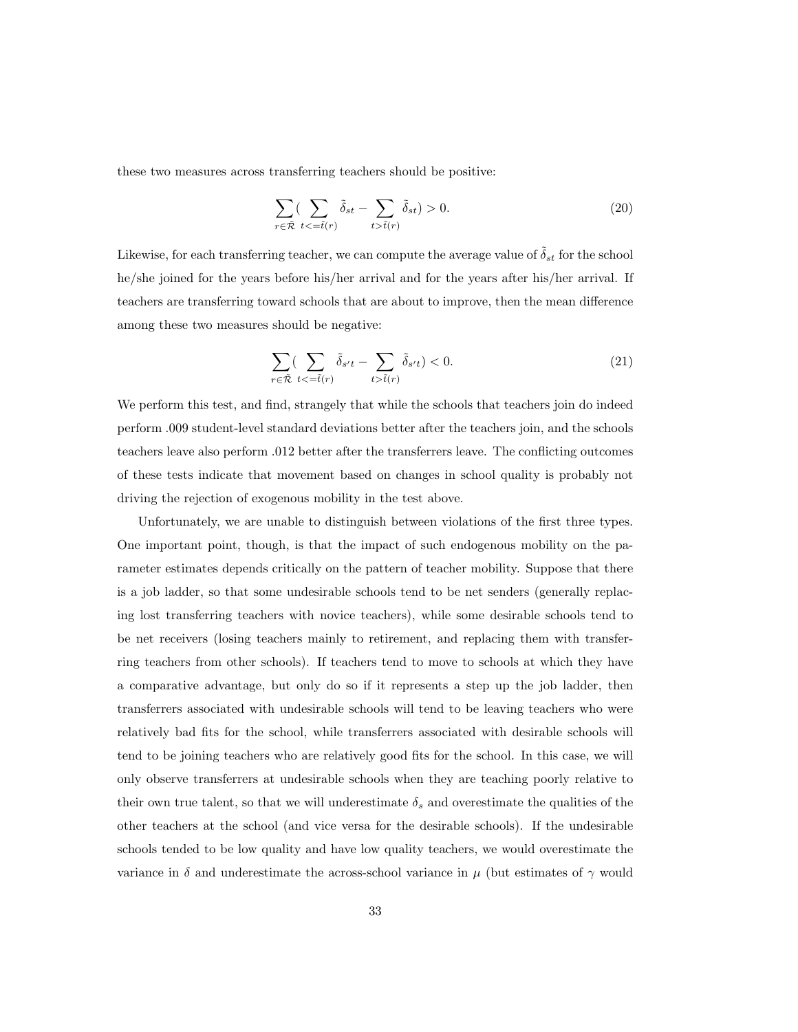these two measures across transferring teachers should be positive:

$$\sum_{r \in \tilde{\mathcal{R}}} ( \sum_{t <= \tilde{t}(r)} \tilde{\delta}_{st} - \sum_{t > \tilde{t}(r)} \tilde{\delta}_{st}) > 0. \tag{20}$$

Likewise, for each transferring teacher, we can compute the average value of $\tilde{\delta}_{st}$ for the school he/she joined for the years before his/her arrival and for the years after his/her arrival. If teachers are transferring toward schools that are about to improve, then the mean difference among these two measures should be negative:

$$\sum_{r \in \tilde{\mathcal{R}}} ( \sum_{t <= \tilde{t}(r)} \tilde{\delta}_{s't} - \sum_{t > \tilde{t}(r)} \tilde{\delta}_{s't}) < 0. \tag{21}$$

We perform this test, and find, strangely that while the schools that teachers join do indeed perform .009 student-level standard deviations better after the teachers join, and the schools teachers leave also perform .012 better after the transferrers leave. The conflicting outcomes of these tests indicate that movement based on changes in school quality is probably not driving the rejection of exogenous mobility in the test above.

Unfortunately, we are unable to distinguish between violations of the first three types. One important point, though, is that the impact of such endogenous mobility on the parameter estimates depends critically on the pattern of teacher mobility. Suppose that there is a job ladder, so that some undesirable schools tend to be net senders (generally replacing lost transferring teachers with novice teachers), while some desirable schools tend to be net receivers (losing teachers mainly to retirement, and replacing them with transferring teachers from other schools). If teachers tend to move to schools at which they have a comparative advantage, but only do so if it represents a step up the job ladder, then transferrers associated with undesirable schools will tend to be leaving teachers who were relatively bad fits for the school, while transferrers associated with desirable schools will tend to be joining teachers who are relatively good fits for the school. In this case, we will only observe transferrers at undesirable schools when they are teaching poorly relative to their own true talent, so that we will underestimate $\delta_s$ and overestimate the qualities of the other teachers at the school (and vice versa for the desirable schools). If the undesirable schools tended to be low quality and have low quality teachers, we would overestimate the variance in $\delta$ and underestimate the across-school variance in $\mu$ (but estimates of $\gamma$ would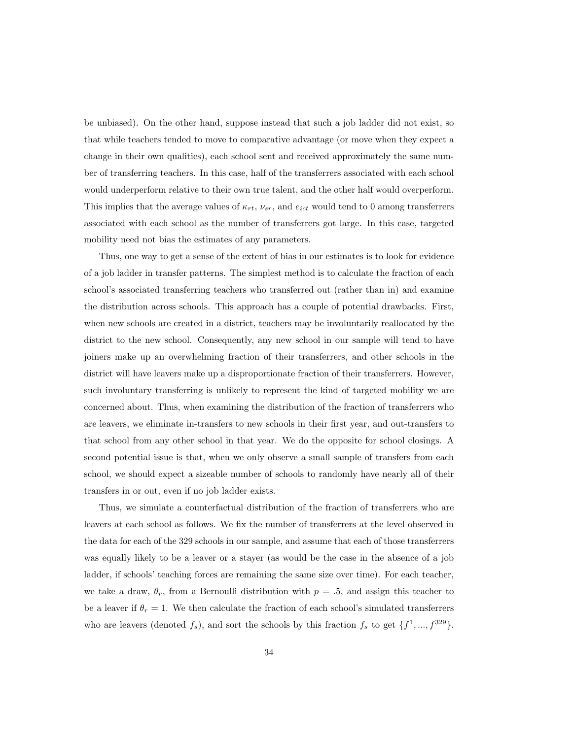be unbiased). On the other hand, suppose instead that such a job ladder did not exist, so that while teachers tended to move to comparative advantage (or move when they expect a change in their own qualities), each school sent and received approximately the same number of transferring teachers. In this case, half of the transferrers associated with each school would underperform relative to their own true talent, and the other half would overperform. This implies that the average values of $\kappa_{rt}$, $\nu_{sr}$, and $e_{ict}$ would tend to 0 among transferrers associated with each school as the number of transferrers got large. In this case, targeted mobility need not bias the estimates of any parameters.

Thus, one way to get a sense of the extent of bias in our estimates is to look for evidence of a job ladder in transfer patterns. The simplest method is to calculate the fraction of each school's associated transferring teachers who transferred out (rather than in) and examine the distribution across schools. This approach has a couple of potential drawbacks. First, when new schools are created in a district, teachers may be involuntarily reallocated by the district to the new school. Consequently, any new school in our sample will tend to have joiners make up an overwhelming fraction of their transferrers, and other schools in the district will have leavers make up a disproportionate fraction of their transferrers. However, such involuntary transferring is unlikely to represent the kind of targeted mobility we are concerned about. Thus, when examining the distribution of the fraction of transferrers who are leavers, we eliminate in-transfers to new schools in their first year, and out-transfers to that school from any other school in that year. We do the opposite for school closings. A second potential issue is that, when we only observe a small sample of transfers from each school, we should expect a sizeable number of schools to randomly have nearly all of their transfers in or out, even if no job ladder exists.

Thus, we simulate a counterfactual distribution of the fraction of transferrers who are leavers at each school as follows. We fix the number of transferrers at the level observed in the data for each of the 329 schools in our sample, and assume that each of those transferrers was equally likely to be a leaver or a stayer (as would be the case in the absence of a job ladder, if schools' teaching forces are remaining the same size over time). For each teacher, we take a draw, $\theta_r$, from a Bernoulli distribution with $p = .5$, and assign this teacher to be a leaver if $\theta_r = 1$. We then calculate the fraction of each school's simulated transferrers who are leavers (denoted $f_s$), and sort the schools by this fraction $f_s$ to get $\{f^1, ..., f^{329}\}$.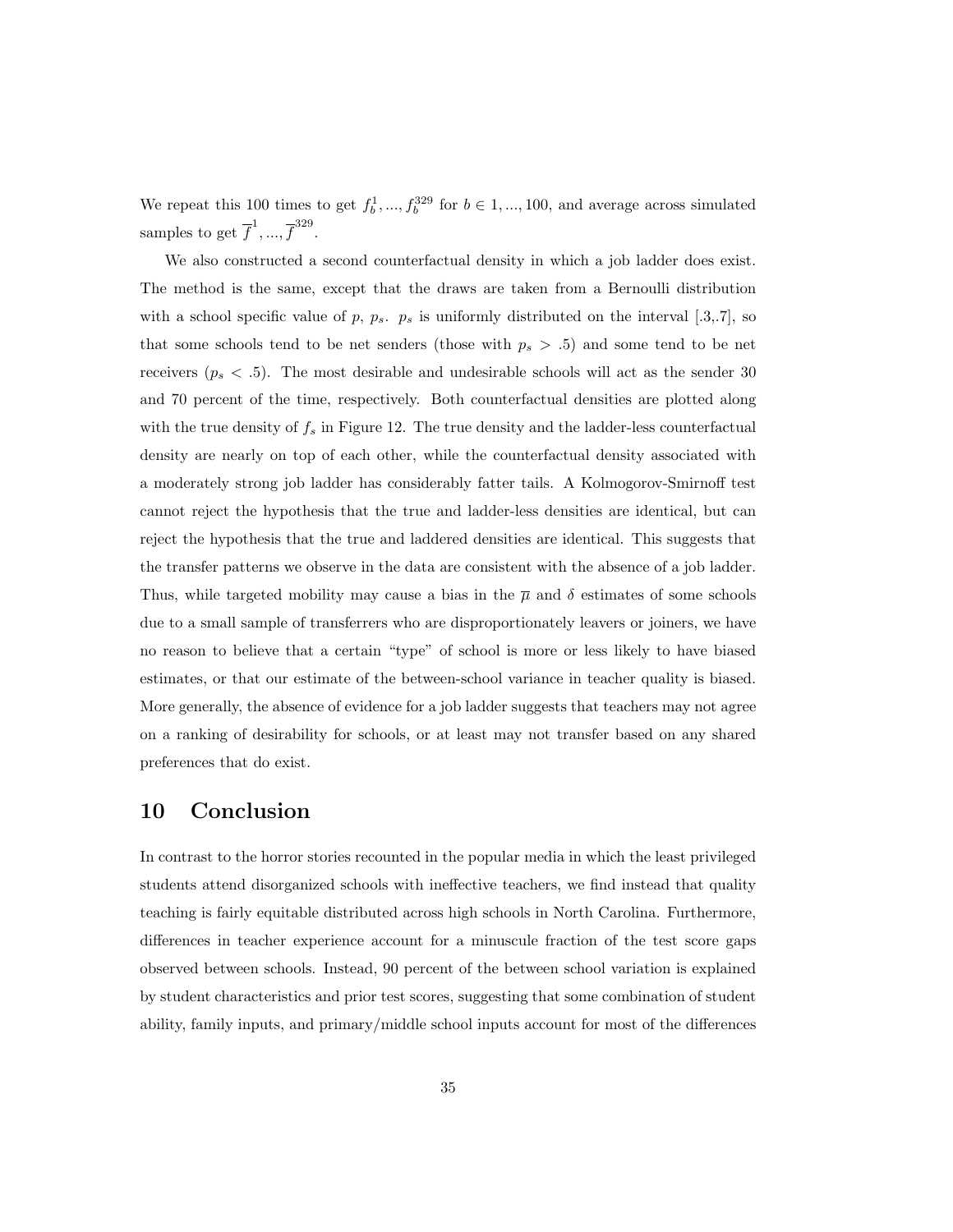We repeat this 100 times to get $f_b^1, ..., f_b^{329}$ for $b \in 1, ..., 100$, and average across simulated samples to get $\overline{f}^1, ..., \overline{f}^{329}$.

We also constructed a second counterfactual density in which a job ladder does exist. The method is the same, except that the draws are taken from a Bernoulli distribution with a school specific value of $p$, $p_s$. $p_s$ is uniformly distributed on the interval [.3,.7], so that some schools tend to be net senders (those with $p_s > .5$) and some tend to be net receivers ($p_s < .5$). The most desirable and undesirable schools will act as the sender 30 and 70 percent of the time, respectively. Both counterfactual densities are plotted along with the true density of $f_s$ in Figure 12. The true density and the ladder-less counterfactual density are nearly on top of each other, while the counterfactual density associated with a moderately strong job ladder has considerably fatter tails. A Kolmogorov-Smirnoff test cannot reject the hypothesis that the true and ladder-less densities are identical, but can reject the hypothesis that the true and laddered densities are identical. This suggests that the transfer patterns we observe in the data are consistent with the absence of a job ladder. Thus, while targeted mobility may cause a bias in the $\overline{\mu}$ and $\delta$ estimates of some schools due to a small sample of transferrers who are disproportionately leavers or joiners, we have no reason to believe that a certain "type" of school is more or less likely to have biased estimates, or that our estimate of the between-school variance in teacher quality is biased. More generally, the absence of evidence for a job ladder suggests that teachers may not agree on a ranking of desirability for schools, or at least may not transfer based on any shared preferences that do exist.

## 10 Conclusion

In contrast to the horror stories recounted in the popular media in which the least privileged students attend disorganized schools with ineffective teachers, we find instead that quality teaching is fairly equitable distributed across high schools in North Carolina. Furthermore, differences in teacher experience account for a minuscule fraction of the test score gaps observed between schools. Instead, 90 percent of the between school variation is explained by student characteristics and prior test scores, suggesting that some combination of student ability, family inputs, and primary/middle school inputs account for most of the differences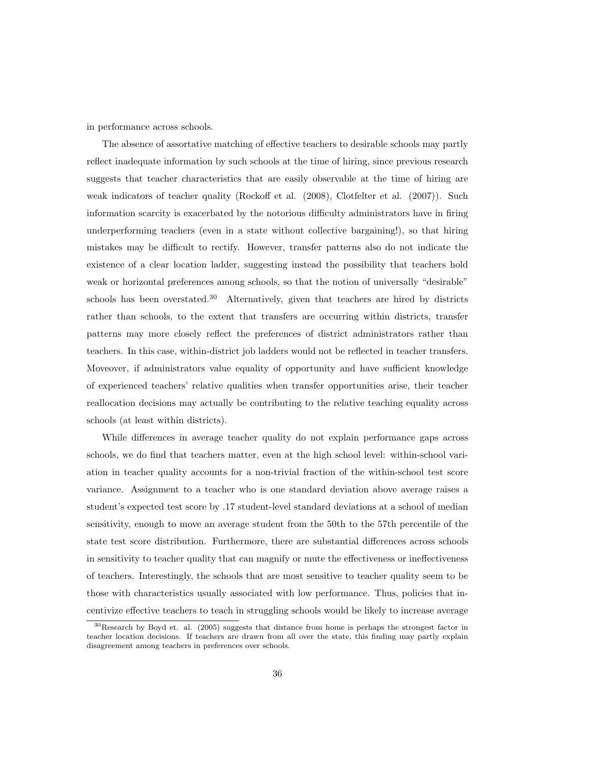in performance across schools.

The absence of assortative matching of effective teachers to desirable schools may partly reflect inadequate information by such schools at the time of hiring, since previous research suggests that teacher characteristics that are easily observable at the time of hiring are weak indicators of teacher quality (Rockoff et al. (2008), Clotfelter et al. (2007)). Such information scarcity is exacerbated by the notorious difficulty administrators have in firing underperforming teachers (even in a state without collective bargaining!), so that hiring mistakes may be difficult to rectify. However, transfer patterns also do not indicate the existence of a clear location ladder, suggesting instead the possibility that teachers hold weak or horizontal preferences among schools, so that the notion of universally "desirable" schools has been overstated.[30] Alternatively, given that teachers are hired by districts rather than schools, to the extent that transfers are occurring within districts, transfer patterns may more closely reflect the preferences of district administrators rather than teachers. In this case, within-district job ladders would not be reflected in teacher transfers. Moveover, if administrators value equality of opportunity and have sufficient knowledge of experienced teachers' relative qualities when transfer opportunities arise, their teacher reallocation decisions may actually be contributing to the relative teaching equality across schools (at least within districts).

While differences in average teacher quality do not explain performance gaps across schools, we do find that teachers matter, even at the high school level: within-school variation in teacher quality accounts for a non-trivial fraction of the within-school test score variance. Assignment to a teacher who is one standard deviation above average raises a student's expected test score by .17 student-level standard deviations at a school of median sensitivity, enough to move an average student from the 50th to the 57th percentile of the state test score distribution. Furthermore, there are substantial differences across schools in sensitivity to teacher quality that can magnify or mute the effectiveness or ineffectiveness of teachers. Interestingly, the schools that are most sensitive to teacher quality seem to be those with characteristics usually associated with low performance. Thus, policies that incentivize effective teachers to teach in struggling schools would be likely to increase average

[30] Research by Boyd et. al. (2005) suggests that distance from home is perhaps the strongest factor in teacher location decisions. If teachers are drawn from all over the state, this finding may partly explain disagreement among teachers in preferences over schools.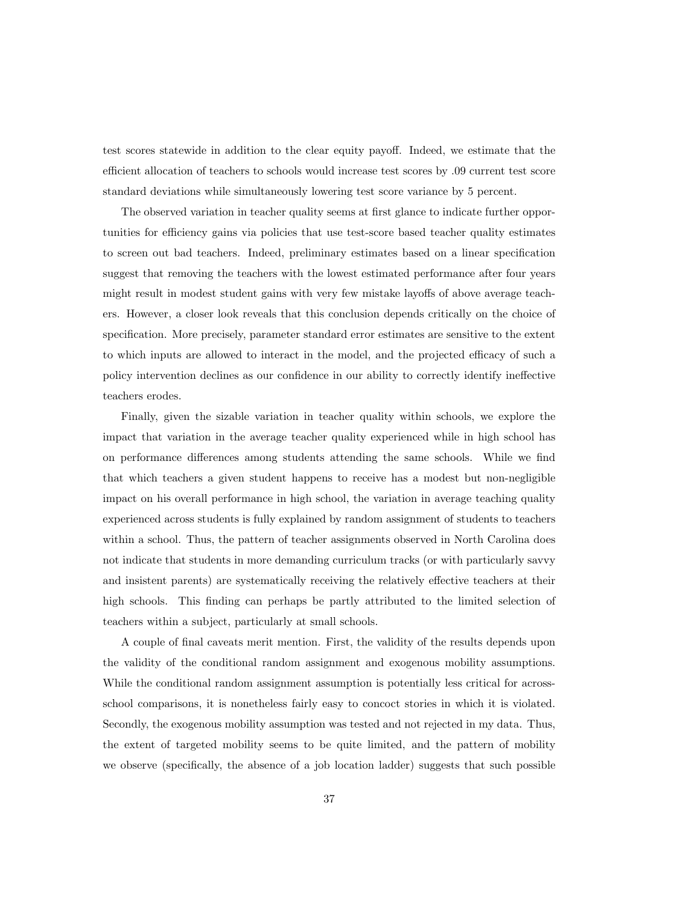test scores statewide in addition to the clear equity payoff. Indeed, we estimate that the efficient allocation of teachers to schools would increase test scores by .09 current test score standard deviations while simultaneously lowering test score variance by 5 percent.

The observed variation in teacher quality seems at first glance to indicate further opportunities for efficiency gains via policies that use test-score based teacher quality estimates to screen out bad teachers. Indeed, preliminary estimates based on a linear specification suggest that removing the teachers with the lowest estimated performance after four years might result in modest student gains with very few mistake layoffs of above average teachers. However, a closer look reveals that this conclusion depends critically on the choice of specification. More precisely, parameter standard error estimates are sensitive to the extent to which inputs are allowed to interact in the model, and the projected efficacy of such a policy intervention declines as our confidence in our ability to correctly identify ineffective teachers erodes.

Finally, given the sizable variation in teacher quality within schools, we explore the impact that variation in the average teacher quality experienced while in high school has on performance differences among students attending the same schools. While we find that which teachers a given student happens to receive has a modest but non-negligible impact on his overall performance in high school, the variation in average teaching quality experienced across students is fully explained by random assignment of students to teachers within a school. Thus, the pattern of teacher assignments observed in North Carolina does not indicate that students in more demanding curriculum tracks (or with particularly savvy and insistent parents) are systematically receiving the relatively effective teachers at their high schools. This finding can perhaps be partly attributed to the limited selection of teachers within a subject, particularly at small schools.

A couple of final caveats merit mention. First, the validity of the results depends upon the validity of the conditional random assignment and exogenous mobility assumptions. While the conditional random assignment assumption is potentially less critical for across-school comparisons, it is nonetheless fairly easy to concoct stories in which it is violated. Secondly, the exogenous mobility assumption was tested and not rejected in my data. Thus, the extent of targeted mobility seems to be quite limited, and the pattern of mobility we observe (specifically, the absence of a job location ladder) suggests that such possible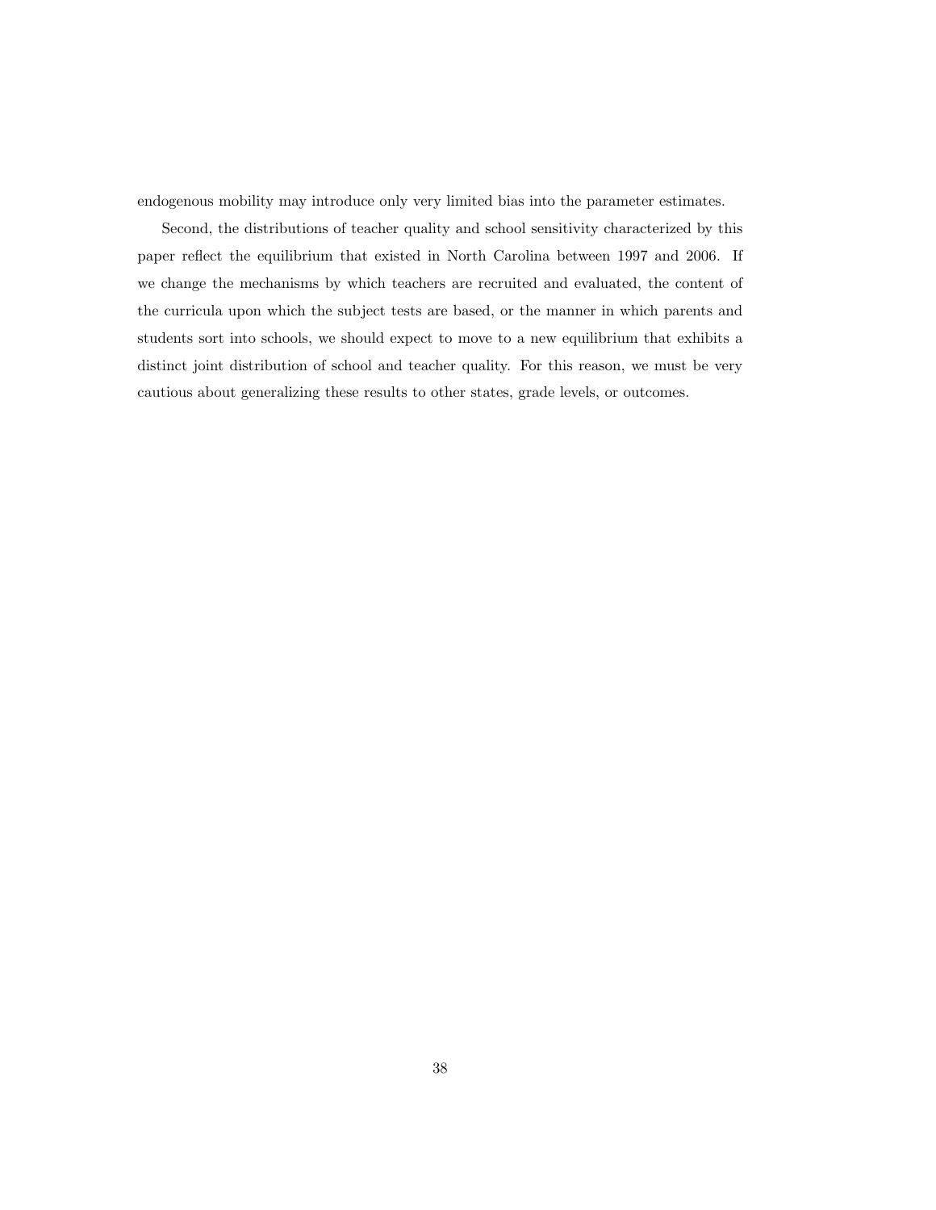endogenous mobility may introduce only very limited bias into the parameter estimates.

Second, the distributions of teacher quality and school sensitivity characterized by this paper reflect the equilibrium that existed in North Carolina between 1997 and 2006. If we change the mechanisms by which teachers are recruited and evaluated, the content of the curricula upon which the subject tests are based, or the manner in which parents and students sort into schools, we should expect to move to a new equilibrium that exhibits a distinct joint distribution of school and teacher quality. For this reason, we must be very cautious about generalizing these results to other states, grade levels, or outcomes.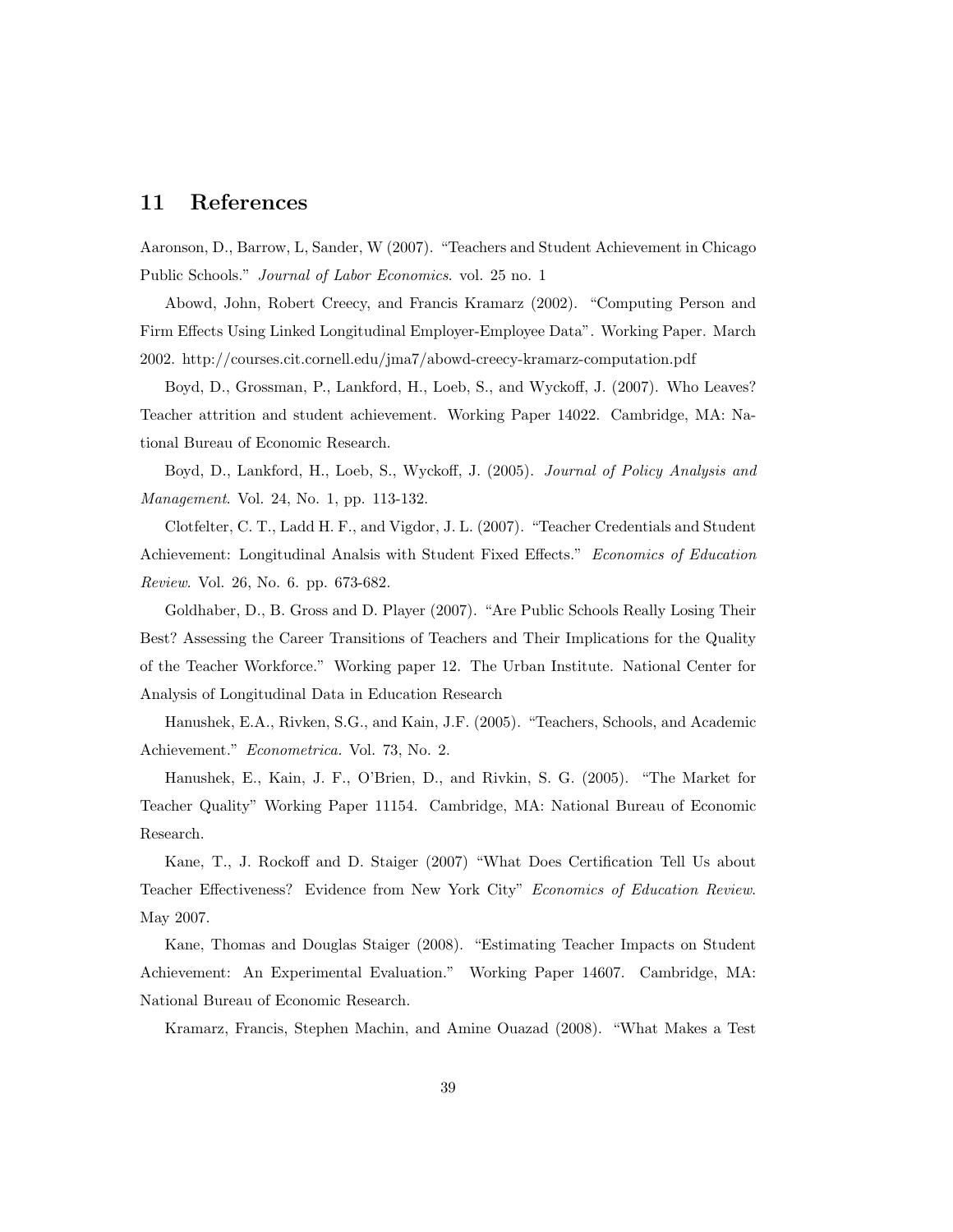## 11 References

Aaronson, D., Barrow, L, Sander, W (2007). "Teachers and Student Achievement in Chicago Public Schools." *Journal of Labor Economics*. vol. 25 no. 1

Abowd, John, Robert Creecy, and Francis Kramarz (2002). "Computing Person and Firm Effects Using Linked Longitudinal Employer-Employee Data". Working Paper. March 2002. http://courses.cit.cornell.edu/jma7/abowd-creecy-kramarz-computation.pdf

Boyd, D., Grossman, P., Lankford, H., Loeb, S., and Wyckoff, J. (2007). Who Leaves? Teacher attrition and student achievement. Working Paper 14022. Cambridge, MA: National Bureau of Economic Research.

Boyd, D., Lankford, H., Loeb, S., Wyckoff, J. (2005). *Journal of Policy Analysis and Management*. Vol. 24, No. 1, pp. 113-132.

Clotfelter, C. T., Ladd H. F., and Vigdor, J. L. (2007). "Teacher Credentials and Student Achievement: Longitudinal Analsis with Student Fixed Effects." *Economics of Education Review*. Vol. 26, No. 6. pp. 673-682.

Goldhaber, D., B. Gross and D. Player (2007). "Are Public Schools Really Losing Their Best? Assessing the Career Transitions of Teachers and Their Implications for the Quality of the Teacher Workforce." Working paper 12. The Urban Institute. National Center for Analysis of Longitudinal Data in Education Research

Hanushek, E.A., Rivken, S.G., and Kain, J.F. (2005). "Teachers, Schools, and Academic Achievement." *Econometrica.* Vol. 73, No. 2.

Hanushek, E., Kain, J. F., O'Brien, D., and Rivkin, S. G. (2005). "The Market for Teacher Quality" Working Paper 11154. Cambridge, MA: National Bureau of Economic Research.

Kane, T., J. Rockoff and D. Staiger (2007) "What Does Certification Tell Us about Teacher Effectiveness? Evidence from New York City" *Economics of Education Review*. May 2007.

Kane, Thomas and Douglas Staiger (2008). "Estimating Teacher Impacts on Student Achievement: An Experimental Evaluation." Working Paper 14607. Cambridge, MA: National Bureau of Economic Research.

Kramarz, Francis, Stephen Machin, and Amine Ouazad (2008). "What Makes a Test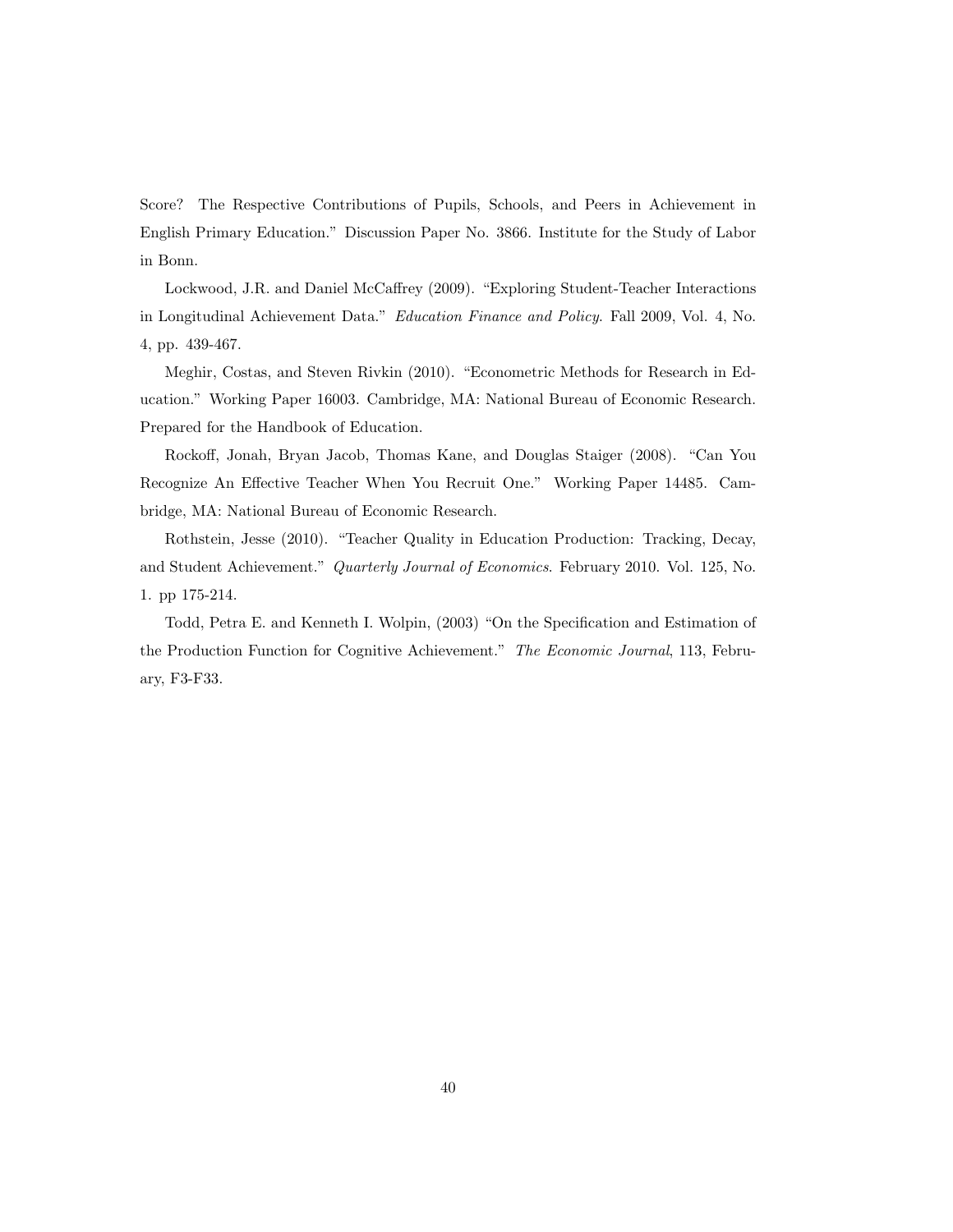Score? The Respective Contributions of Pupils, Schools, and Peers in Achievement in English Primary Education." Discussion Paper No. 3866. Institute for the Study of Labor in Bonn.

Lockwood, J.R. and Daniel McCaffrey (2009). "Exploring Student-Teacher Interactions in Longitudinal Achievement Data." *Education Finance and Policy*. Fall 2009, Vol. 4, No. 4, pp. 439-467.

Meghir, Costas, and Steven Rivkin (2010). "Econometric Methods for Research in Education." Working Paper 16003. Cambridge, MA: National Bureau of Economic Research. Prepared for the Handbook of Education.

Rockoff, Jonah, Bryan Jacob, Thomas Kane, and Douglas Staiger (2008). "Can You Recognize An Effective Teacher When You Recruit One." Working Paper 14485. Cambridge, MA: National Bureau of Economic Research.

Rothstein, Jesse (2010). "Teacher Quality in Education Production: Tracking, Decay, and Student Achievement." *Quarterly Journal of Economics*. February 2010. Vol. 125, No. 1. pp 175-214.

Todd, Petra E. and Kenneth I. Wolpin, (2003) "On the Specification and Estimation of the Production Function for Cognitive Achievement." *The Economic Journal*, 113, February, F3-F33.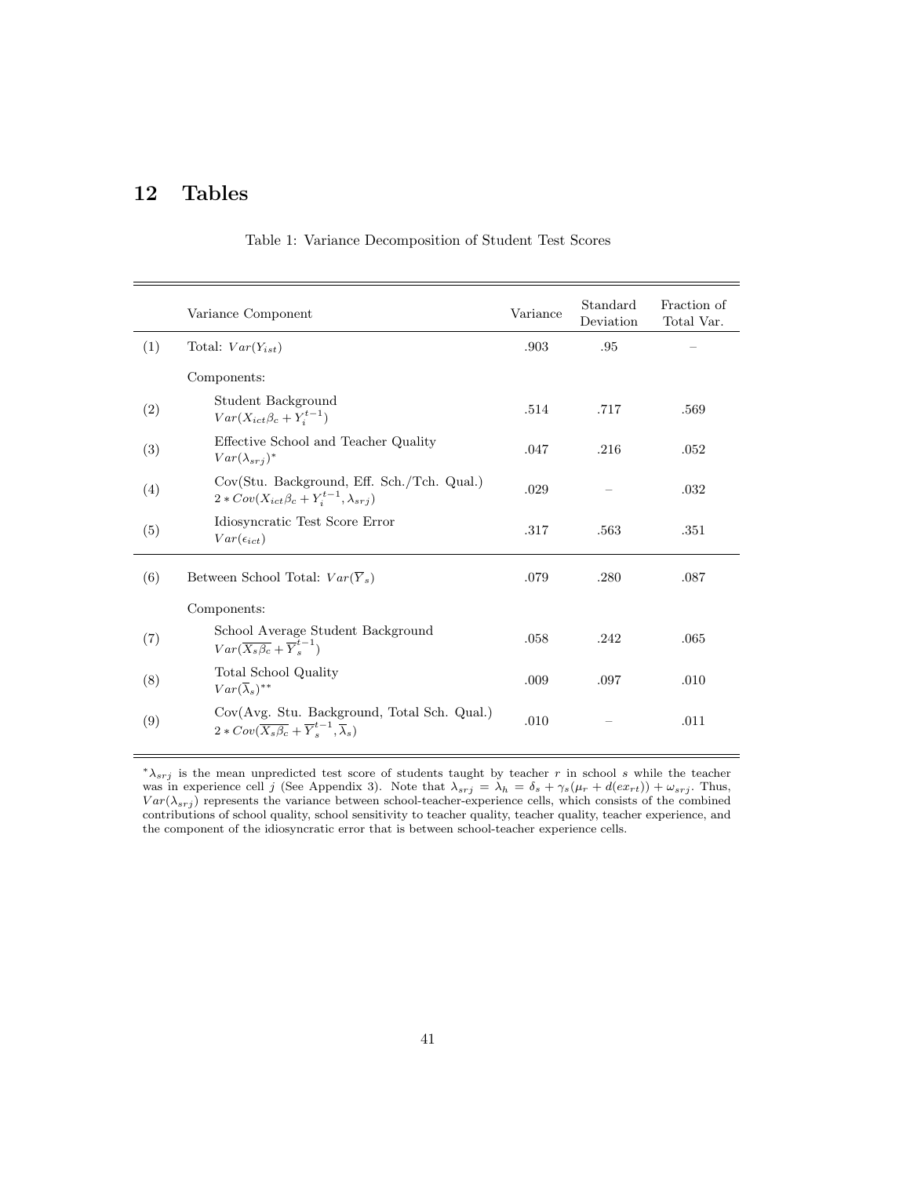# 12 Tables

Table 1: Variance Decomposition of Student Test Scores

| | Variance Component | Variance | Standard Deviation | Fraction of Total Var. |
|---|---|---|---|---|
| (1) | Total: $Var(Y_{ist})$ | .903 | .95 | – |
| | Components: | | | |
| (2) | Student Background $Var(X_{ict}\beta_c + Y_i^{t-1})$ | .514 | .717 | .569 |
| (3) | Effective School and Teacher Quality $Var(\lambda_{srj})^*$ | .047 | .216 | .052 |
| (4) | Cov(Stu. Background, Eff. Sch./Tch. Qual.) $2 * Cov(X_{ict}\beta_c + Y_i^{t-1}, \lambda_{srj})$ | .029 | – | .032 |
| (5) | Idiosyncratic Test Score Error $Var(\epsilon_{ict})$ | .317 | .563 | .351 |
| (6) | Between School Total: $Var(\overline{Y}_s)$ | .079 | .280 | .087 |
| | Components: | | | |
| (7) | School Average Student Background $Var(\overline{X_s\beta_c} + \overline{Y}_s^{t-1})$ | .058 | .242 | .065 |
| (8) | Total School Quality $Var(\overline{\lambda}_s)^{**}$ | .009 | .097 | .010 |
| (9) | Cov(Avg. Stu. Background, Total Sch. Qual.) $2 * Cov(\overline{X_s\beta_c} + \overline{Y}_s^{t-1}, \overline{\lambda}_s)$ | .010 | – | .011 |

$^*\lambda_{srj}$ is the mean unpredicted test score of students taught by teacher $r$ in school $s$ while the teacher was in experience cell $j$ (See Appendix 3). Note that $\lambda_{srj} = \lambda_h = \delta_s + \gamma_s(\mu_r + d(ex_{rt})) + \omega_{srj}$. Thus, $Var(\lambda_{srj})$ represents the variance between school-teacher-experience cells, which consists of the combined contributions of school quality, school sensitivity to teacher quality, teacher quality, teacher experience, and the component of the idiosyncratic error that is between school-teacher experience cells.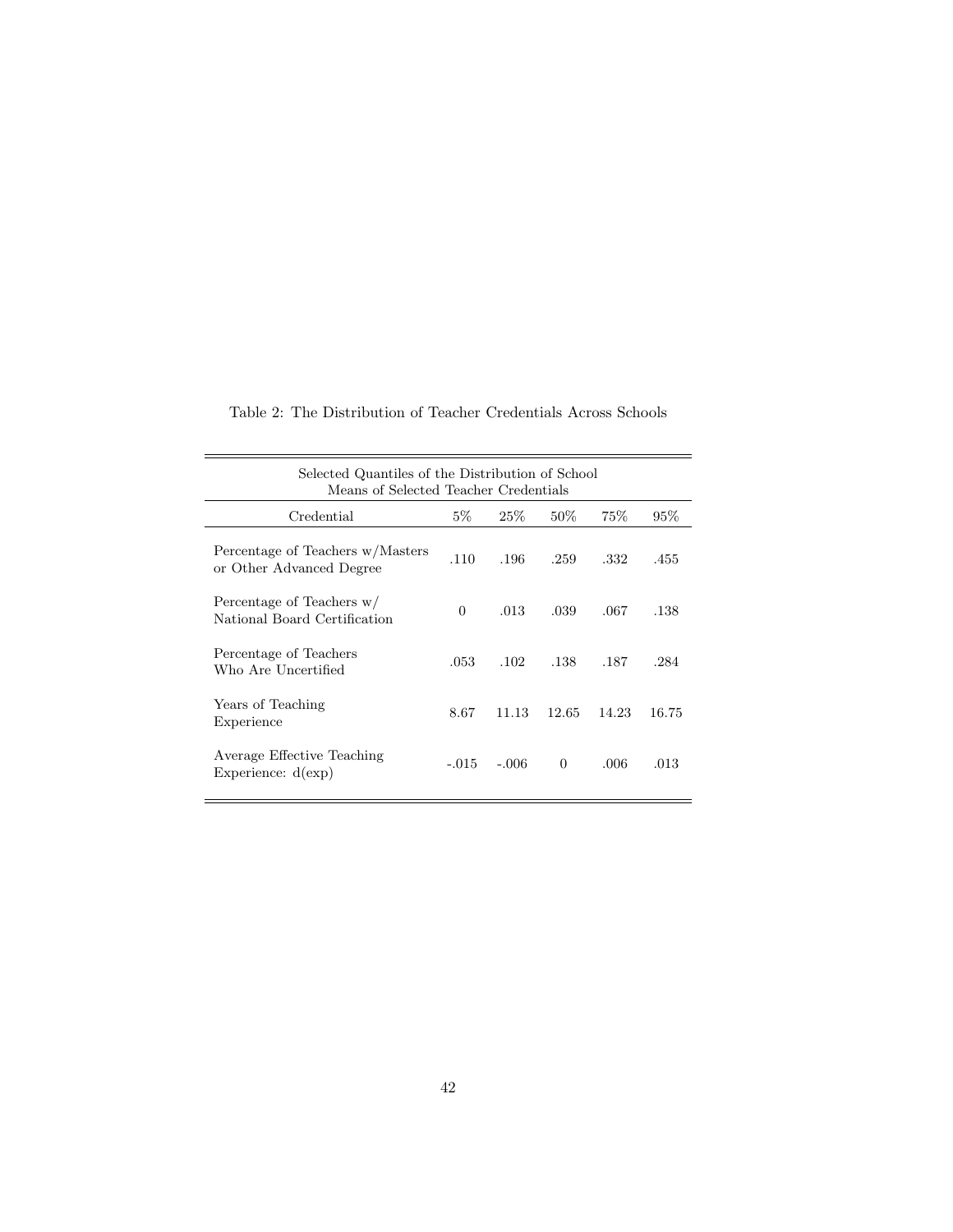Table 2: The Distribution of Teacher Credentials Across Schools

| Selected Quantiles of the Distribution of School Means of Selected Teacher Credentials | | | | | |
|---|---|---|---|---|---|
| Credential | 5% | 25% | 50% | 75% | 95% |
| Percentage of Teachers w/Masters or Other Advanced Degree | .110 | .196 | .259 | .332 | .455 |
| Percentage of Teachers w/ National Board Certification | 0 | .013 | .039 | .067 | .138 |
| Percentage of Teachers Who Are Uncertified | .053 | .102 | .138 | .187 | .284 |
| Years of Teaching Experience | 8.67 | 11.13 | 12.65 | 14.23 | 16.75 |
| Average Effective Teaching Experience: d(exp) | -.015 | -.006 | 0 | .006 | .013 |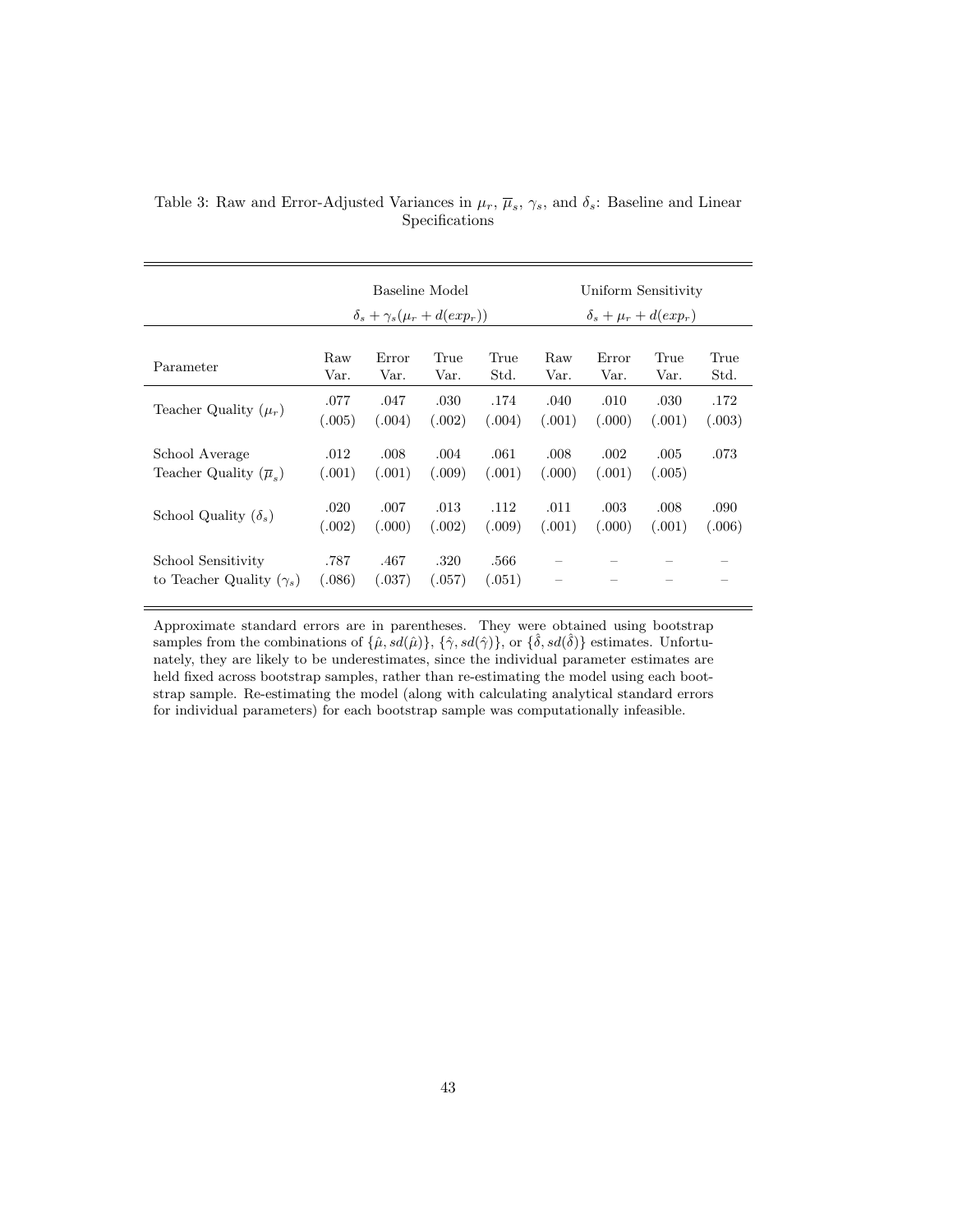Table 3: Raw and Error-Adjusted Variances in $\mu_r$, $\overline{\mu}_s$, $\gamma_s$, and $\delta_s$: Baseline and Linear Specifications

| | Baseline Model | | | | Uniform Sensitivity | | | |
|---|---|---|---|---|---|---|---|---|
| | $\delta_s + \gamma_s(\mu_r + d(exp_r))$ | | | | $\delta_s + \mu_r + d(exp_r)$ | | | |
| Parameter | Raw Var. | Error Var. | True Var. | True Std. | Raw Var. | Error Var. | True Var. | True Std. |
| Teacher Quality ($\mu_r$) | .077 | .047 | .030 | .174 | .040 | .010 | .030 | .172 |
| | (.005) | (.004) | (.002) | (.004) | (.001) | (.000) | (.001) | (.003) |
| School Average Teacher Quality ($\overline{\mu}_s$) | .012 | .008 | .004 | .061 | .008 | .002 | .005 | .073 |
| | (.001) | (.001) | (.009) | (.001) | (.000) | (.001) | (.005) | |
| School Quality ($\delta_s$) | .020 | .007 | .013 | .112 | .011 | .003 | .008 | .090 |
| | (.002) | (.000) | (.002) | (.009) | (.001) | (.000) | (.001) | (.006) |
| School Sensitivity to Teacher Quality ($\gamma_s$) | .787 | .467 | .320 | .566 | – | – | – | – |
| | (.086) | (.037) | (.057) | (.051) | – | – | – | – |

Approximate standard errors are in parentheses. They were obtained using bootstrap samples from the combinations of $\{\hat{\mu}, sd(\hat{\mu})\}$, $\{\hat{\gamma}, sd(\hat{\gamma})\}$, or $\{\hat{\delta}, sd(\hat{\delta})\}$ estimates. Unfortunately, they are likely to be underestimates, since the individual parameter estimates are held fixed across bootstrap samples, rather than re-estimating the model using each bootstrap sample. Re-estimating the model (along with calculating analytical standard errors for individual parameters) for each bootstrap sample was computationally infeasible.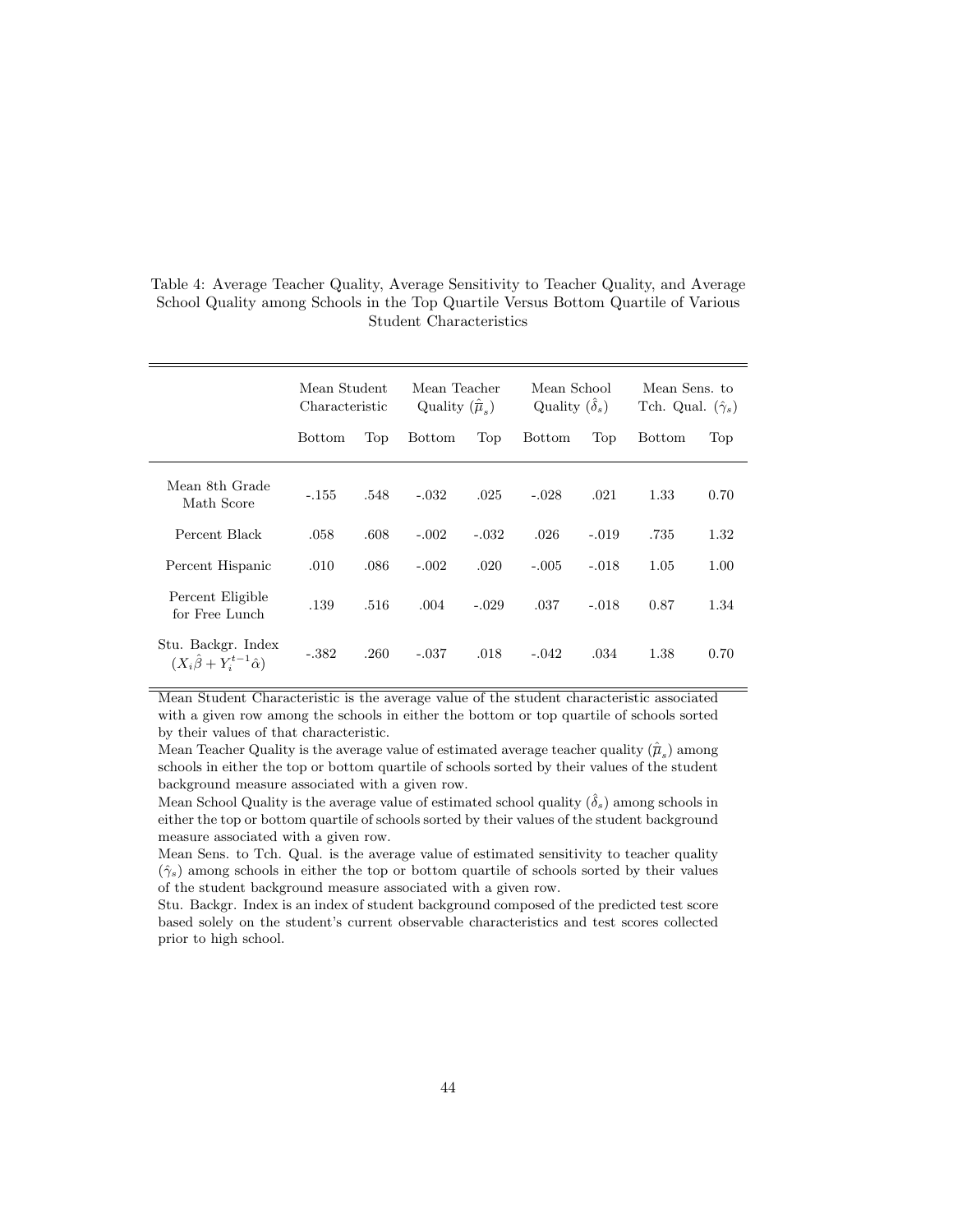Table 4: Average Teacher Quality, Average Sensitivity to Teacher Quality, and Average School Quality among Schools in the Top Quartile Versus Bottom Quartile of Various Student Characteristics

| | Mean Student Characteristic | | Mean Teacher Quality ($\hat{\overline{\mu}}_s$) | | Mean School Quality ($\hat{\delta}_s$) | | Mean Sens. to Tch. Qual. ($\hat{\gamma}_s$) | |
|---|---|---|---|---|---|---|---|---|
| | Bottom | Top | Bottom | Top | Bottom | Top | Bottom | Top |
| Mean 8th Grade Math Score | -.155 | .548 | -.032 | .025 | -.028 | .021 | 1.33 | 0.70 |
| Percent Black | .058 | .608 | -.002 | -.032 | .026 | -.019 | .735 | 1.32 |
| Percent Hispanic | .010 | .086 | -.002 | .020 | -.005 | -.018 | 1.05 | 1.00 |
| Percent Eligible for Free Lunch | .139 | .516 | .004 | -.029 | .037 | -.018 | 0.87 | 1.34 |
| Stu. Backgr. Index ($X_i\hat{\beta} + Y_i^{t-1}\hat{\alpha}$) | -.382 | .260 | -.037 | .018 | -.042 | .034 | 1.38 | 0.70 |

Mean Student Characteristic is the average value of the student characteristic associated with a given row among the schools in either the bottom or top quartile of schools sorted by their values of that characteristic.

Mean Teacher Quality is the average value of estimated average teacher quality ($\hat{\overline{\mu}}_s$) among schools in either the top or bottom quartile of schools sorted by their values of the student background measure associated with a given row.

Mean School Quality is the average value of estimated school quality ($\hat{\delta}_s$) among schools in either the top or bottom quartile of schools sorted by their values of the student background measure associated with a given row.

Mean Sens. to Tch. Qual. is the average value of estimated sensitivity to teacher quality ($\hat{\gamma}_s$) among schools in either the top or bottom quartile of schools sorted by their values of the student background measure associated with a given row.

Stu. Backgr. Index is an index of student background composed of the predicted test score based solely on the student's current observable characteristics and test scores collected prior to high school.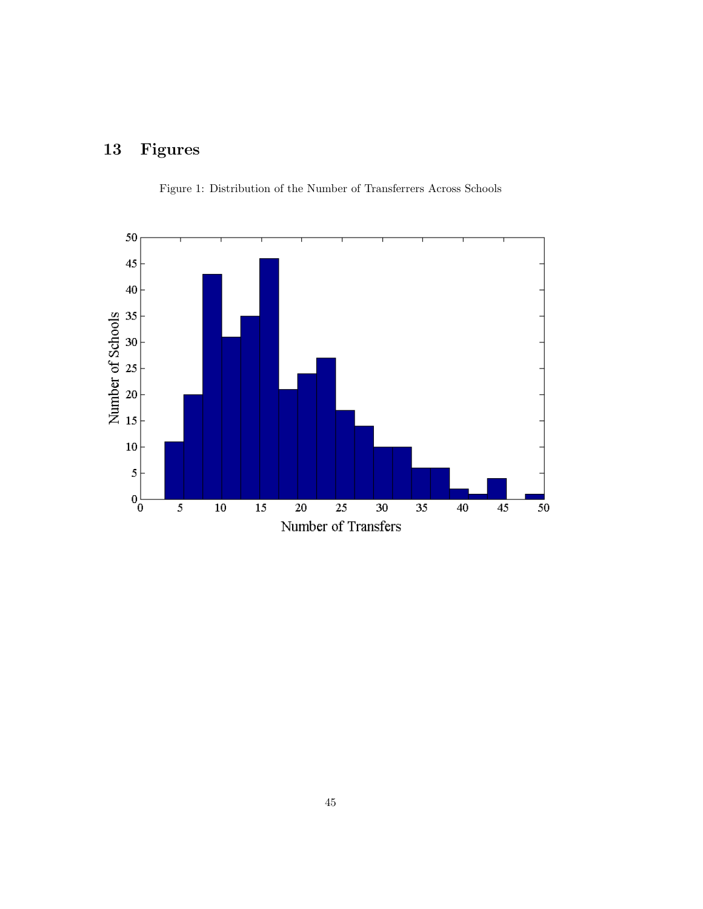# 13 Figures

Figure 1: Distribution of the Number of Transferrers Across Schools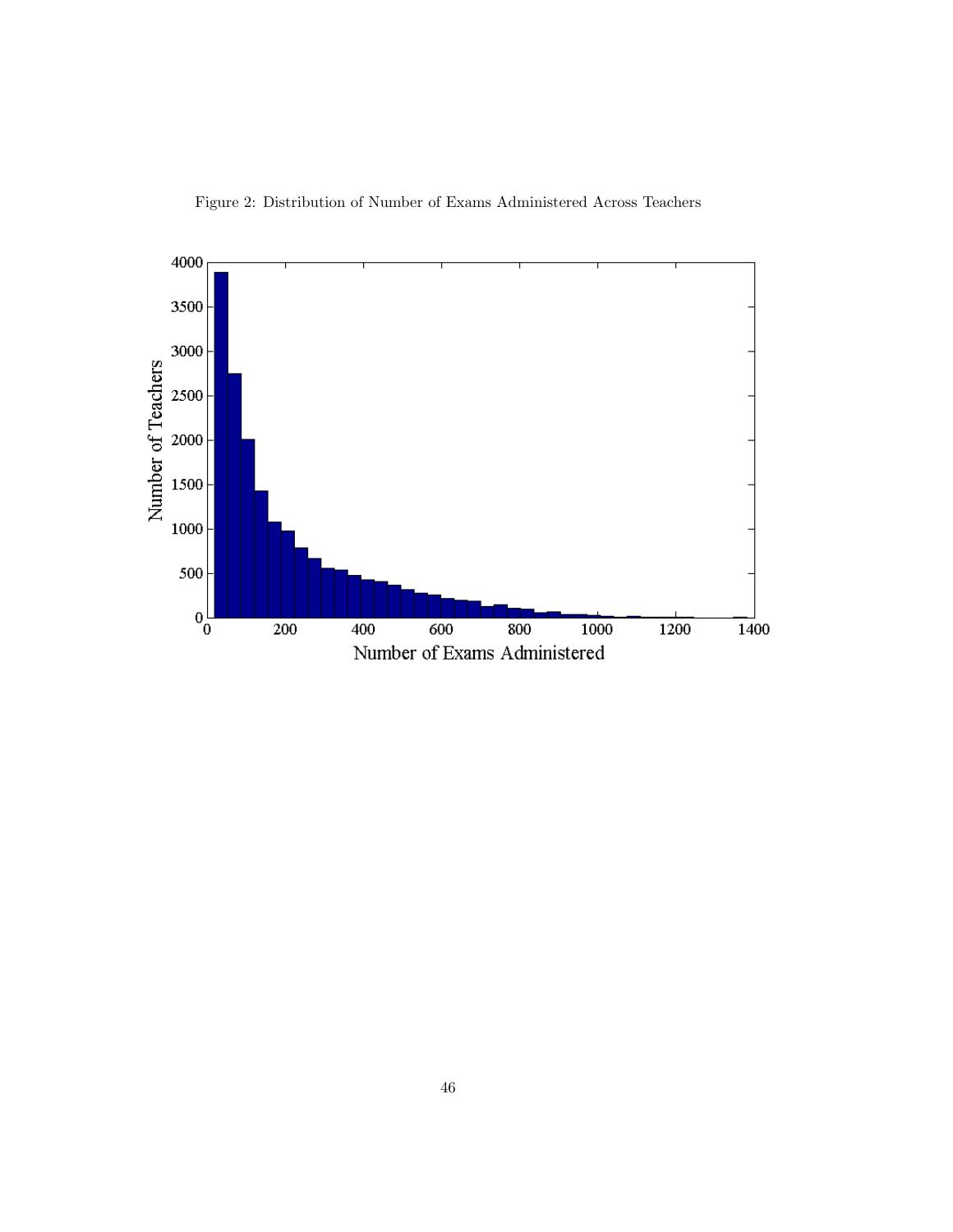Figure 2: Distribution of Number of Exams Administered Across Teachers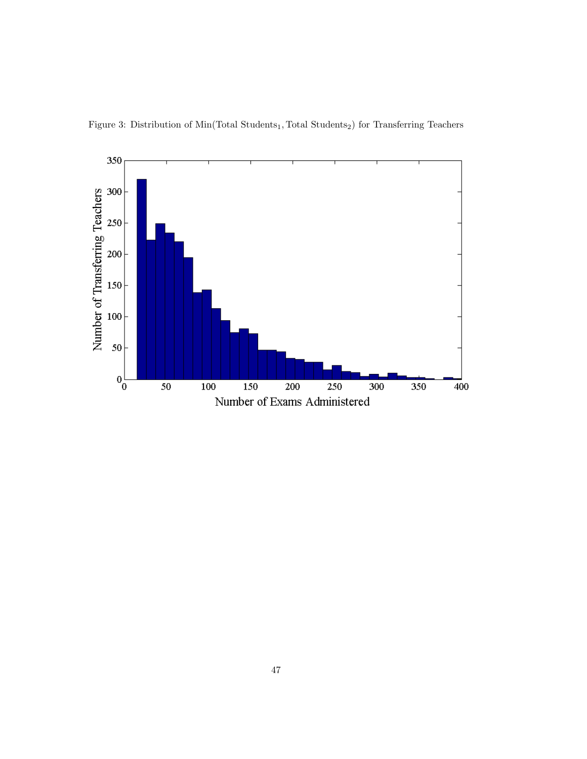Figure 3: Distribution of Min(Total $\text{Students}_1$, Total $\text{Students}_2$) for Transferring Teachers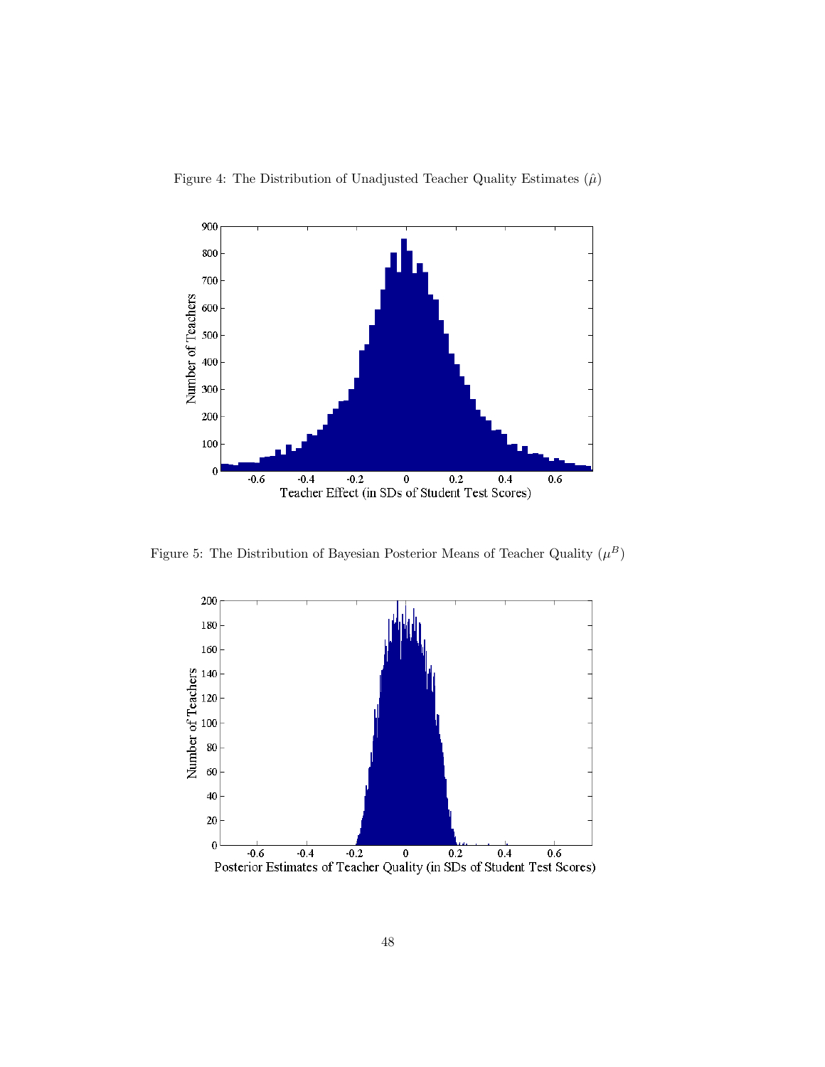Figure 4: The Distribution of Unadjusted Teacher Quality Estimates ($\hat{\mu}$)

Figure 5: The Distribution of Bayesian Posterior Means of Teacher Quality ($\mu^B$)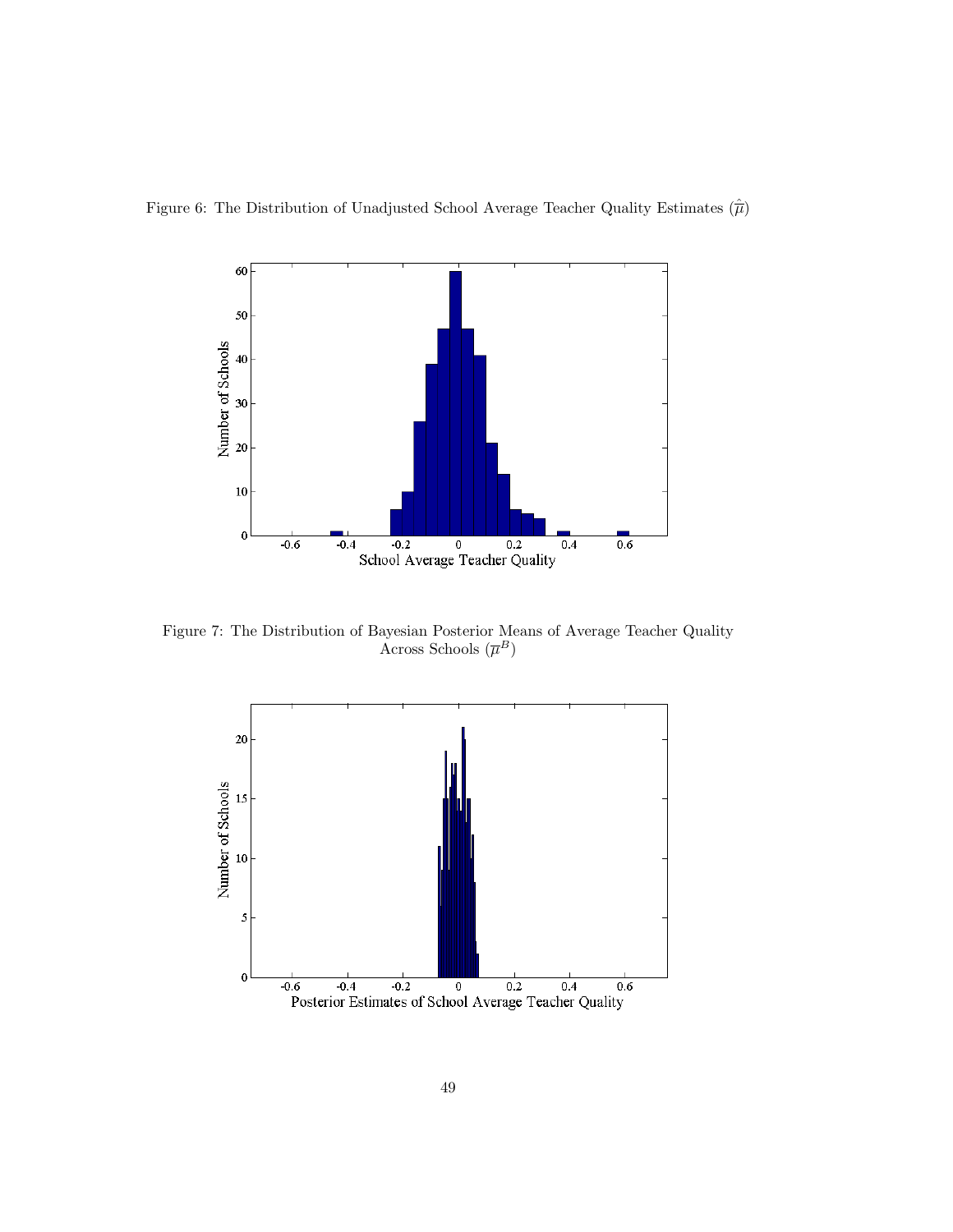Figure 6: The Distribution of Unadjusted School Average Teacher Quality Estimates ($\hat{\overline{\mu}}$)

Figure 7: The Distribution of Bayesian Posterior Means of Average Teacher Quality Across Schools ($\overline{\mu}^B$)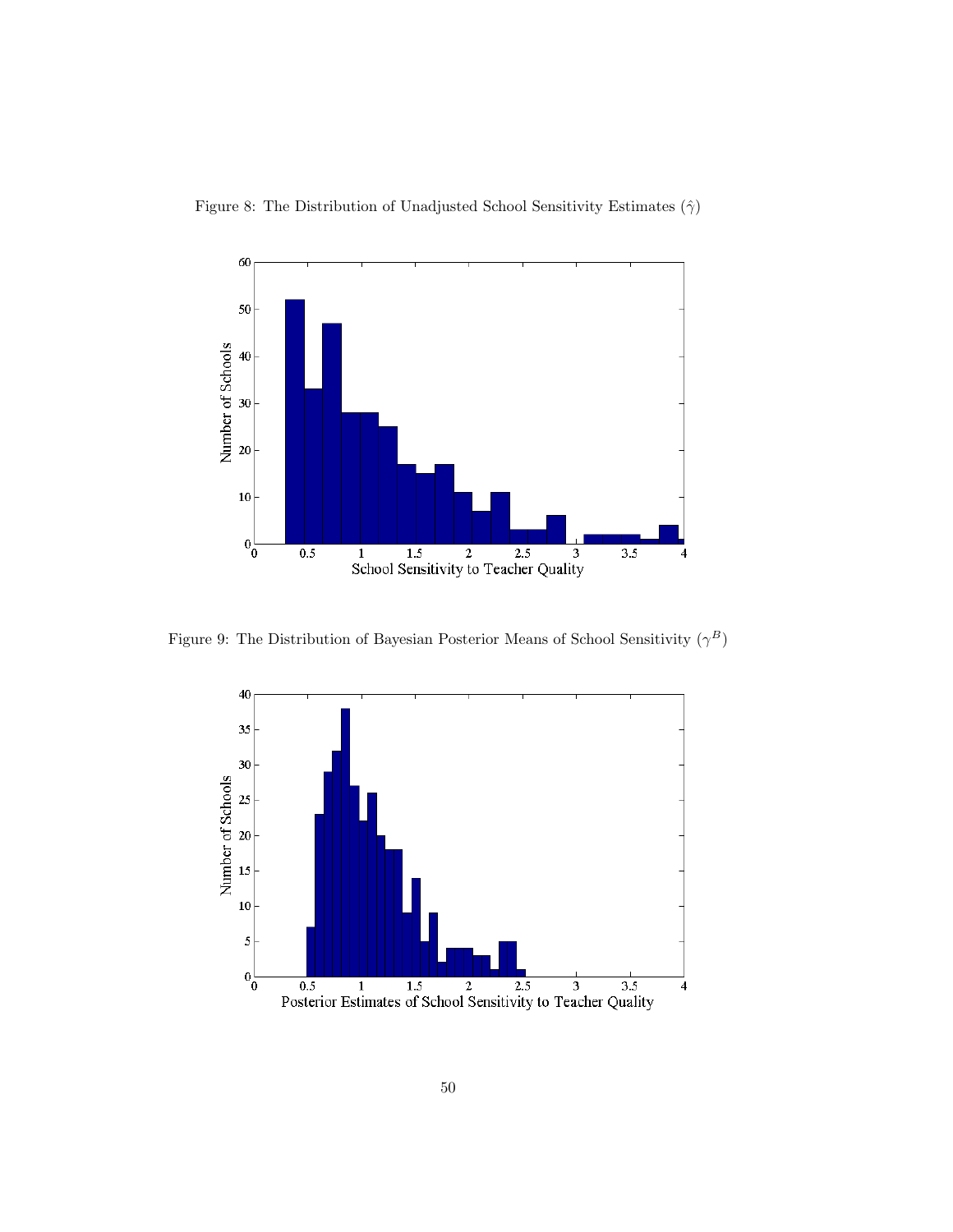Figure 8: The Distribution of Unadjusted School Sensitivity Estimates ($\hat{\gamma}$)

Figure 9: The Distribution of Bayesian Posterior Means of School Sensitivity ($\gamma^B$)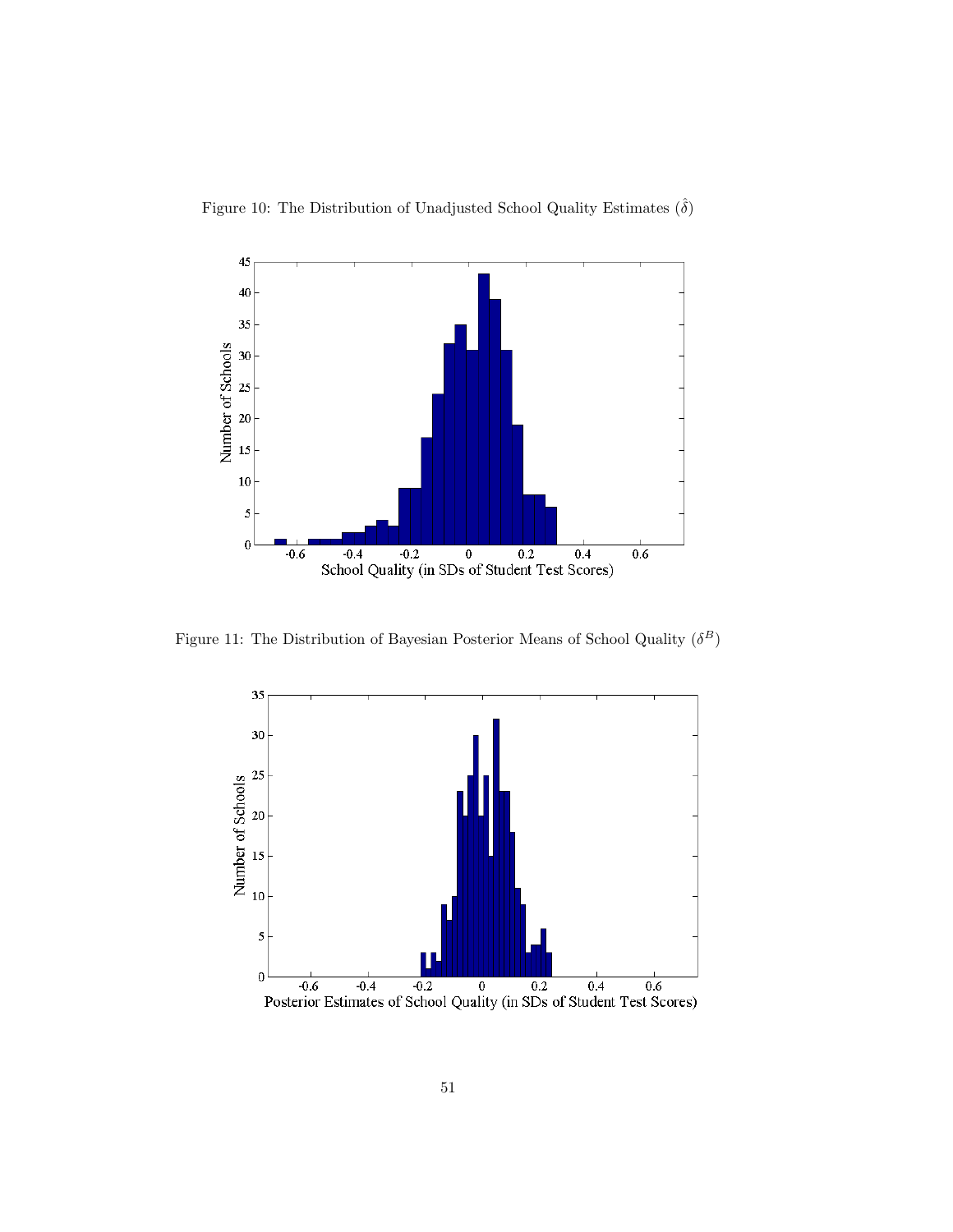Figure 10: The Distribution of Unadjusted School Quality Estimates ($\hat{\delta}$)

Figure 11: The Distribution of Bayesian Posterior Means of School Quality ($\delta^B$)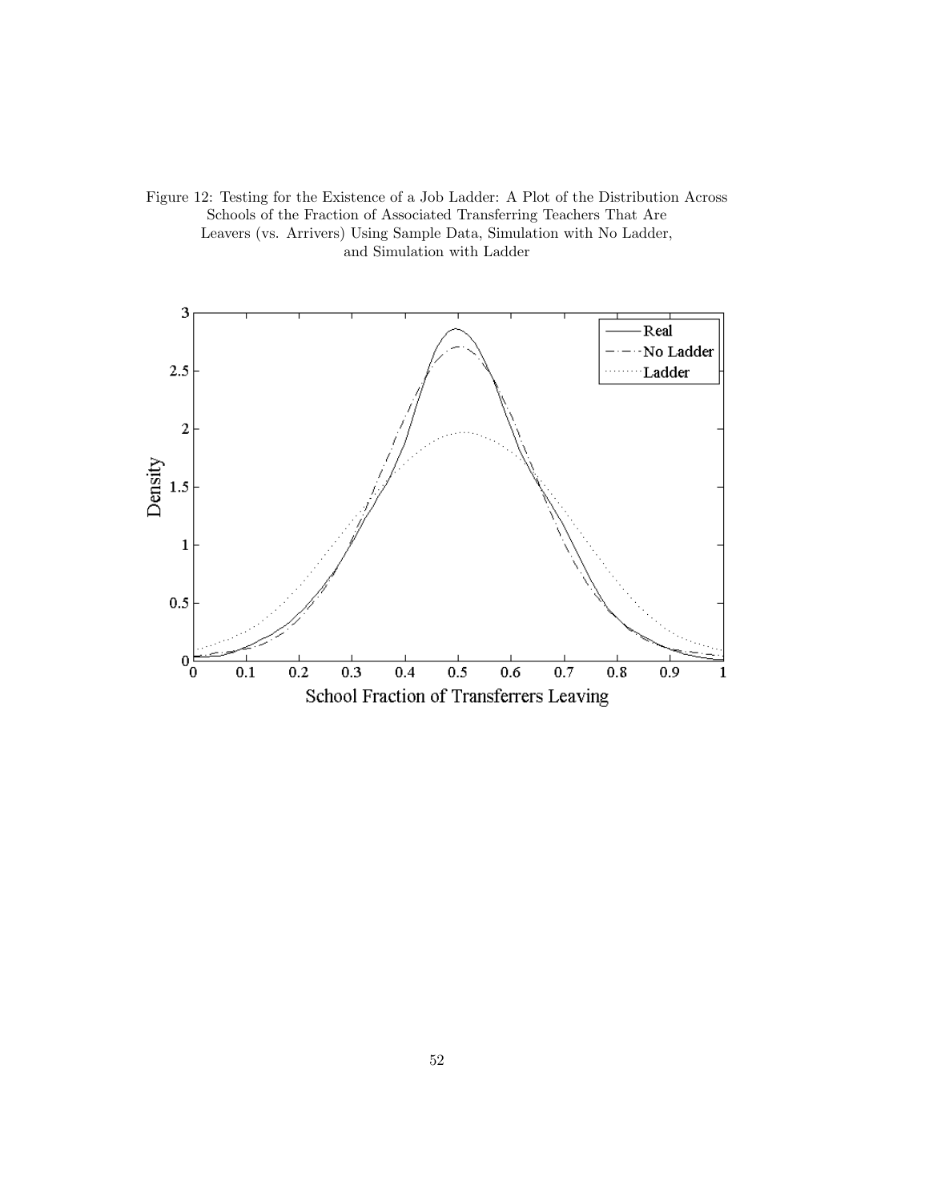Figure 12: Testing for the Existence of a Job Ladder: A Plot of the Distribution Across Schools of the Fraction of Associated Transferring Teachers That Are Leavers (vs. Arrivers) Using Sample Data, Simulation with No Ladder, and Simulation with Ladder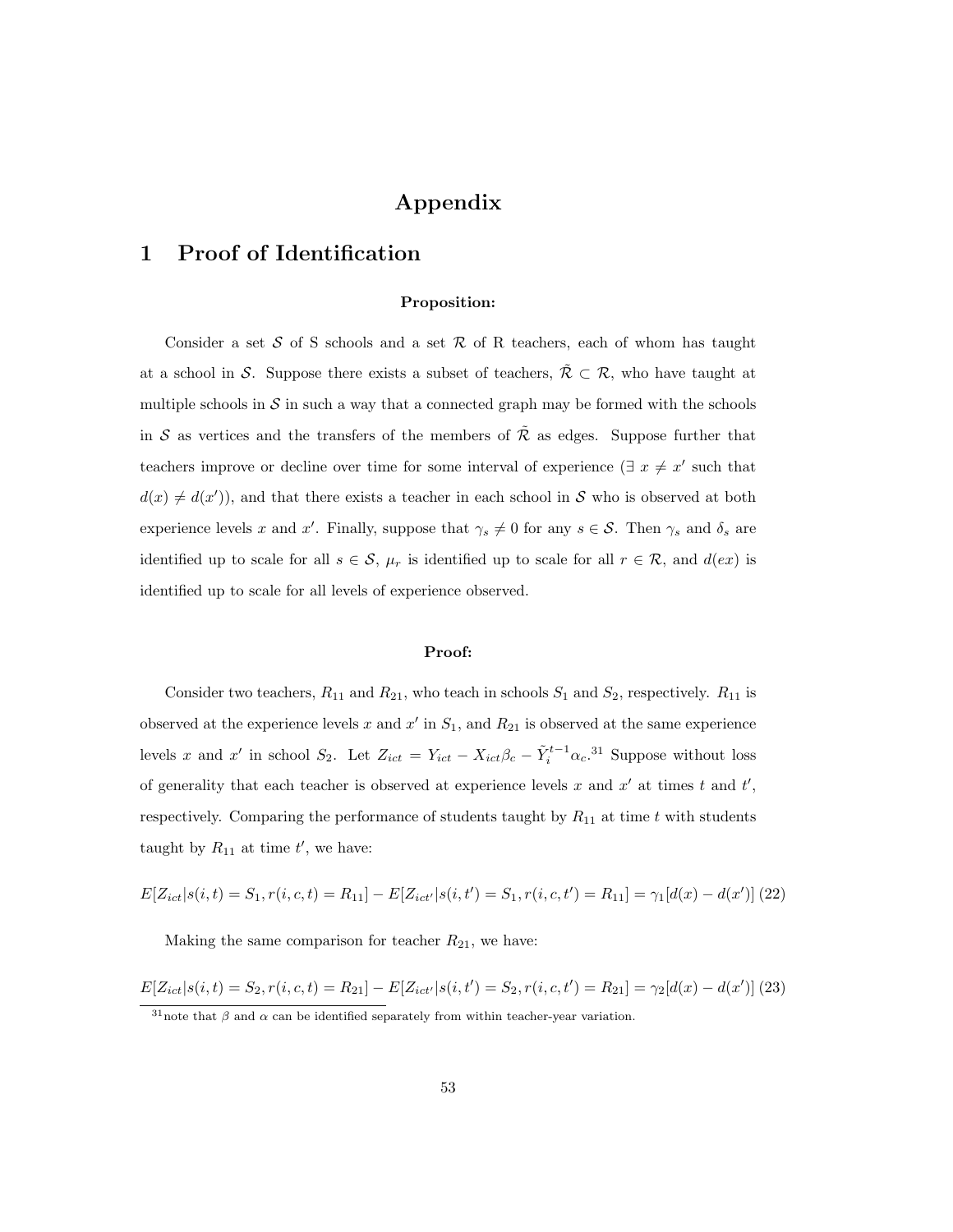# Appendix

## 1 Proof of Identification

**Proposition:**

Consider a set $\mathcal{S}$ of S schools and a set $\mathcal{R}$ of R teachers, each of whom has taught at a school in $\mathcal{S}$. Suppose there exists a subset of teachers, $\tilde{\mathcal{R}} \subset \mathcal{R}$, who have taught at multiple schools in $\mathcal{S}$ in such a way that a connected graph may be formed with the schools in $\mathcal{S}$ as vertices and the transfers of the members of $\tilde{\mathcal{R}}$ as edges. Suppose further that teachers improve or decline over time for some interval of experience ($\exists\ x \neq x'$ such that $d(x) \neq d(x')$), and that there exists a teacher in each school in $\mathcal{S}$ who is observed at both experience levels $x$ and $x'$. Finally, suppose that $\gamma_s \neq 0$ for any $s \in \mathcal{S}$. Then $\gamma_s$ and $\delta_s$ are identified up to scale for all $s \in \mathcal{S}$, $\mu_r$ is identified up to scale for all $r \in \mathcal{R}$, and $d(ex)$ is identified up to scale for all levels of experience observed.

**Proof:**

Consider two teachers, $R_{11}$ and $R_{21}$, who teach in schools $S_1$ and $S_2$, respectively. $R_{11}$ is observed at the experience levels $x$ and $x'$ in $S_1$, and $R_{21}$ is observed at the same experience levels $x$ and $x'$ in school $S_2$. Let $Z_{ict} = Y_{ict} - X_{ict}\beta_c - \tilde{Y}_i^{t-1}\alpha_c$.[31] Suppose without loss of generality that each teacher is observed at experience levels $x$ and $x'$ at times $t$ and $t'$, respectively. Comparing the performance of students taught by $R_{11}$ at time $t$ with students taught by $R_{11}$ at time $t'$, we have:

$$E[Z_{ict}|s(i,t) = S_1, r(i,c,t) = R_{11}] - E[Z_{ict'}|s(i,t') = S_1, r(i,c,t') = R_{11}] = \gamma_1[d(x) - d(x')] \quad (22)$$

Making the same comparison for teacher $R_{21}$, we have:

$$E[Z_{ict}|s(i,t) = S_2, r(i,c,t) = R_{21}] - E[Z_{ict'}|s(i,t') = S_2, r(i,c,t') = R_{21}] = \gamma_2[d(x) - d(x')] \quad (23)$$

[31] note that $\beta$ and $\alpha$ can be identified separately from within teacher-year variation.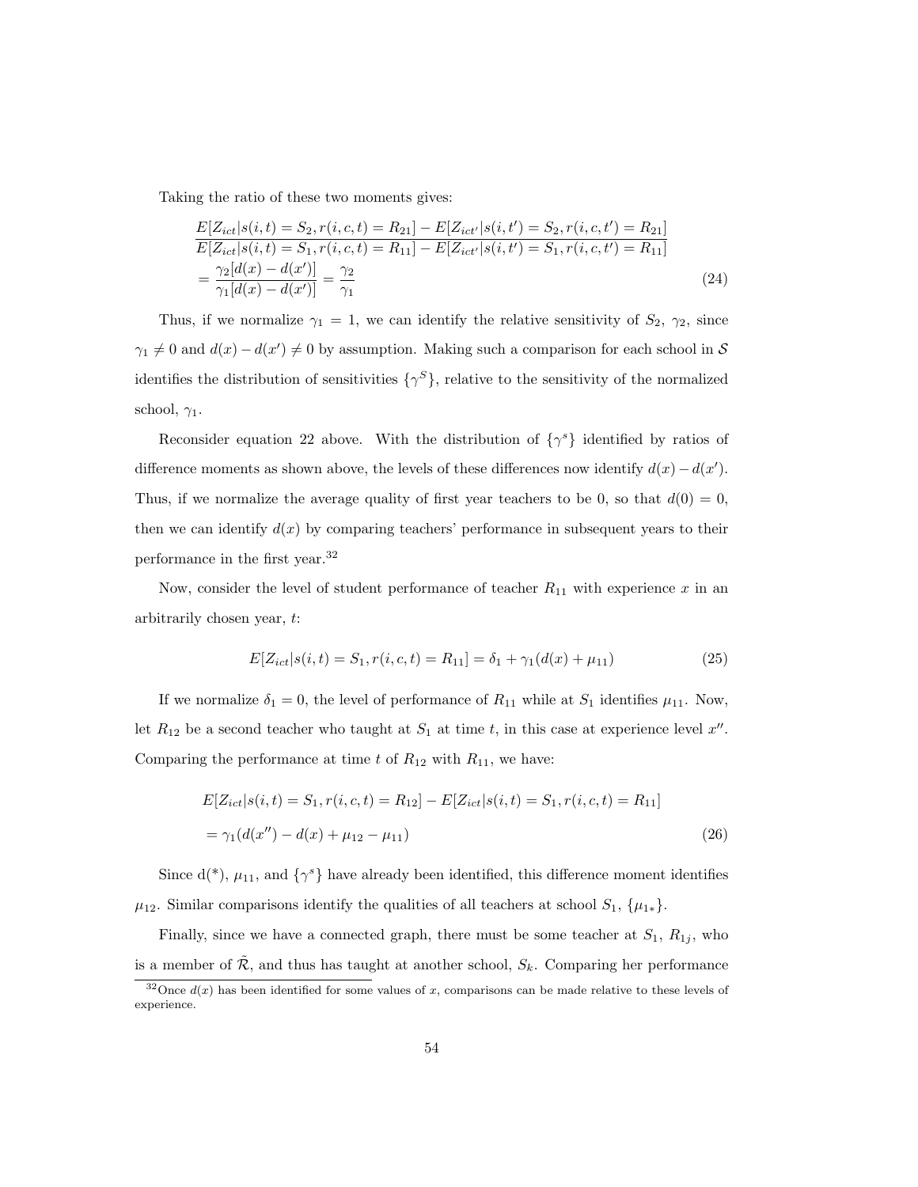Taking the ratio of these two moments gives:

$$
\begin{aligned}
&\frac{E[Z_{ict}|s(i,t)=S_2, r(i,c,t)=R_{21}] - E[Z_{ict'}|s(i,t')=S_2, r(i,c,t')=R_{21}]}{E[Z_{ict}|s(i,t)=S_1, r(i,c,t)=R_{11}] - E[Z_{ict'}|s(i,t')=S_1, r(i,c,t')=R_{11}]} \\
&= \frac{\gamma_2[d(x)-d(x')]}{\gamma_1[d(x)-d(x')]} = \frac{\gamma_2}{\gamma_1}
\end{aligned}
\tag{24}
$$

Thus, if we normalize $\gamma_1 = 1$, we can identify the relative sensitivity of $S_2$, $\gamma_2$, since $\gamma_1 \neq 0$ and $d(x) - d(x') \neq 0$ by assumption. Making such a comparison for each school in $\mathcal{S}$ identifies the distribution of sensitivities $\{\gamma^S\}$, relative to the sensitivity of the normalized school, $\gamma_1$.

Reconsider equation 22 above. With the distribution of $\{\gamma^s\}$ identified by ratios of difference moments as shown above, the levels of these differences now identify $d(x) - d(x')$. Thus, if we normalize the average quality of first year teachers to be 0, so that $d(0) = 0$, then we can identify $d(x)$ by comparing teachers' performance in subsequent years to their performance in the first year.[32]

Now, consider the level of student performance of teacher $R_{11}$ with experience $x$ in an arbitrarily chosen year, $t$:

$$
E[Z_{ict}|s(i,t)=S_1, r(i,c,t)=R_{11}] = \delta_1 + \gamma_1(d(x) + \mu_{11}) \tag{25}
$$

If we normalize $\delta_1 = 0$, the level of performance of $R_{11}$ while at $S_1$ identifies $\mu_{11}$. Now, let $R_{12}$ be a second teacher who taught at $S_1$ at time $t$, in this case at experience level $x''$. Comparing the performance at time $t$ of $R_{12}$ with $R_{11}$, we have:

$$
\begin{aligned}
&E[Z_{ict}|s(i,t)=S_1, r(i,c,t)=R_{12}] - E[Z_{ict}|s(i,t)=S_1, r(i,c,t)=R_{11}] \\
&= \gamma_1(d(x'') - d(x) + \mu_{12} - \mu_{11})
\end{aligned}
\tag{26}
$$

Since d(*), $\mu_{11}$, and $\{\gamma^s\}$ have already been identified, this difference moment identifies $\mu_{12}$. Similar comparisons identify the qualities of all teachers at school $S_1$, $\{\mu_{1*}\}$.

Finally, since we have a connected graph, there must be some teacher at $S_1$, $R_{1j}$, who is a member of $\tilde{\mathcal{R}}$, and thus has taught at another school, $S_k$. Comparing her performance

[32] Once $d(x)$ has been identified for some values of $x$, comparisons can be made relative to these levels of experience.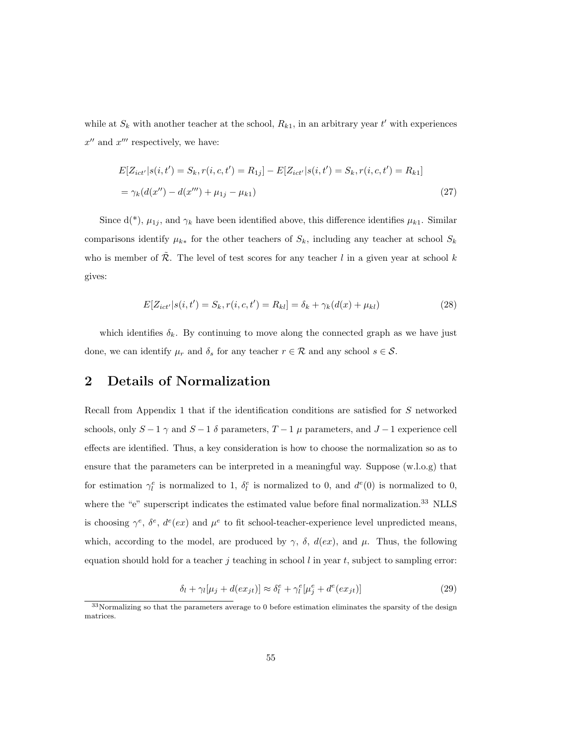while at $S_k$ with another teacher at the school, $R_{k1}$, in an arbitrary year $t'$ with experiences $x''$ and $x'''$ respectively, we have:

$$
\begin{aligned}
&E[Z_{ict'}|s(i,t') = S_k, r(i,c,t') = R_{1j}] - E[Z_{ict'}|s(i,t') = S_k, r(i,c,t') = R_{k1}] \\
&= \gamma_k(d(x'') - d(x''') + \mu_{1j} - \mu_{k1})
\end{aligned}
\tag{27}
$$

Since d(*), $\mu_{1j}$, and $\gamma_k$ have been identified above, this difference identifies $\mu_{k1}$. Similar comparisons identify $\mu_{k*}$ for the other teachers of $S_k$, including any teacher at school $S_k$ who is member of $\tilde{\mathcal{R}}$. The level of test scores for any teacher $l$ in a given year at school $k$ gives:

$$
E[Z_{ict'}|s(i,t') = S_k, r(i,c,t') = R_{kl}] = \delta_k + \gamma_k(d(x) + \mu_{kl}) \tag{28}
$$

which identifies $\delta_k$. By continuing to move along the connected graph as we have just done, we can identify $\mu_r$ and $\delta_s$ for any teacher $r \in \mathcal{R}$ and any school $s \in \mathcal{S}$.

## 2 Details of Normalization

Recall from Appendix 1 that if the identification conditions are satisfied for $S$ networked schools, only $S-1$ $\gamma$ and $S-1$ $\delta$ parameters, $T-1$ $\mu$ parameters, and $J-1$ experience cell effects are identified. Thus, a key consideration is how to choose the normalization so as to ensure that the parameters can be interpreted in a meaningful way. Suppose (w.l.o.g) that for estimation $\gamma_l^e$ is normalized to 1, $\delta_l^e$ is normalized to 0, and $d^e(0)$ is normalized to 0, where the "e" superscript indicates the estimated value before final normalization.[33] NLLS is choosing $\gamma^e$, $\delta^e$, $d^e(ex)$ and $\mu^e$ to fit school-teacher-experience level unpredicted means, which, according to the model, are produced by $\gamma$, $\delta$, $d(ex)$, and $\mu$. Thus, the following equation should hold for a teacher $j$ teaching in school $l$ in year $t$, subject to sampling error:

$$
\delta_l + \gamma_l[\mu_j + d(ex_{jt})] \approx \delta_l^e + \gamma_l^e[\mu_j^e + d^e(ex_{jt})] \tag{29}
$$

[33] Normalizing so that the parameters average to 0 before estimation eliminates the sparsity of the design matrices.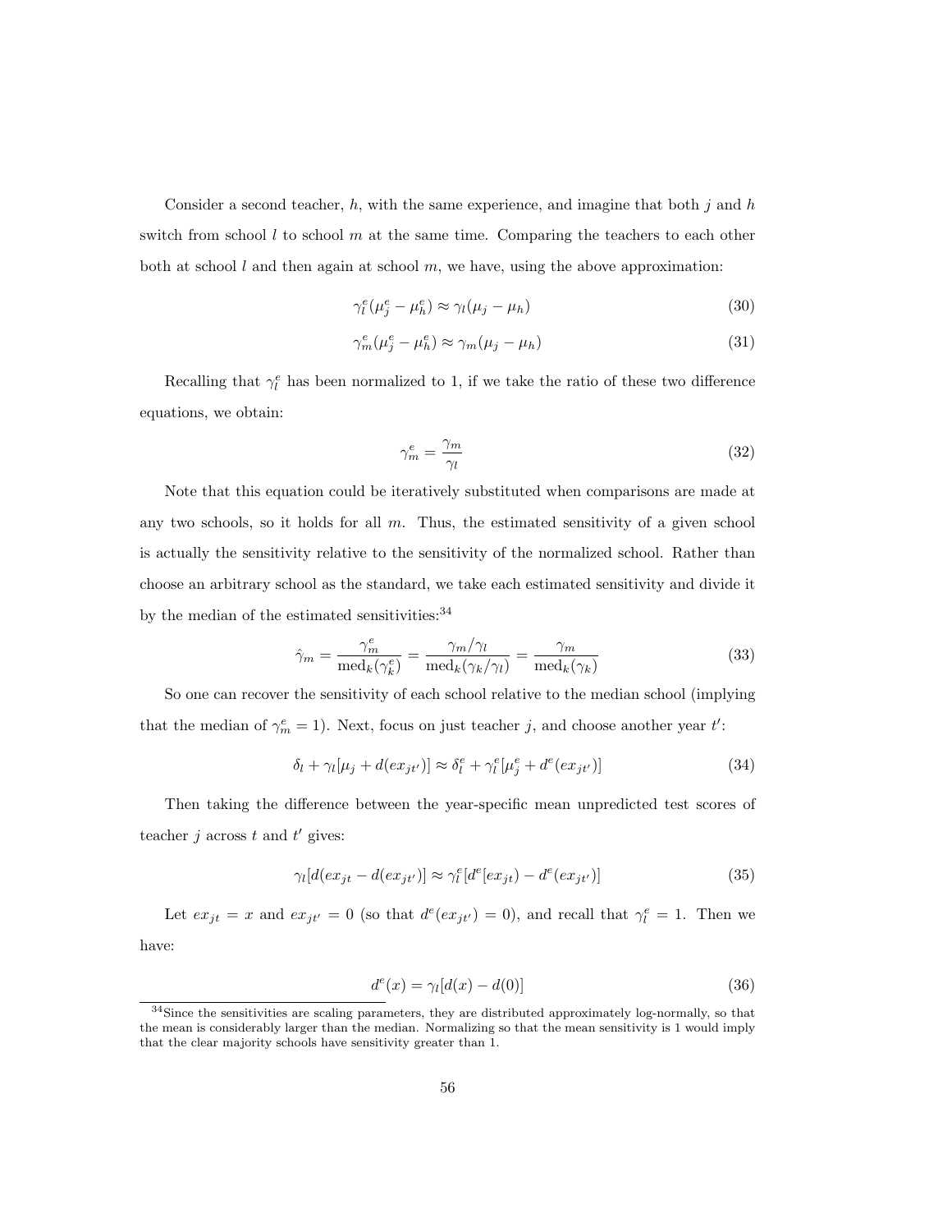Consider a second teacher, $h$, with the same experience, and imagine that both $j$ and $h$ switch from school $l$ to school $m$ at the same time. Comparing the teachers to each other both at school $l$ and then again at school $m$, we have, using the above approximation:

$$\gamma_l^e(\mu_j^e - \mu_h^e) \approx \gamma_l(\mu_j - \mu_h) \tag{30}$$

$$\gamma_m^e(\mu_j^e - \mu_h^e) \approx \gamma_m(\mu_j - \mu_h) \tag{31}$$

Recalling that $\gamma_l^e$ has been normalized to 1, if we take the ratio of these two difference equations, we obtain:

$$\gamma_m^e = \frac{\gamma_m}{\gamma_l} \tag{32}$$

Note that this equation could be iteratively substituted when comparisons are made at any two schools, so it holds for all $m$. Thus, the estimated sensitivity of a given school is actually the sensitivity relative to the sensitivity of the normalized school. Rather than choose an arbitrary school as the standard, we take each estimated sensitivity and divide it by the median of the estimated sensitivities:[34]

$$\hat{\gamma}_m = \frac{\gamma_m^e}{\text{med}_k(\gamma_k^e)} = \frac{\gamma_m/\gamma_l}{\text{med}_k(\gamma_k/\gamma_l)} = \frac{\gamma_m}{\text{med}_k(\gamma_k)} \tag{33}$$

So one can recover the sensitivity of each school relative to the median school (implying that the median of $\gamma_m^e = 1$). Next, focus on just teacher $j$, and choose another year $t'$:

$$\delta_l + \gamma_l[\mu_j + d(ex_{jt'})] \approx \delta_l^e + \gamma_l^e[\mu_j^e + d^e(ex_{jt'})] \tag{34}$$

Then taking the difference between the year-specific mean unpredicted test scores of teacher $j$ across $t$ and $t'$ gives:

$$\gamma_l[d(ex_{jt} - d(ex_{jt'})] \approx \gamma_l^e[d^e[ex_{jt}) - d^e(ex_{jt'})] \tag{35}$$

Let $ex_{jt} = x$ and $ex_{jt'} = 0$ (so that $d^e(ex_{jt'}) = 0$), and recall that $\gamma_l^e = 1$. Then we have:

$$d^e(x) = \gamma_l[d(x) - d(0)] \tag{36}$$

[34] Since the sensitivities are scaling parameters, they are distributed approximately log-normally, so that the mean is considerably larger than the median. Normalizing so that the mean sensitivity is 1 would imply that the clear majority schools have sensitivity greater than 1.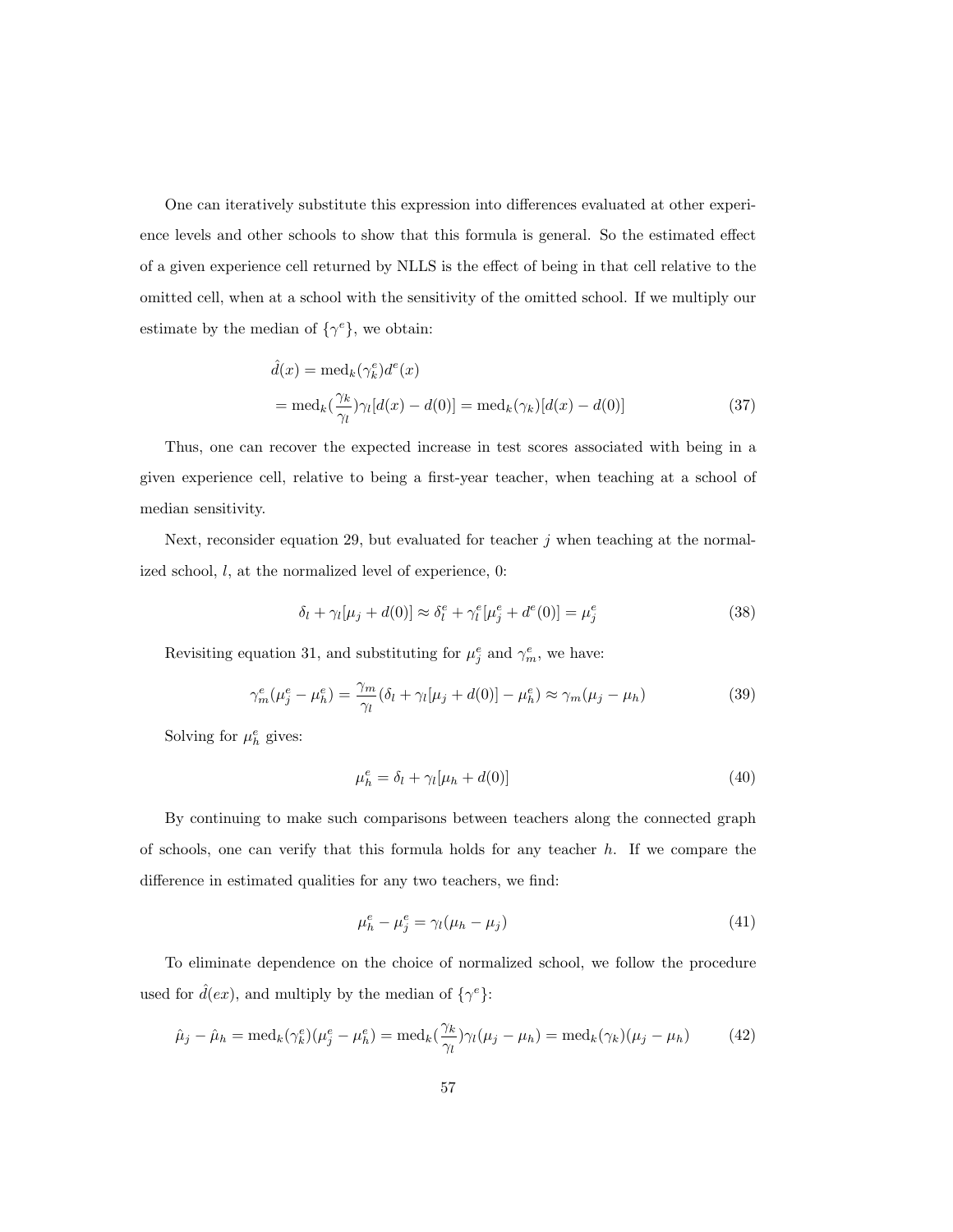One can iteratively substitute this expression into differences evaluated at other experience levels and other schools to show that this formula is general. So the estimated effect of a given experience cell returned by NLLS is the effect of being in that cell relative to the omitted cell, when at a school with the sensitivity of the omitted school. If we multiply our estimate by the median of $\{\gamma^e\}$, we obtain:

$$
\begin{aligned}
\hat{d}(x) &= \text{med}_k(\gamma_k^e) d^e(x) \\
&= \text{med}_k(\frac{\gamma_k}{\gamma_l})\gamma_l[d(x) - d(0)] = \text{med}_k(\gamma_k)[d(x) - d(0)]
\end{aligned} \tag{37}
$$

Thus, one can recover the expected increase in test scores associated with being in a given experience cell, relative to being a first-year teacher, when teaching at a school of median sensitivity.

Next, reconsider equation 29, but evaluated for teacher $j$ when teaching at the normalized school, $l$, at the normalized level of experience, 0:

$$
\delta_l + \gamma_l[\mu_j + d(0)] \approx \delta_l^e + \gamma_l^e[\mu_j^e + d^e(0)] = \mu_j^e \tag{38}
$$

Revisiting equation 31, and substituting for $\mu_j^e$ and $\gamma_m^e$, we have:

$$
\gamma_m^e(\mu_j^e - \mu_h^e) = \frac{\gamma_m}{\gamma_l}(\delta_l + \gamma_l[\mu_j + d(0)] - \mu_h^e) \approx \gamma_m(\mu_j - \mu_h) \tag{39}
$$

Solving for $\mu_h^e$ gives:

$$
\mu_h^e = \delta_l + \gamma_l[\mu_h + d(0)] \tag{40}
$$

By continuing to make such comparisons between teachers along the connected graph of schools, one can verify that this formula holds for any teacher $h$. If we compare the difference in estimated qualities for any two teachers, we find:

$$
\mu_h^e - \mu_j^e = \gamma_l(\mu_h - \mu_j) \tag{41}
$$

To eliminate dependence on the choice of normalized school, we follow the procedure used for $\hat{d}(ex)$, and multiply by the median of $\{\gamma^e\}$:

$$
\hat{\mu}_j - \hat{\mu}_h = \text{med}_k(\gamma_k^e)(\mu_j^e - \mu_h^e) = \text{med}_k(\frac{\gamma_k}{\gamma_l})\gamma_l(\mu_j - \mu_h) = \text{med}_k(\gamma_k)(\mu_j - \mu_h) \tag{42}
$$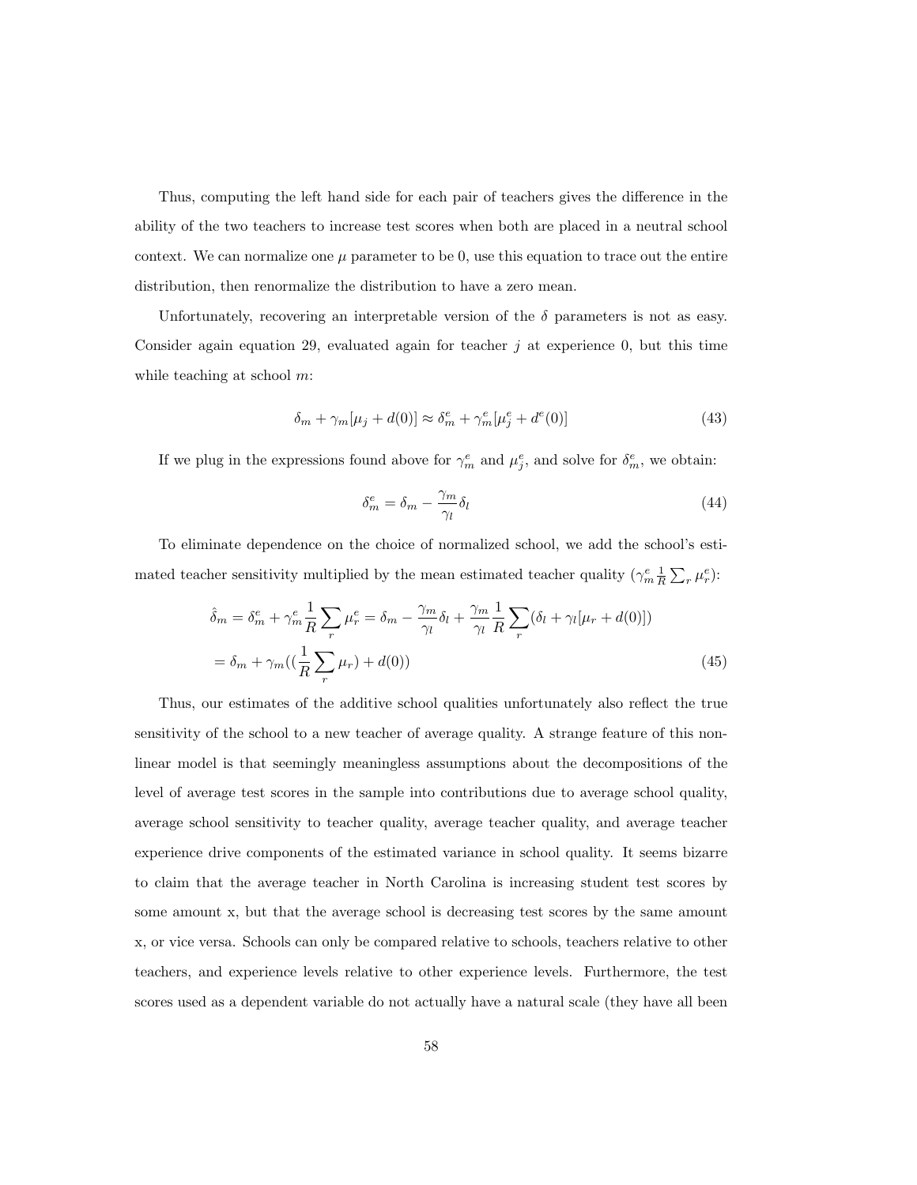Thus, computing the left hand side for each pair of teachers gives the difference in the ability of the two teachers to increase test scores when both are placed in a neutral school context. We can normalize one $\mu$ parameter to be 0, use this equation to trace out the entire distribution, then renormalize the distribution to have a zero mean.

Unfortunately, recovering an interpretable version of the $\delta$ parameters is not as easy. Consider again equation 29, evaluated again for teacher $j$ at experience 0, but this time while teaching at school $m$:

$$\delta_m + \gamma_m[\mu_j + d(0)] \approx \delta_m^e + \gamma_m^e[\mu_j^e + d^e(0)] \tag{43}$$

If we plug in the expressions found above for $\gamma_m^e$ and $\mu_j^e$, and solve for $\delta_m^e$, we obtain:

$$\delta_m^e = \delta_m - \frac{\gamma_m}{\gamma_l}\delta_l \tag{44}$$

To eliminate dependence on the choice of normalized school, we add the school's estimated teacher sensitivity multiplied by the mean estimated teacher quality ($\gamma_m^e \frac{1}{R}\sum_r \mu_r^e$):

$$\begin{aligned}
\hat{\delta}_m &= \delta_m^e + \gamma_m^e \frac{1}{R}\sum_r \mu_r^e = \delta_m - \frac{\gamma_m}{\gamma_l}\delta_l + \frac{\gamma_m}{\gamma_l}\frac{1}{R}\sum_r(\delta_l + \gamma_l[\mu_r + d(0)]) \\
&= \delta_m + \gamma_m((\frac{1}{R}\sum_r \mu_r) + d(0))
\end{aligned} \tag{45}$$

Thus, our estimates of the additive school qualities unfortunately also reflect the true sensitivity of the school to a new teacher of average quality. A strange feature of this nonlinear model is that seemingly meaningless assumptions about the decompositions of the level of average test scores in the sample into contributions due to average school quality, average school sensitivity to teacher quality, average teacher quality, and average teacher experience drive components of the estimated variance in school quality. It seems bizarre to claim that the average teacher in North Carolina is increasing student test scores by some amount x, but that the average school is decreasing test scores by the same amount x, or vice versa. Schools can only be compared relative to schools, teachers relative to other teachers, and experience levels relative to other experience levels. Furthermore, the test scores used as a dependent variable do not actually have a natural scale (they have all been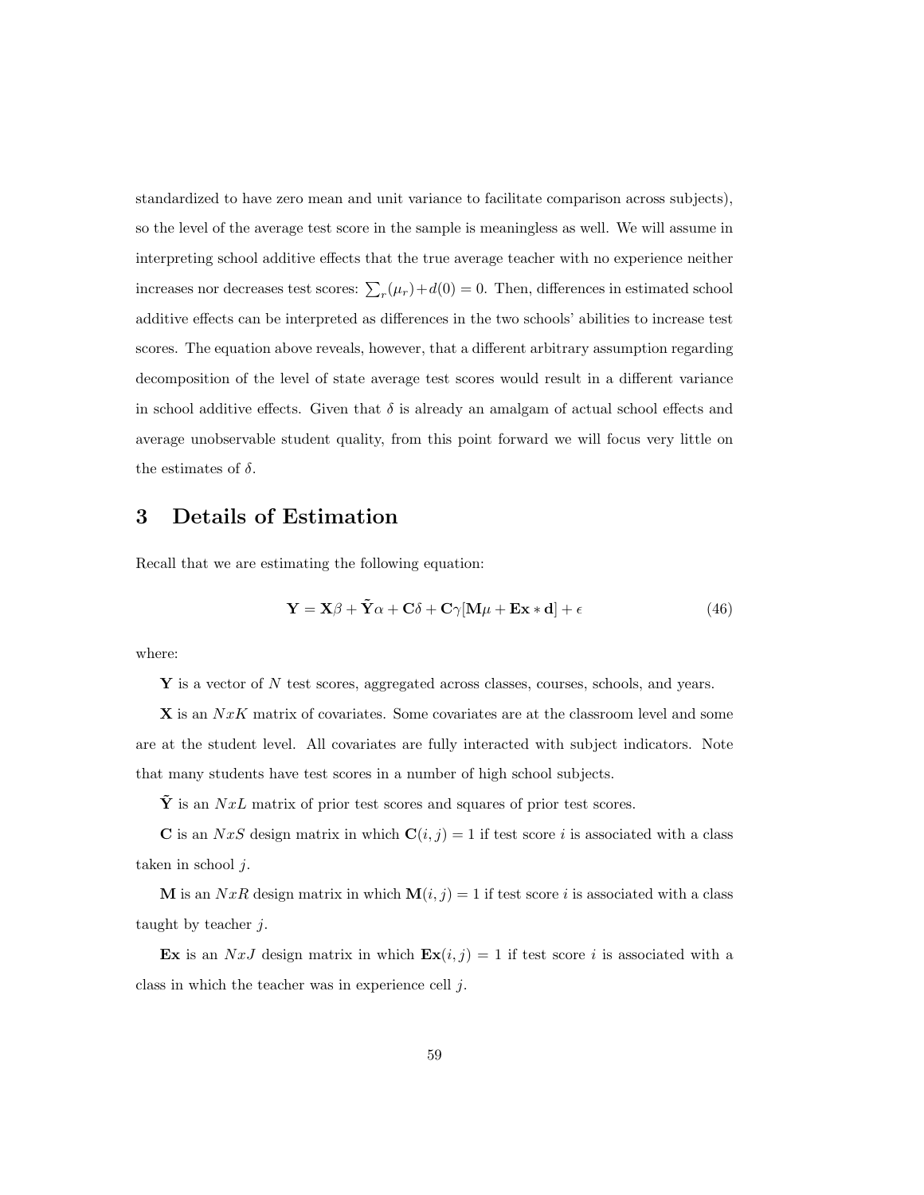standardized to have zero mean and unit variance to facilitate comparison across subjects), so the level of the average test score in the sample is meaningless as well. We will assume in interpreting school additive effects that the true average teacher with no experience neither increases nor decreases test scores: $\sum_r(\mu_r)+d(0) = 0$. Then, differences in estimated school additive effects can be interpreted as differences in the two schools' abilities to increase test scores. The equation above reveals, however, that a different arbitrary assumption regarding decomposition of the level of state average test scores would result in a different variance in school additive effects. Given that $\delta$ is already an amalgam of actual school effects and average unobservable student quality, from this point forward we will focus very little on the estimates of $\delta$.

# 3 Details of Estimation

Recall that we are estimating the following equation:

$$\mathbf{Y} = \mathbf{X}\beta + \tilde{\mathbf{Y}}\alpha + \mathbf{C}\delta + \mathbf{C}\gamma[\mathbf{M}\mu + \mathbf{Ex} * \mathbf{d}] + \epsilon \tag{46}$$

where:

**Y** is a vector of $N$ test scores, aggregated across classes, courses, schools, and years.

**X** is an $NxK$ matrix of covariates. Some covariates are at the classroom level and some are at the student level. All covariates are fully interacted with subject indicators. Note that many students have test scores in a number of high school subjects.

$\tilde{\mathbf{Y}}$ is an $NxL$ matrix of prior test scores and squares of prior test scores.

**C** is an $NxS$ design matrix in which $\mathbf{C}(i, j) = 1$ if test score $i$ is associated with a class taken in school $j$.

**M** is an $NxR$ design matrix in which $\mathbf{M}(i, j) = 1$ if test score $i$ is associated with a class taught by teacher $j$.

**Ex** is an $NxJ$ design matrix in which $\mathbf{Ex}(i, j) = 1$ if test score $i$ is associated with a class in which the teacher was in experience cell $j$.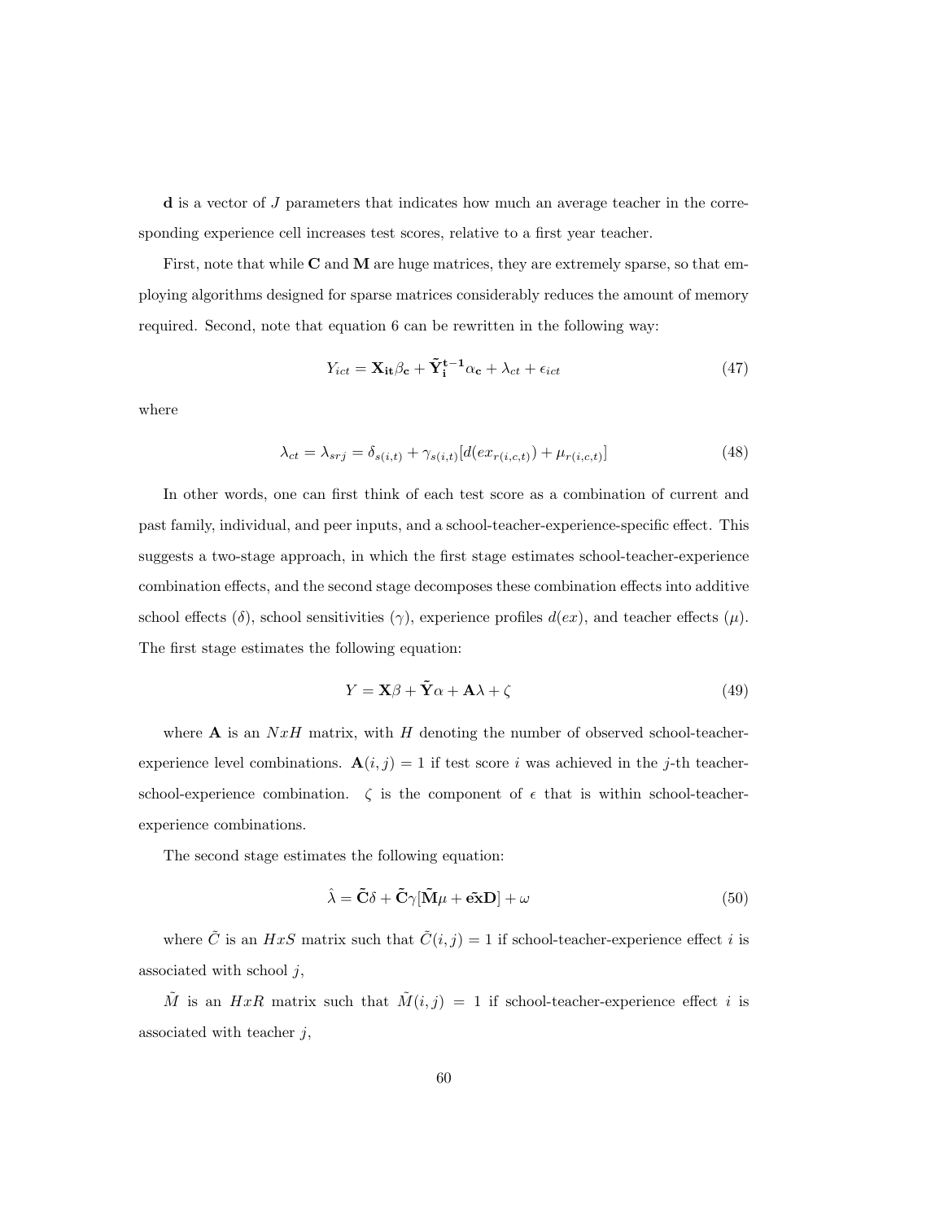$\mathbf{d}$ is a vector of $J$ parameters that indicates how much an average teacher in the corresponding experience cell increases test scores, relative to a first year teacher.

First, note that while $\mathbf{C}$ and $\mathbf{M}$ are huge matrices, they are extremely sparse, so that employing algorithms designed for sparse matrices considerably reduces the amount of memory required. Second, note that equation 6 can be rewritten in the following way:

$$Y_{ict} = \mathbf{X_{it}}\beta_{\mathbf{c}} + \tilde{\mathbf{Y}}_{\mathbf{i}}^{\mathbf{t-1}}\alpha_{\mathbf{c}} + \lambda_{ct} + \epsilon_{ict} \tag{47}$$

where

$$\lambda_{ct} = \lambda_{srj} = \delta_{s(i,t)} + \gamma_{s(i,t)}[d(ex_{r(i,c,t)}) + \mu_{r(i,c,t)}] \tag{48}$$

In other words, one can first think of each test score as a combination of current and past family, individual, and peer inputs, and a school-teacher-experience-specific effect. This suggests a two-stage approach, in which the first stage estimates school-teacher-experience combination effects, and the second stage decomposes these combination effects into additive school effects ($\delta$), school sensitivities ($\gamma$), experience profiles $d(ex)$, and teacher effects ($\mu$). The first stage estimates the following equation:

$$Y = \mathbf{X}\beta + \tilde{\mathbf{Y}}\alpha + \mathbf{A}\lambda + \zeta \tag{49}$$

where $\mathbf{A}$ is an $NxH$ matrix, with $H$ denoting the number of observed school-teacher-experience level combinations. $\mathbf{A}(i,j) = 1$ if test score $i$ was achieved in the $j$-th teacher-school-experience combination. $\zeta$ is the component of $\epsilon$ that is within school-teacher-experience combinations.

The second stage estimates the following equation:

$$\hat{\lambda} = \tilde{\mathbf{C}}\delta + \tilde{\mathbf{C}}\gamma[\tilde{\mathbf{M}}\mu + \tilde{\mathbf{ex}}\mathbf{D}] + \omega \tag{50}$$

where $\tilde{C}$ is an $HxS$ matrix such that $\tilde{C}(i,j) = 1$ if school-teacher-experience effect $i$ is associated with school $j$,

$\tilde{M}$ is an $HxR$ matrix such that $\tilde{M}(i,j) = 1$ if school-teacher-experience effect $i$ is associated with teacher $j$,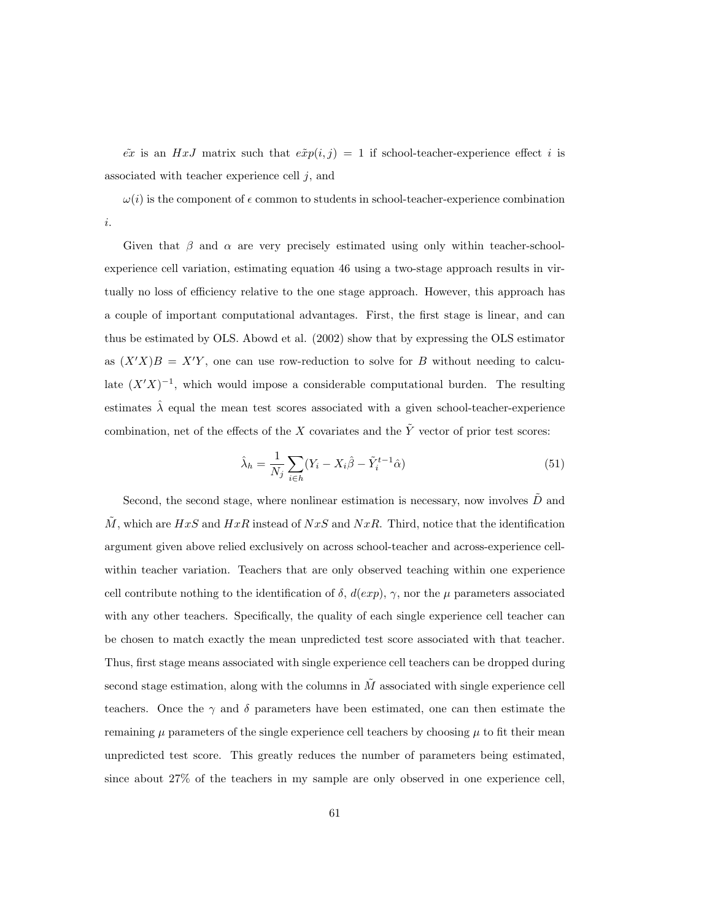$\tilde{ex}$ is an $HxJ$ matrix such that $\tilde{exp}(i,j) = 1$ if school-teacher-experience effect $i$ is associated with teacher experience cell $j$, and

$\omega(i)$ is the component of $\epsilon$ common to students in school-teacher-experience combination $i$.

Given that $\beta$ and $\alpha$ are very precisely estimated using only within teacher-school-experience cell variation, estimating equation 46 using a two-stage approach results in virtually no loss of efficiency relative to the one stage approach. However, this approach has a couple of important computational advantages. First, the first stage is linear, and can thus be estimated by OLS. Abowd et al. (2002) show that by expressing the OLS estimator as $(X'X)B = X'Y$, one can use row-reduction to solve for $B$ without needing to calculate $(X'X)^{-1}$, which would impose a considerable computational burden. The resulting estimates $\hat{\lambda}$ equal the mean test scores associated with a given school-teacher-experience combination, net of the effects of the $X$ covariates and the $\tilde{Y}$ vector of prior test scores:

$$\hat{\lambda}_h = \frac{1}{N_j} \sum_{i \in h} (Y_i - X_i \hat{\beta} - \tilde{Y}_i^{t-1} \hat{\alpha}) \tag{51}$$

Second, the second stage, where nonlinear estimation is necessary, now involves $\tilde{D}$ and $\tilde{M}$, which are $HxS$ and $HxR$ instead of $NxS$ and $NxR$. Third, notice that the identification argument given above relied exclusively on across school-teacher and across-experience cell-within teacher variation. Teachers that are only observed teaching within one experience cell contribute nothing to the identification of $\delta$, $d(exp)$, $\gamma$, nor the $\mu$ parameters associated with any other teachers. Specifically, the quality of each single experience cell teacher can be chosen to match exactly the mean unpredicted test score associated with that teacher. Thus, first stage means associated with single experience cell teachers can be dropped during second stage estimation, along with the columns in $\tilde{M}$ associated with single experience cell teachers. Once the $\gamma$ and $\delta$ parameters have been estimated, one can then estimate the remaining $\mu$ parameters of the single experience cell teachers by choosing $\mu$ to fit their mean unpredicted test score. This greatly reduces the number of parameters being estimated, since about 27% of the teachers in my sample are only observed in one experience cell,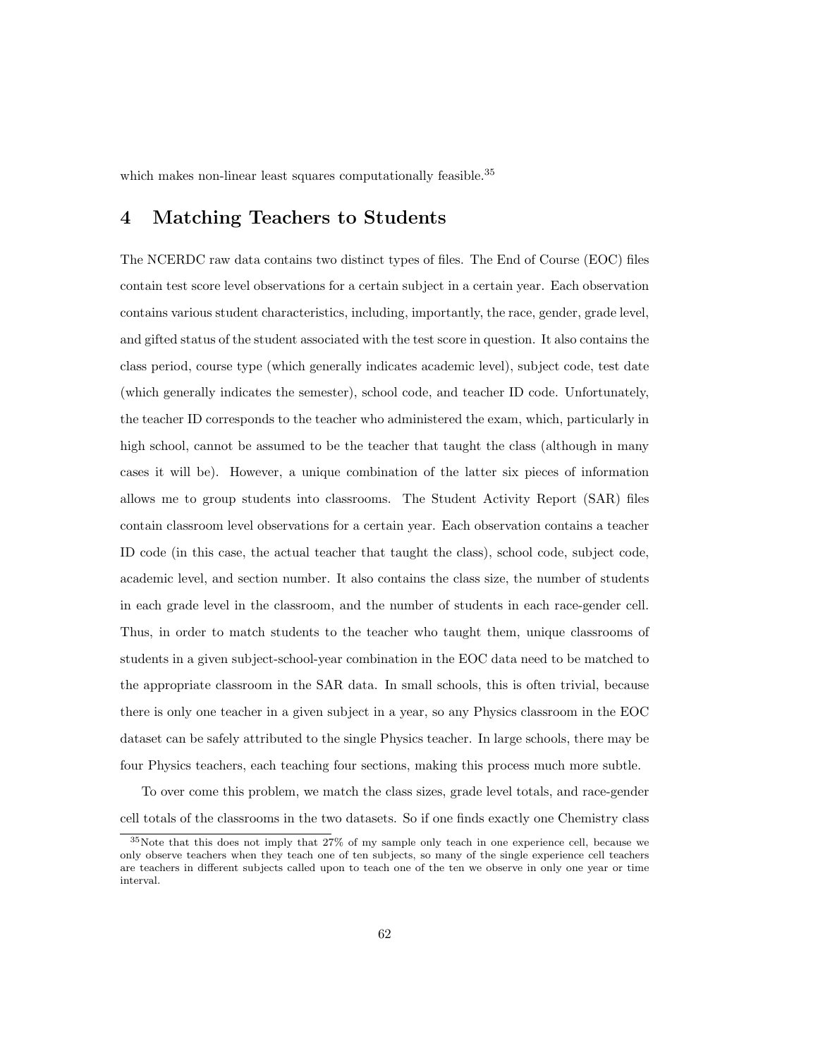which makes non-linear least squares computationally feasible.[35]

# 4 Matching Teachers to Students

The NCERDC raw data contains two distinct types of files. The End of Course (EOC) files contain test score level observations for a certain subject in a certain year. Each observation contains various student characteristics, including, importantly, the race, gender, grade level, and gifted status of the student associated with the test score in question. It also contains the class period, course type (which generally indicates academic level), subject code, test date (which generally indicates the semester), school code, and teacher ID code. Unfortunately, the teacher ID corresponds to the teacher who administered the exam, which, particularly in high school, cannot be assumed to be the teacher that taught the class (although in many cases it will be). However, a unique combination of the latter six pieces of information allows me to group students into classrooms. The Student Activity Report (SAR) files contain classroom level observations for a certain year. Each observation contains a teacher ID code (in this case, the actual teacher that taught the class), school code, subject code, academic level, and section number. It also contains the class size, the number of students in each grade level in the classroom, and the number of students in each race-gender cell. Thus, in order to match students to the teacher who taught them, unique classrooms of students in a given subject-school-year combination in the EOC data need to be matched to the appropriate classroom in the SAR data. In small schools, this is often trivial, because there is only one teacher in a given subject in a year, so any Physics classroom in the EOC dataset can be safely attributed to the single Physics teacher. In large schools, there may be four Physics teachers, each teaching four sections, making this process much more subtle.

To over come this problem, we match the class sizes, grade level totals, and race-gender cell totals of the classrooms in the two datasets. So if one finds exactly one Chemistry class

[35]Note that this does not imply that 27% of my sample only teach in one experience cell, because we only observe teachers when they teach one of ten subjects, so many of the single experience cell teachers are teachers in different subjects called upon to teach one of the ten we observe in only one year or time interval.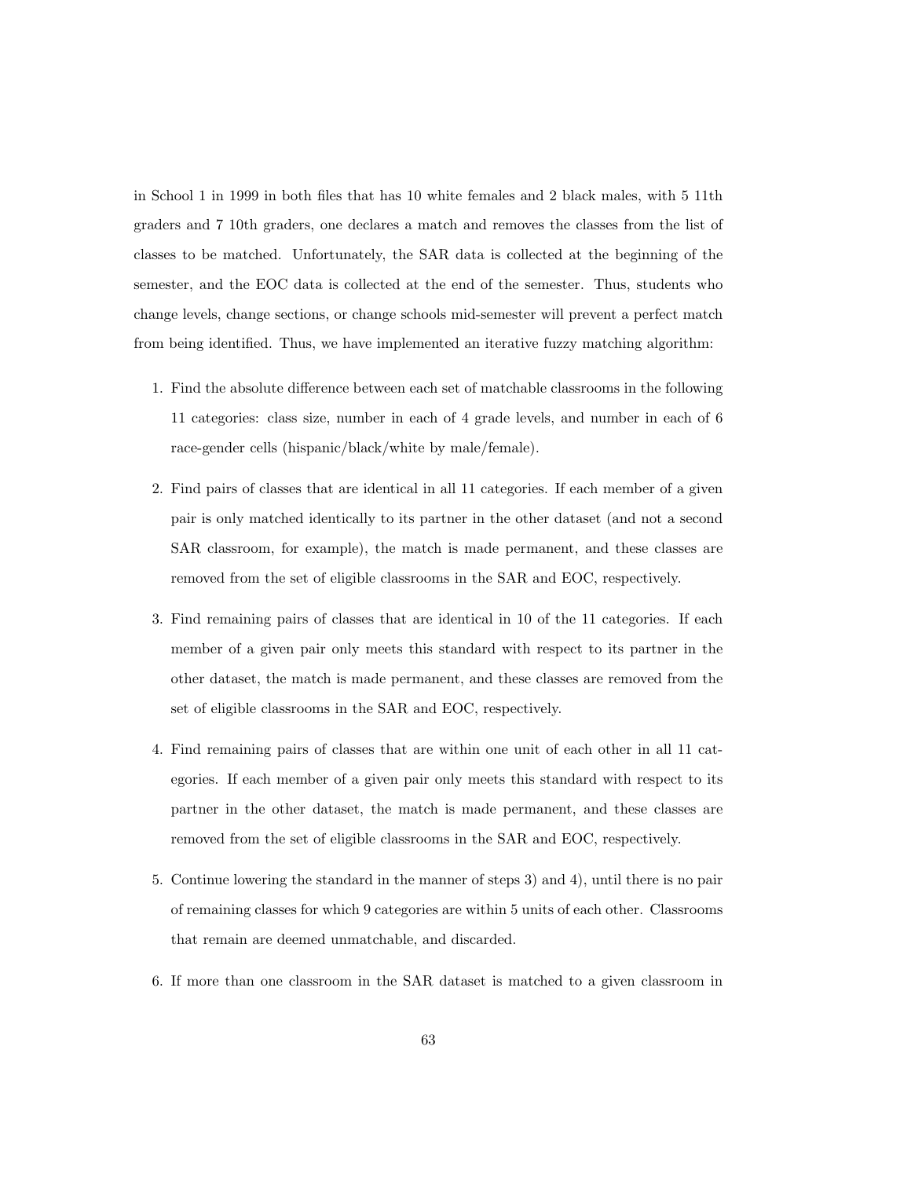in School 1 in 1999 in both files that has 10 white females and 2 black males, with 5 11th graders and 7 10th graders, one declares a match and removes the classes from the list of classes to be matched. Unfortunately, the SAR data is collected at the beginning of the semester, and the EOC data is collected at the end of the semester. Thus, students who change levels, change sections, or change schools mid-semester will prevent a perfect match from being identified. Thus, we have implemented an iterative fuzzy matching algorithm:

1. Find the absolute difference between each set of matchable classrooms in the following 11 categories: class size, number in each of 4 grade levels, and number in each of 6 race-gender cells (hispanic/black/white by male/female).

2. Find pairs of classes that are identical in all 11 categories. If each member of a given pair is only matched identically to its partner in the other dataset (and not a second SAR classroom, for example), the match is made permanent, and these classes are removed from the set of eligible classrooms in the SAR and EOC, respectively.

3. Find remaining pairs of classes that are identical in 10 of the 11 categories. If each member of a given pair only meets this standard with respect to its partner in the other dataset, the match is made permanent, and these classes are removed from the set of eligible classrooms in the SAR and EOC, respectively.

4. Find remaining pairs of classes that are within one unit of each other in all 11 categories. If each member of a given pair only meets this standard with respect to its partner in the other dataset, the match is made permanent, and these classes are removed from the set of eligible classrooms in the SAR and EOC, respectively.

5. Continue lowering the standard in the manner of steps 3) and 4), until there is no pair of remaining classes for which 9 categories are within 5 units of each other. Classrooms that remain are deemed unmatchable, and discarded.

6. If more than one classroom in the SAR dataset is matched to a given classroom in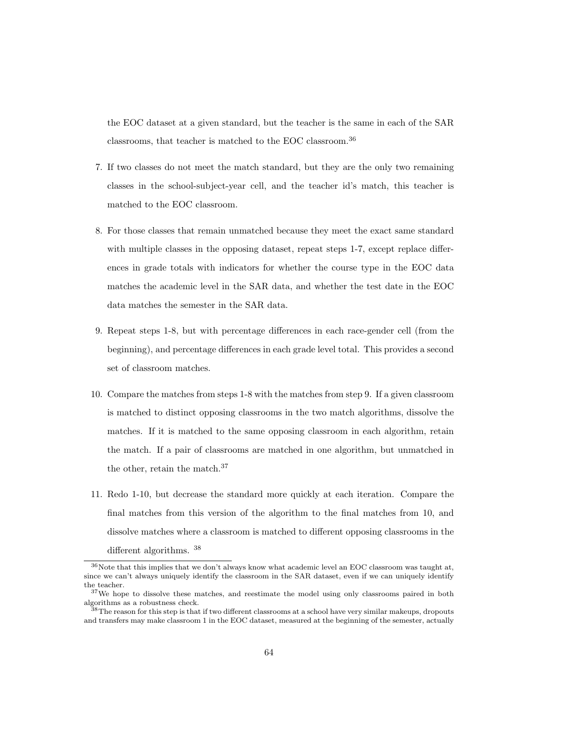the EOC dataset at a given standard, but the teacher is the same in each of the SAR classrooms, that teacher is matched to the EOC classroom.[36]

7. If two classes do not meet the match standard, but they are the only two remaining classes in the school-subject-year cell, and the teacher id's match, this teacher is matched to the EOC classroom.

8. For those classes that remain unmatched because they meet the exact same standard with multiple classes in the opposing dataset, repeat steps 1-7, except replace differences in grade totals with indicators for whether the course type in the EOC data matches the academic level in the SAR data, and whether the test date in the EOC data matches the semester in the SAR data.

9. Repeat steps 1-8, but with percentage differences in each race-gender cell (from the beginning), and percentage differences in each grade level total. This provides a second set of classroom matches.

10. Compare the matches from steps 1-8 with the matches from step 9. If a given classroom is matched to distinct opposing classrooms in the two match algorithms, dissolve the matches. If it is matched to the same opposing classroom in each algorithm, retain the match. If a pair of classrooms are matched in one algorithm, but unmatched in the other, retain the match.[37]

11. Redo 1-10, but decrease the standard more quickly at each iteration. Compare the final matches from this version of the algorithm to the final matches from 10, and dissolve matches where a classroom is matched to different opposing classrooms in the different algorithms. [38]

[36] Note that this implies that we don't always know what academic level an EOC classroom was taught at, since we can't always uniquely identify the classroom in the SAR dataset, even if we can uniquely identify the teacher.

[37] We hope to dissolve these matches, and reestimate the model using only classrooms paired in both algorithms as a robustness check.

[38] The reason for this step is that if two different classrooms at a school have very similar makeups, dropouts and transfers may make classroom 1 in the EOC dataset, measured at the beginning of the semester, actually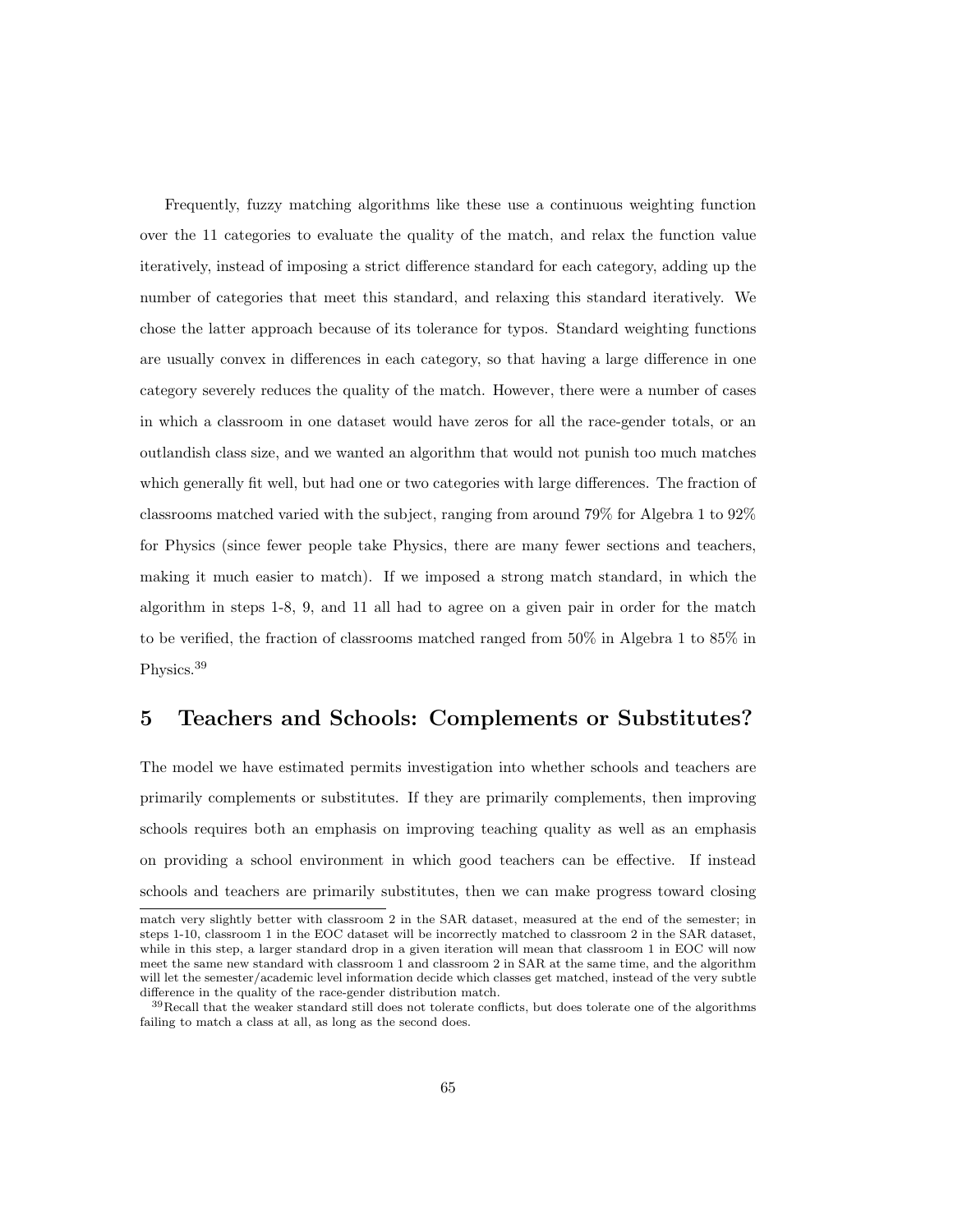Frequently, fuzzy matching algorithms like these use a continuous weighting function over the 11 categories to evaluate the quality of the match, and relax the function value iteratively, instead of imposing a strict difference standard for each category, adding up the number of categories that meet this standard, and relaxing this standard iteratively. We chose the latter approach because of its tolerance for typos. Standard weighting functions are usually convex in differences in each category, so that having a large difference in one category severely reduces the quality of the match. However, there were a number of cases in which a classroom in one dataset would have zeros for all the race-gender totals, or an outlandish class size, and we wanted an algorithm that would not punish too much matches which generally fit well, but had one or two categories with large differences. The fraction of classrooms matched varied with the subject, ranging from around 79% for Algebra 1 to 92% for Physics (since fewer people take Physics, there are many fewer sections and teachers, making it much easier to match). If we imposed a strong match standard, in which the algorithm in steps 1-8, 9, and 11 all had to agree on a given pair in order for the match to be verified, the fraction of classrooms matched ranged from 50% in Algebra 1 to 85% in Physics.[39]

## 5 Teachers and Schools: Complements or Substitutes?

The model we have estimated permits investigation into whether schools and teachers are primarily complements or substitutes. If they are primarily complements, then improving schools requires both an emphasis on improving teaching quality as well as an emphasis on providing a school environment in which good teachers can be effective. If instead schools and teachers are primarily substitutes, then we can make progress toward closing

match very slightly better with classroom 2 in the SAR dataset, measured at the end of the semester; in steps 1-10, classroom 1 in the EOC dataset will be incorrectly matched to classroom 2 in the SAR dataset, while in this step, a larger standard drop in a given iteration will mean that classroom 1 in EOC will now meet the same new standard with classroom 1 and classroom 2 in SAR at the same time, and the algorithm will let the semester/academic level information decide which classes get matched, instead of the very subtle difference in the quality of the race-gender distribution match.

[39] Recall that the weaker standard still does not tolerate conflicts, but does tolerate one of the algorithms failing to match a class at all, as long as the second does.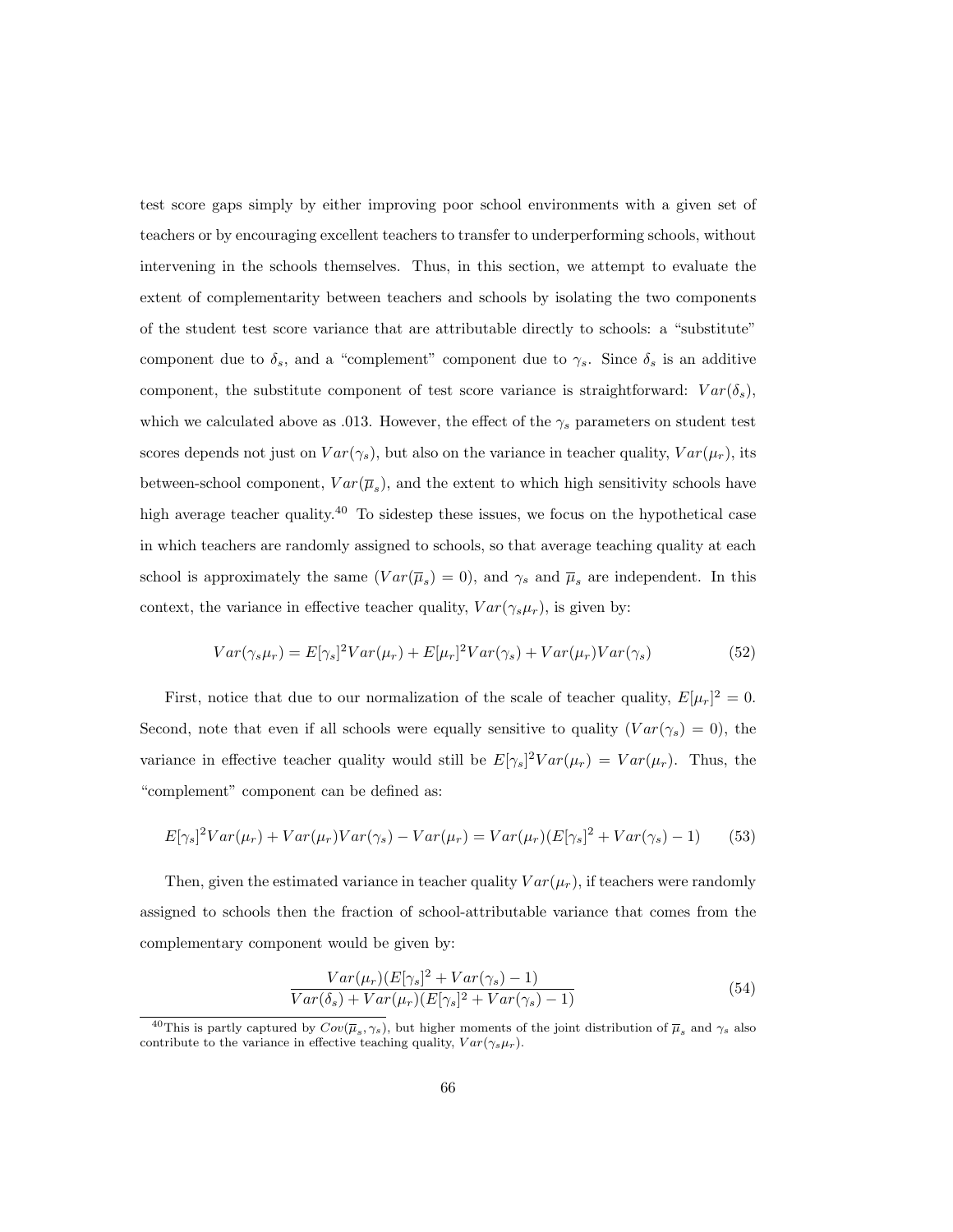test score gaps simply by either improving poor school environments with a given set of teachers or by encouraging excellent teachers to transfer to underperforming schools, without intervening in the schools themselves. Thus, in this section, we attempt to evaluate the extent of complementarity between teachers and schools by isolating the two components of the student test score variance that are attributable directly to schools: a "substitute" component due to $\delta_s$, and a "complement" component due to $\gamma_s$. Since $\delta_s$ is an additive component, the substitute component of test score variance is straightforward: $Var(\delta_s)$, which we calculated above as .013. However, the effect of the $\gamma_s$ parameters on student test scores depends not just on $Var(\gamma_s)$, but also on the variance in teacher quality, $Var(\mu_r)$, its between-school component, $Var(\overline{\mu}_s)$, and the extent to which high sensitivity schools have high average teacher quality.[40] To sidestep these issues, we focus on the hypothetical case in which teachers are randomly assigned to schools, so that average teaching quality at each school is approximately the same ($Var(\overline{\mu}_s) = 0$), and $\gamma_s$ and $\overline{\mu}_s$ are independent. In this context, the variance in effective teacher quality, $Var(\gamma_s \mu_r)$, is given by:

$$Var(\gamma_s \mu_r) = E[\gamma_s]^2 Var(\mu_r) + E[\mu_r]^2 Var(\gamma_s) + Var(\mu_r) Var(\gamma_s) \tag{52}$$

First, notice that due to our normalization of the scale of teacher quality, $E[\mu_r]^2 = 0$. Second, note that even if all schools were equally sensitive to quality ($Var(\gamma_s) = 0$), the variance in effective teacher quality would still be $E[\gamma_s]^2 Var(\mu_r) = Var(\mu_r)$. Thus, the "complement" component can be defined as:

$$E[\gamma_s]^2 Var(\mu_r) + Var(\mu_r) Var(\gamma_s) - Var(\mu_r) = Var(\mu_r)(E[\gamma_s]^2 + Var(\gamma_s) - 1) \tag{53}$$

Then, given the estimated variance in teacher quality $Var(\mu_r)$, if teachers were randomly assigned to schools then the fraction of school-attributable variance that comes from the complementary component would be given by:

$$\frac{Var(\mu_r)(E[\gamma_s]^2 + Var(\gamma_s) - 1)}{Var(\delta_s) + Var(\mu_r)(E[\gamma_s]^2 + Var(\gamma_s) - 1)} \tag{54}$$

[40] This is partly captured by $Cov(\overline{\mu}_s, \gamma_s)$, but higher moments of the joint distribution of $\overline{\mu}_s$ and $\gamma_s$ also contribute to the variance in effective teaching quality, $Var(\gamma_s \mu_r)$.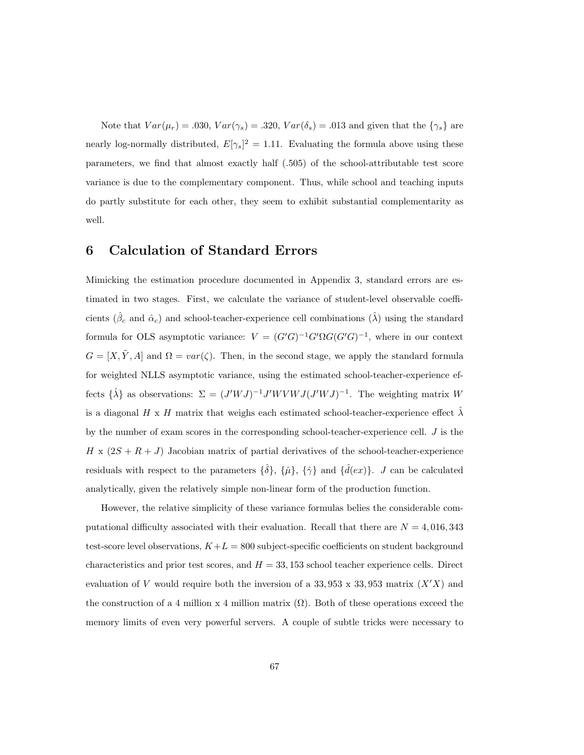Note that $Var(\mu_r) = .030$, $Var(\gamma_s) = .320$, $Var(\delta_s) = .013$ and given that the $\{\gamma_s\}$ are nearly log-normally distributed, $E[\gamma_s]^2 = 1.11$. Evaluating the formula above using these parameters, we find that almost exactly half (.505) of the school-attributable test score variance is due to the complementary component. Thus, while school and teaching inputs do partly substitute for each other, they seem to exhibit substantial complementarity as well.

# 6 Calculation of Standard Errors

Mimicking the estimation procedure documented in Appendix 3, standard errors are estimated in two stages. First, we calculate the variance of student-level observable coefficients ($\hat{\beta}_c$ and $\hat{\alpha}_c$) and school-teacher-experience cell combinations ($\hat{\lambda}$) using the standard formula for OLS asymptotic variance: $V = (G'G)^{-1}G'\Omega G(G'G)^{-1}$, where in our context $G = [X, \tilde{Y}, A]$ and $\Omega = var(\zeta)$. Then, in the second stage, we apply the standard formula for weighted NLLS asymptotic variance, using the estimated school-teacher-experience effects $\{\hat{\lambda}\}$ as observations: $\Sigma = (J'WJ)^{-1}J'WVWJ(J'WJ)^{-1}$. The weighting matrix $W$ is a diagonal $H$ x $H$ matrix that weighs each estimated school-teacher-experience effect $\hat{\lambda}$ by the number of exam scores in the corresponding school-teacher-experience cell. $J$ is the $H$ x $(2S + R + J)$ Jacobian matrix of partial derivatives of the school-teacher-experience residuals with respect to the parameters $\{\hat{\delta}\}$, $\{\hat{\mu}\}$, $\{\hat{\gamma}\}$ and $\{\hat{d}(ex)\}$. $J$ can be calculated analytically, given the relatively simple non-linear form of the production function.

However, the relative simplicity of these variance formulas belies the considerable computational difficulty associated with their evaluation. Recall that there are $N = 4,016,343$ test-score level observations, $K+L = 800$ subject-specific coefficients on student background characteristics and prior test scores, and $H = 33,153$ school teacher experience cells. Direct evaluation of $V$ would require both the inversion of a $33,953$ x $33,953$ matrix ($X'X$) and the construction of a 4 million x 4 million matrix ($\Omega$). Both of these operations exceed the memory limits of even very powerful servers. A couple of subtle tricks were necessary to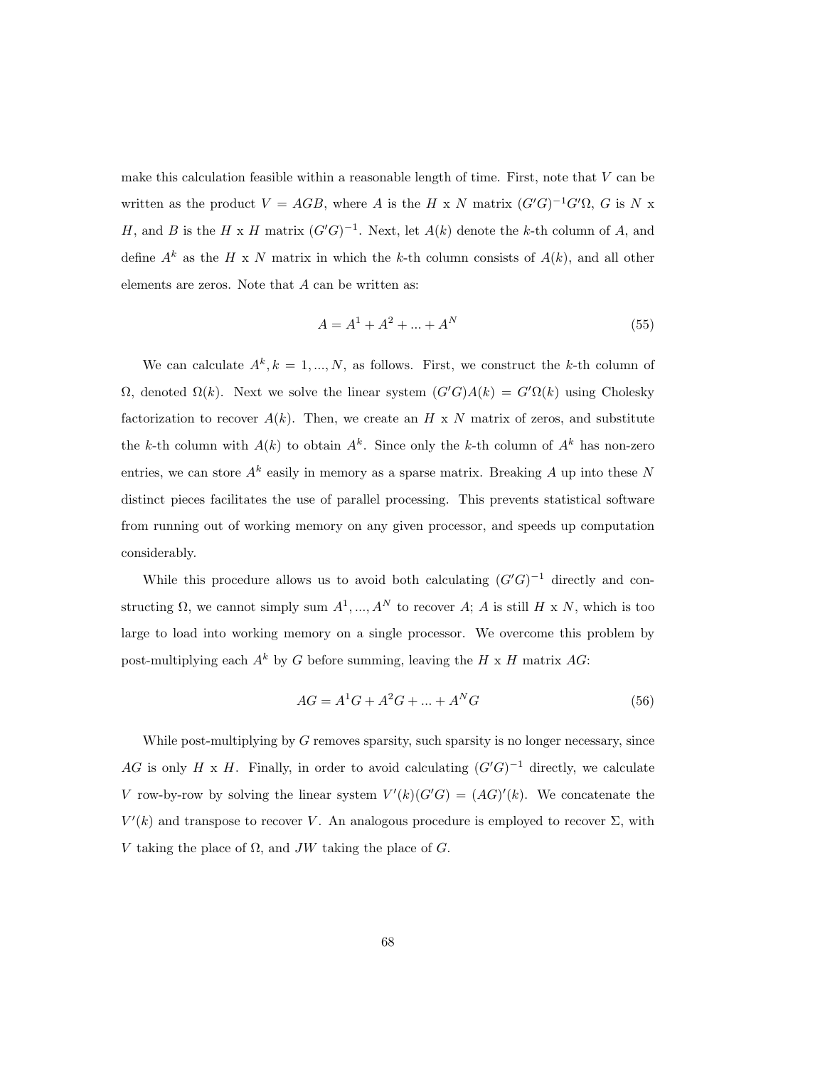make this calculation feasible within a reasonable length of time. First, note that $V$ can be written as the product $V = AGB$, where $A$ is the $H$ x $N$ matrix $(G'G)^{-1}G'\Omega$, $G$ is $N$ x $H$, and $B$ is the $H$ x $H$ matrix $(G'G)^{-1}$. Next, let $A(k)$ denote the $k$-th column of $A$, and define $A^k$ as the $H$ x $N$ matrix in which the $k$-th column consists of $A(k)$, and all other elements are zeros. Note that $A$ can be written as:

$$A = A^1 + A^2 + ... + A^N \tag{55}$$

We can calculate $A^k, k = 1, ..., N$, as follows. First, we construct the $k$-th column of $\Omega$, denoted $\Omega(k)$. Next we solve the linear system $(G'G)A(k) = G'\Omega(k)$ using Cholesky factorization to recover $A(k)$. Then, we create an $H$ x $N$ matrix of zeros, and substitute the $k$-th column with $A(k)$ to obtain $A^k$. Since only the $k$-th column of $A^k$ has non-zero entries, we can store $A^k$ easily in memory as a sparse matrix. Breaking $A$ up into these $N$ distinct pieces facilitates the use of parallel processing. This prevents statistical software from running out of working memory on any given processor, and speeds up computation considerably.

While this procedure allows us to avoid both calculating $(G'G)^{-1}$ directly and constructing $\Omega$, we cannot simply sum $A^1, ..., A^N$ to recover $A$; $A$ is still $H$ x $N$, which is too large to load into working memory on a single processor. We overcome this problem by post-multiplying each $A^k$ by $G$ before summing, leaving the $H$ x $H$ matrix $AG$:

$$AG = A^1G + A^2G + ... + A^NG \tag{56}$$

While post-multiplying by $G$ removes sparsity, such sparsity is no longer necessary, since $AG$ is only $H$ x $H$. Finally, in order to avoid calculating $(G'G)^{-1}$ directly, we calculate $V$ row-by-row by solving the linear system $V'(k)(G'G) = (AG)'(k)$. We concatenate the $V'(k)$ and transpose to recover $V$. An analogous procedure is employed to recover $\Sigma$, with $V$ taking the place of $\Omega$, and $JW$ taking the place of $G$.